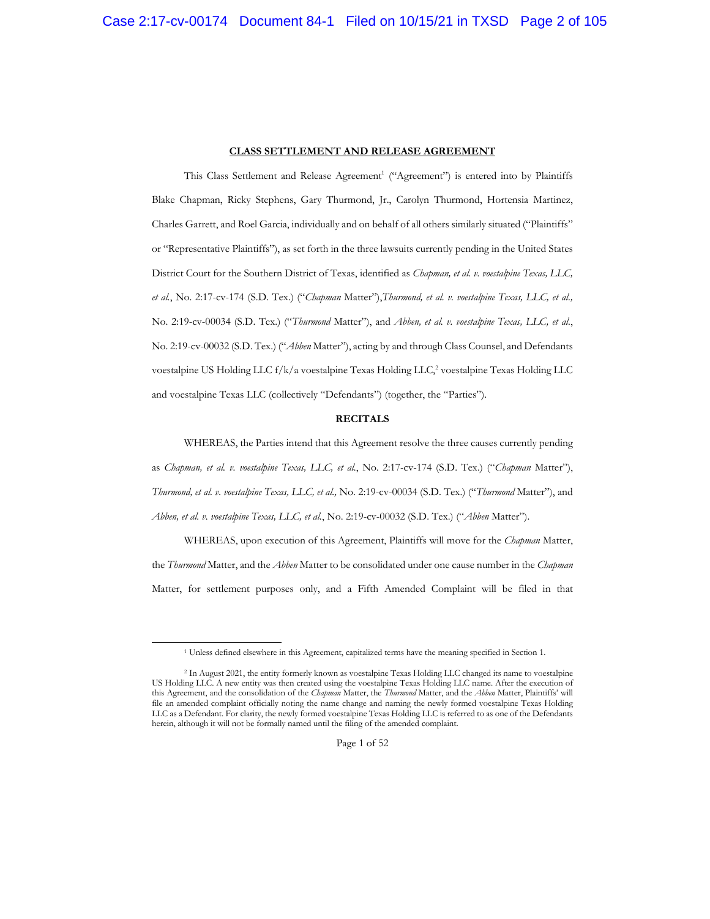**CLASS SETTLEMENT AND RELEASE AGREEMENT**

This Class Settlement and Release Agreement[1] ("Agreement") is entered into by Plaintiffs Blake Chapman, Ricky Stephens, Gary Thurmond, Jr., Carolyn Thurmond, Hortensia Martinez, Charles Garrett, and Roel Garcia, individually and on behalf of all others similarly situated ("Plaintiffs" or "Representative Plaintiffs"), as set forth in the three lawsuits currently pending in the United States District Court for the Southern District of Texas, identified as *Chapman, et al. v. voestalpine Texas, LLC, et al.*, No. 2:17-cv-174 (S.D. Tex.) ("*Chapman* Matter"),*Thurmond, et al. v. voestalpine Texas, LLC, et al.,* No. 2:19-cv-00034 (S.D. Tex.) ("*Thurmond* Matter"), and *Abben, et al. v. voestalpine Texas, LLC, et al.*, No. 2:19-cv-00032 (S.D. Tex.) ("*Abben* Matter"), acting by and through Class Counsel, and Defendants voestalpine US Holding LLC f/k/a voestalpine Texas Holding LLC,[2] voestalpine Texas Holding LLC and voestalpine Texas LLC (collectively "Defendants") (together, the "Parties").

**RECITALS**

WHEREAS, the Parties intend that this Agreement resolve the three causes currently pending as *Chapman, et al. v. voestalpine Texas, LLC, et al.*, No. 2:17-cv-174 (S.D. Tex.) ("*Chapman* Matter"), *Thurmond, et al. v. voestalpine Texas, LLC, et al.,* No. 2:19-cv-00034 (S.D. Tex.) ("*Thurmond* Matter"), and *Abben, et al. v. voestalpine Texas, LLC, et al.*, No. 2:19-cv-00032 (S.D. Tex.) ("*Abben* Matter").

WHEREAS, upon execution of this Agreement, Plaintiffs will move for the *Chapman* Matter, the *Thurmond* Matter, and the *Abben* Matter to be consolidated under one cause number in the *Chapman* Matter, for settlement purposes only, and a Fifth Amended Complaint will be filed in that

---

[1] Unless defined elsewhere in this Agreement, capitalized terms have the meaning specified in Section 1.

[2] In August 2021, the entity formerly known as voestalpine Texas Holding LLC changed its name to voestalpine US Holding LLC. A new entity was then created using the voestalpine Texas Holding LLC name. After the execution of this Agreement, and the consolidation of the *Chapman* Matter, the *Thurmond* Matter, and the *Abben* Matter, Plaintiffs' will file an amended complaint officially noting the name change and naming the newly formed voestalpine Texas Holding LLC as a Defendant. For clarity, the newly formed voestalpine Texas Holding LLC is referred to as one of the Defendants herein, although it will not be formally named until the filing of the amended complaint.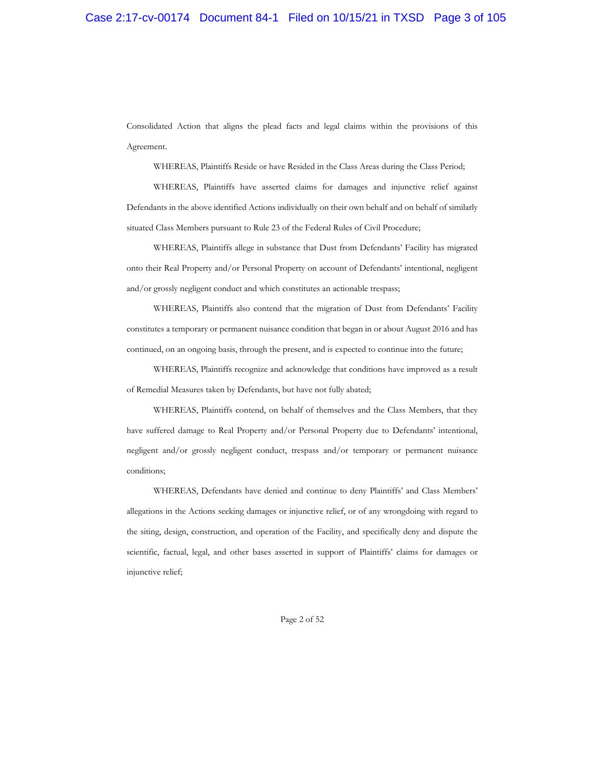Consolidated Action that aligns the plead facts and legal claims within the provisions of this Agreement.

WHEREAS, Plaintiffs Reside or have Resided in the Class Areas during the Class Period;

WHEREAS, Plaintiffs have asserted claims for damages and injunctive relief against Defendants in the above identified Actions individually on their own behalf and on behalf of similarly situated Class Members pursuant to Rule 23 of the Federal Rules of Civil Procedure;

WHEREAS, Plaintiffs allege in substance that Dust from Defendants' Facility has migrated onto their Real Property and/or Personal Property on account of Defendants' intentional, negligent and/or grossly negligent conduct and which constitutes an actionable trespass;

WHEREAS, Plaintiffs also contend that the migration of Dust from Defendants' Facility constitutes a temporary or permanent nuisance condition that began in or about August 2016 and has continued, on an ongoing basis, through the present, and is expected to continue into the future;

WHEREAS, Plaintiffs recognize and acknowledge that conditions have improved as a result of Remedial Measures taken by Defendants, but have not fully abated;

WHEREAS, Plaintiffs contend, on behalf of themselves and the Class Members, that they have suffered damage to Real Property and/or Personal Property due to Defendants' intentional, negligent and/or grossly negligent conduct, trespass and/or temporary or permanent nuisance conditions;

WHEREAS, Defendants have denied and continue to deny Plaintiffs' and Class Members' allegations in the Actions seeking damages or injunctive relief, or of any wrongdoing with regard to the siting, design, construction, and operation of the Facility, and specifically deny and dispute the scientific, factual, legal, and other bases asserted in support of Plaintiffs' claims for damages or injunctive relief;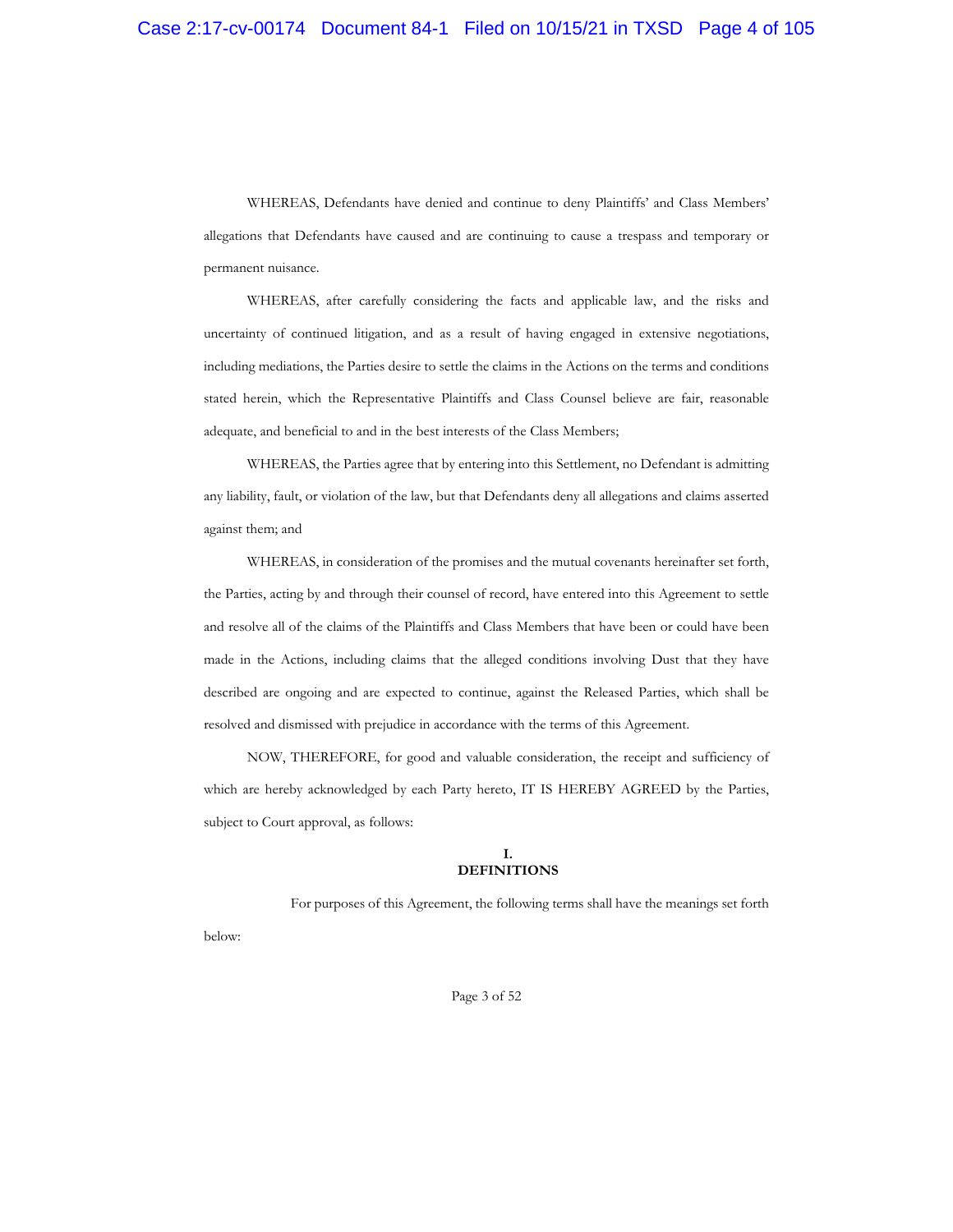WHEREAS, Defendants have denied and continue to deny Plaintiffs' and Class Members' allegations that Defendants have caused and are continuing to cause a trespass and temporary or permanent nuisance.

WHEREAS, after carefully considering the facts and applicable law, and the risks and uncertainty of continued litigation, and as a result of having engaged in extensive negotiations, including mediations, the Parties desire to settle the claims in the Actions on the terms and conditions stated herein, which the Representative Plaintiffs and Class Counsel believe are fair, reasonable adequate, and beneficial to and in the best interests of the Class Members;

WHEREAS, the Parties agree that by entering into this Settlement, no Defendant is admitting any liability, fault, or violation of the law, but that Defendants deny all allegations and claims asserted against them; and

WHEREAS, in consideration of the promises and the mutual covenants hereinafter set forth, the Parties, acting by and through their counsel of record, have entered into this Agreement to settle and resolve all of the claims of the Plaintiffs and Class Members that have been or could have been made in the Actions, including claims that the alleged conditions involving Dust that they have described are ongoing and are expected to continue, against the Released Parties, which shall be resolved and dismissed with prejudice in accordance with the terms of this Agreement.

NOW, THEREFORE, for good and valuable consideration, the receipt and sufficiency of which are hereby acknowledged by each Party hereto, IT IS HEREBY AGREED by the Parties, subject to Court approval, as follows:

## I.
## DEFINITIONS

For purposes of this Agreement, the following terms shall have the meanings set forth below: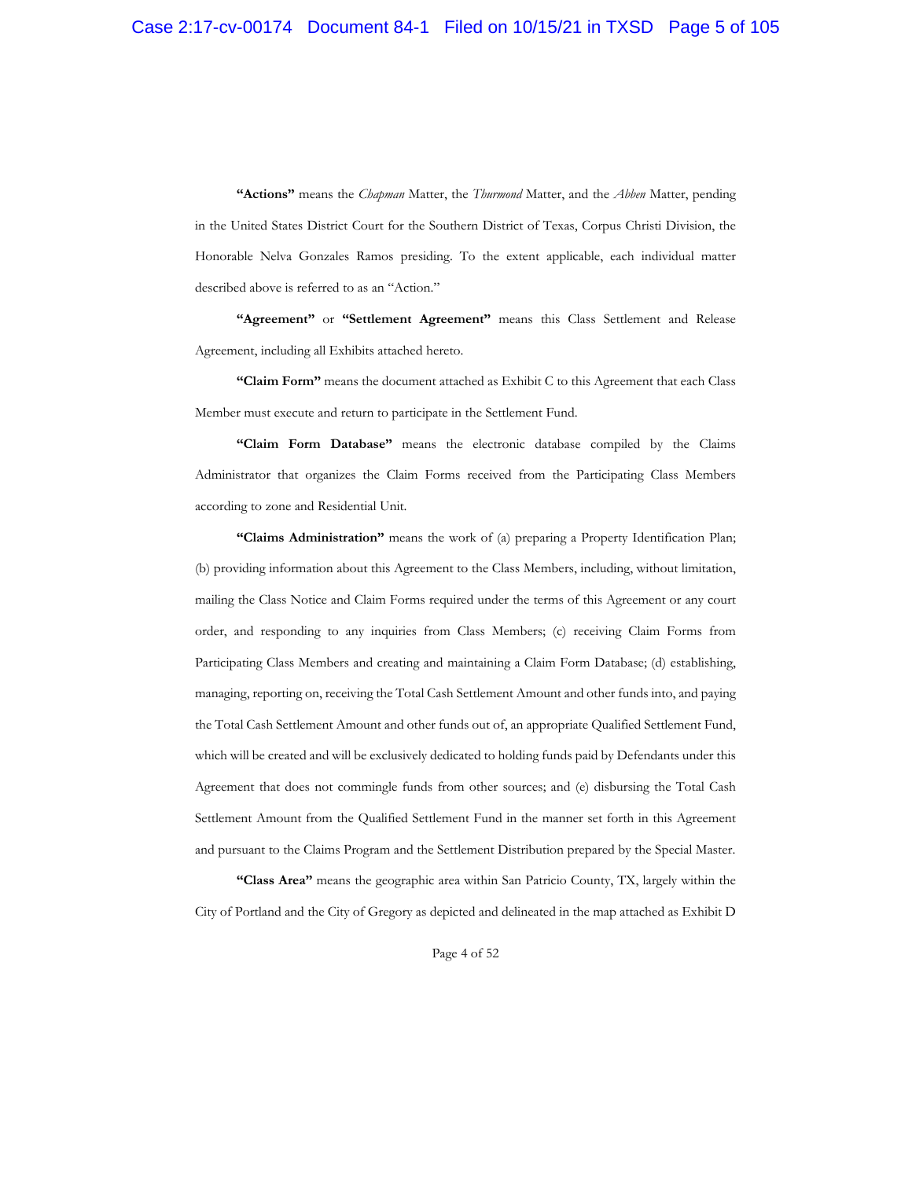**"Actions"** means the *Chapman* Matter, the *Thurmond* Matter, and the *Abben* Matter, pending in the United States District Court for the Southern District of Texas, Corpus Christi Division, the Honorable Nelva Gonzales Ramos presiding. To the extent applicable, each individual matter described above is referred to as an "Action."

**"Agreement"** or **"Settlement Agreement"** means this Class Settlement and Release Agreement, including all Exhibits attached hereto.

**"Claim Form"** means the document attached as Exhibit C to this Agreement that each Class Member must execute and return to participate in the Settlement Fund.

**"Claim Form Database"** means the electronic database compiled by the Claims Administrator that organizes the Claim Forms received from the Participating Class Members according to zone and Residential Unit.

**"Claims Administration"** means the work of (a) preparing a Property Identification Plan; (b) providing information about this Agreement to the Class Members, including, without limitation, mailing the Class Notice and Claim Forms required under the terms of this Agreement or any court order, and responding to any inquiries from Class Members; (c) receiving Claim Forms from Participating Class Members and creating and maintaining a Claim Form Database; (d) establishing, managing, reporting on, receiving the Total Cash Settlement Amount and other funds into, and paying the Total Cash Settlement Amount and other funds out of, an appropriate Qualified Settlement Fund, which will be created and will be exclusively dedicated to holding funds paid by Defendants under this Agreement that does not commingle funds from other sources; and (e) disbursing the Total Cash Settlement Amount from the Qualified Settlement Fund in the manner set forth in this Agreement and pursuant to the Claims Program and the Settlement Distribution prepared by the Special Master.

**"Class Area"** means the geographic area within San Patricio County, TX, largely within the City of Portland and the City of Gregory as depicted and delineated in the map attached as Exhibit D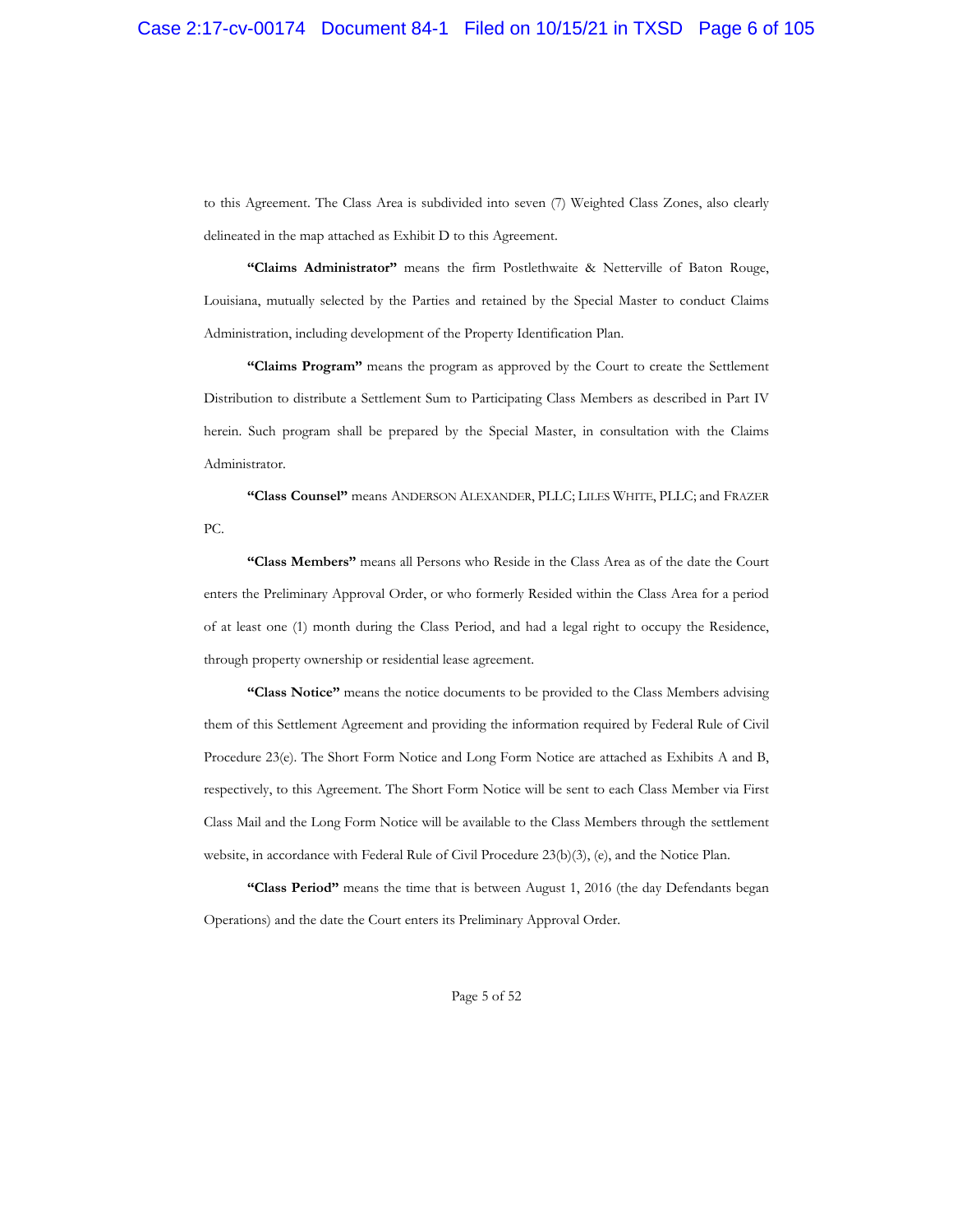to this Agreement. The Class Area is subdivided into seven (7) Weighted Class Zones, also clearly delineated in the map attached as Exhibit D to this Agreement.

**"Claims Administrator"** means the firm Postlethwaite & Netterville of Baton Rouge, Louisiana, mutually selected by the Parties and retained by the Special Master to conduct Claims Administration, including development of the Property Identification Plan.

**"Claims Program"** means the program as approved by the Court to create the Settlement Distribution to distribute a Settlement Sum to Participating Class Members as described in Part IV herein. Such program shall be prepared by the Special Master, in consultation with the Claims Administrator.

**"Class Counsel"** means ANDERSON ALEXANDER, PLLC; LILES WHITE, PLLC; and FRAZER PC.

**"Class Members"** means all Persons who Reside in the Class Area as of the date the Court enters the Preliminary Approval Order, or who formerly Resided within the Class Area for a period of at least one (1) month during the Class Period, and had a legal right to occupy the Residence, through property ownership or residential lease agreement.

**"Class Notice"** means the notice documents to be provided to the Class Members advising them of this Settlement Agreement and providing the information required by Federal Rule of Civil Procedure 23(e). The Short Form Notice and Long Form Notice are attached as Exhibits A and B, respectively, to this Agreement. The Short Form Notice will be sent to each Class Member via First Class Mail and the Long Form Notice will be available to the Class Members through the settlement website, in accordance with Federal Rule of Civil Procedure 23(b)(3), (e), and the Notice Plan.

**"Class Period"** means the time that is between August 1, 2016 (the day Defendants began Operations) and the date the Court enters its Preliminary Approval Order.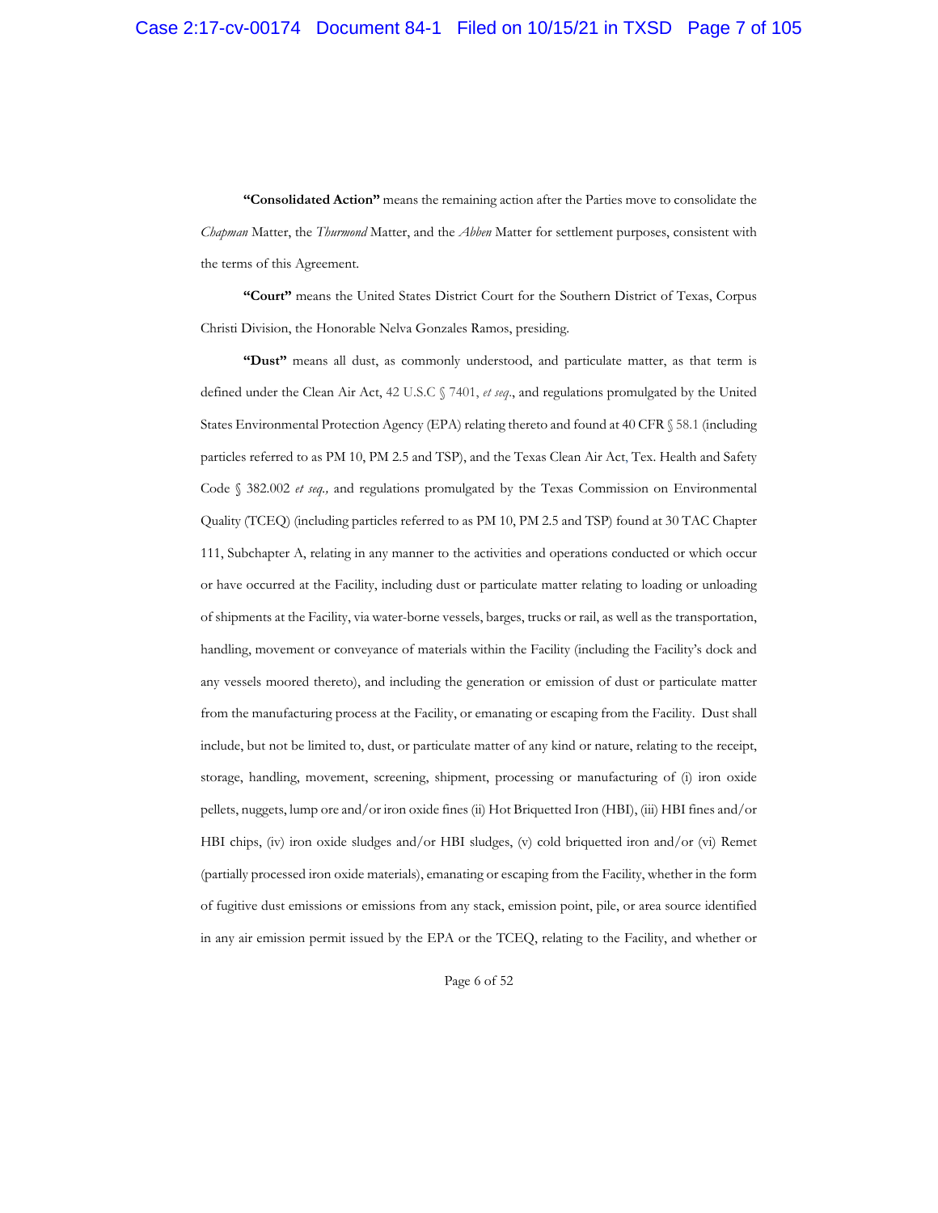**"Consolidated Action"** means the remaining action after the Parties move to consolidate the *Chapman* Matter, the *Thurmond* Matter, and the *Abben* Matter for settlement purposes, consistent with the terms of this Agreement.

**"Court"** means the United States District Court for the Southern District of Texas, Corpus Christi Division, the Honorable Nelva Gonzales Ramos, presiding.

**"Dust"** means all dust, as commonly understood, and particulate matter, as that term is defined under the Clean Air Act, 42 U.S.C § 7401, *et seq*., and regulations promulgated by the United States Environmental Protection Agency (EPA) relating thereto and found at 40 CFR § 58.1 (including particles referred to as PM 10, PM 2.5 and TSP), and the Texas Clean Air Act, Tex. Health and Safety Code § 382.002 *et seq.,* and regulations promulgated by the Texas Commission on Environmental Quality (TCEQ) (including particles referred to as PM 10, PM 2.5 and TSP) found at 30 TAC Chapter 111, Subchapter A, relating in any manner to the activities and operations conducted or which occur or have occurred at the Facility, including dust or particulate matter relating to loading or unloading of shipments at the Facility, via water-borne vessels, barges, trucks or rail, as well as the transportation, handling, movement or conveyance of materials within the Facility (including the Facility's dock and any vessels moored thereto), and including the generation or emission of dust or particulate matter from the manufacturing process at the Facility, or emanating or escaping from the Facility. Dust shall include, but not be limited to, dust, or particulate matter of any kind or nature, relating to the receipt, storage, handling, movement, screening, shipment, processing or manufacturing of (i) iron oxide pellets, nuggets, lump ore and/or iron oxide fines (ii) Hot Briquetted Iron (HBI), (iii) HBI fines and/or HBI chips, (iv) iron oxide sludges and/or HBI sludges, (v) cold briquetted iron and/or (vi) Remet (partially processed iron oxide materials), emanating or escaping from the Facility, whether in the form of fugitive dust emissions or emissions from any stack, emission point, pile, or area source identified in any air emission permit issued by the EPA or the TCEQ, relating to the Facility, and whether or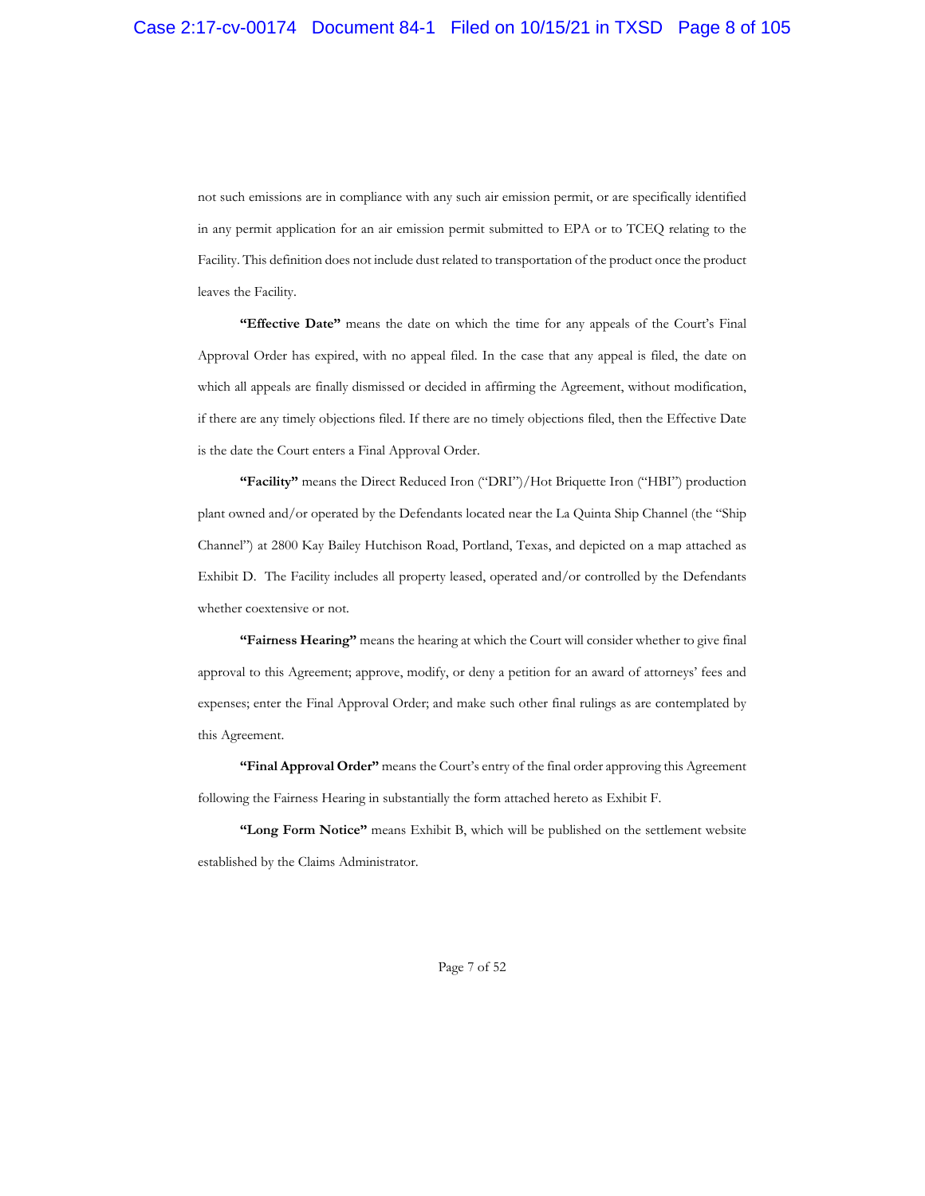not such emissions are in compliance with any such air emission permit, or are specifically identified in any permit application for an air emission permit submitted to EPA or to TCEQ relating to the Facility. This definition does not include dust related to transportation of the product once the product leaves the Facility.

**"Effective Date"** means the date on which the time for any appeals of the Court's Final Approval Order has expired, with no appeal filed. In the case that any appeal is filed, the date on which all appeals are finally dismissed or decided in affirming the Agreement, without modification, if there are any timely objections filed. If there are no timely objections filed, then the Effective Date is the date the Court enters a Final Approval Order.

**"Facility"** means the Direct Reduced Iron ("DRI")/Hot Briquette Iron ("HBI") production plant owned and/or operated by the Defendants located near the La Quinta Ship Channel (the "Ship Channel") at 2800 Kay Bailey Hutchison Road, Portland, Texas, and depicted on a map attached as Exhibit D. The Facility includes all property leased, operated and/or controlled by the Defendants whether coextensive or not.

**"Fairness Hearing"** means the hearing at which the Court will consider whether to give final approval to this Agreement; approve, modify, or deny a petition for an award of attorneys' fees and expenses; enter the Final Approval Order; and make such other final rulings as are contemplated by this Agreement.

**"Final Approval Order"** means the Court's entry of the final order approving this Agreement following the Fairness Hearing in substantially the form attached hereto as Exhibit F.

**"Long Form Notice"** means Exhibit B, which will be published on the settlement website established by the Claims Administrator.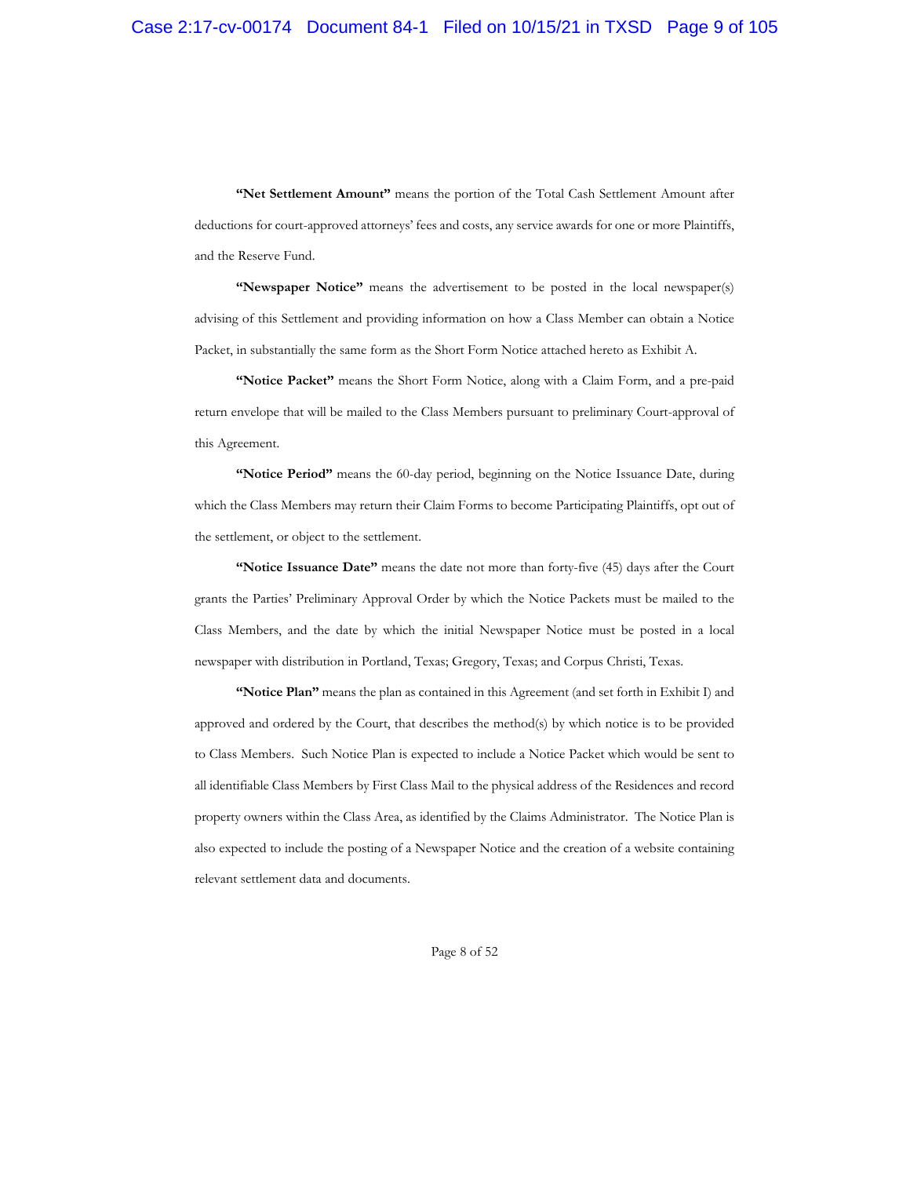**"Net Settlement Amount"** means the portion of the Total Cash Settlement Amount after deductions for court-approved attorneys' fees and costs, any service awards for one or more Plaintiffs, and the Reserve Fund.

**"Newspaper Notice"** means the advertisement to be posted in the local newspaper(s) advising of this Settlement and providing information on how a Class Member can obtain a Notice Packet, in substantially the same form as the Short Form Notice attached hereto as Exhibit A.

**"Notice Packet"** means the Short Form Notice, along with a Claim Form, and a pre-paid return envelope that will be mailed to the Class Members pursuant to preliminary Court-approval of this Agreement.

**"Notice Period"** means the 60-day period, beginning on the Notice Issuance Date, during which the Class Members may return their Claim Forms to become Participating Plaintiffs, opt out of the settlement, or object to the settlement.

**"Notice Issuance Date"** means the date not more than forty-five (45) days after the Court grants the Parties' Preliminary Approval Order by which the Notice Packets must be mailed to the Class Members, and the date by which the initial Newspaper Notice must be posted in a local newspaper with distribution in Portland, Texas; Gregory, Texas; and Corpus Christi, Texas.

**"Notice Plan"** means the plan as contained in this Agreement (and set forth in Exhibit I) and approved and ordered by the Court, that describes the method(s) by which notice is to be provided to Class Members. Such Notice Plan is expected to include a Notice Packet which would be sent to all identifiable Class Members by First Class Mail to the physical address of the Residences and record property owners within the Class Area, as identified by the Claims Administrator. The Notice Plan is also expected to include the posting of a Newspaper Notice and the creation of a website containing relevant settlement data and documents.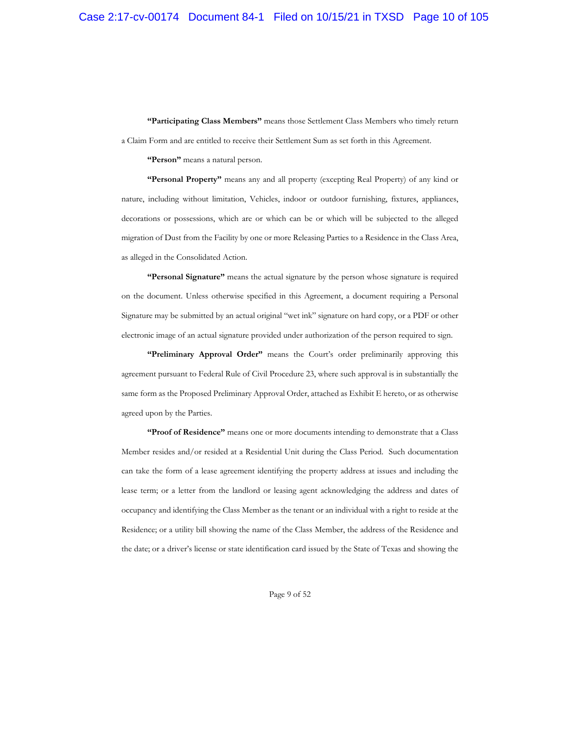**"Participating Class Members"** means those Settlement Class Members who timely return a Claim Form and are entitled to receive their Settlement Sum as set forth in this Agreement.

**"Person"** means a natural person.

**"Personal Property"** means any and all property (excepting Real Property) of any kind or nature, including without limitation, Vehicles, indoor or outdoor furnishing, fixtures, appliances, decorations or possessions, which are or which can be or which will be subjected to the alleged migration of Dust from the Facility by one or more Releasing Parties to a Residence in the Class Area, as alleged in the Consolidated Action.

**"Personal Signature"** means the actual signature by the person whose signature is required on the document. Unless otherwise specified in this Agreement, a document requiring a Personal Signature may be submitted by an actual original "wet ink" signature on hard copy, or a PDF or other electronic image of an actual signature provided under authorization of the person required to sign.

**"Preliminary Approval Order"** means the Court's order preliminarily approving this agreement pursuant to Federal Rule of Civil Procedure 23, where such approval is in substantially the same form as the Proposed Preliminary Approval Order, attached as Exhibit E hereto, or as otherwise agreed upon by the Parties.

**"Proof of Residence"** means one or more documents intending to demonstrate that a Class Member resides and/or resided at a Residential Unit during the Class Period. Such documentation can take the form of a lease agreement identifying the property address at issues and including the lease term; or a letter from the landlord or leasing agent acknowledging the address and dates of occupancy and identifying the Class Member as the tenant or an individual with a right to reside at the Residence; or a utility bill showing the name of the Class Member, the address of the Residence and the date; or a driver's license or state identification card issued by the State of Texas and showing the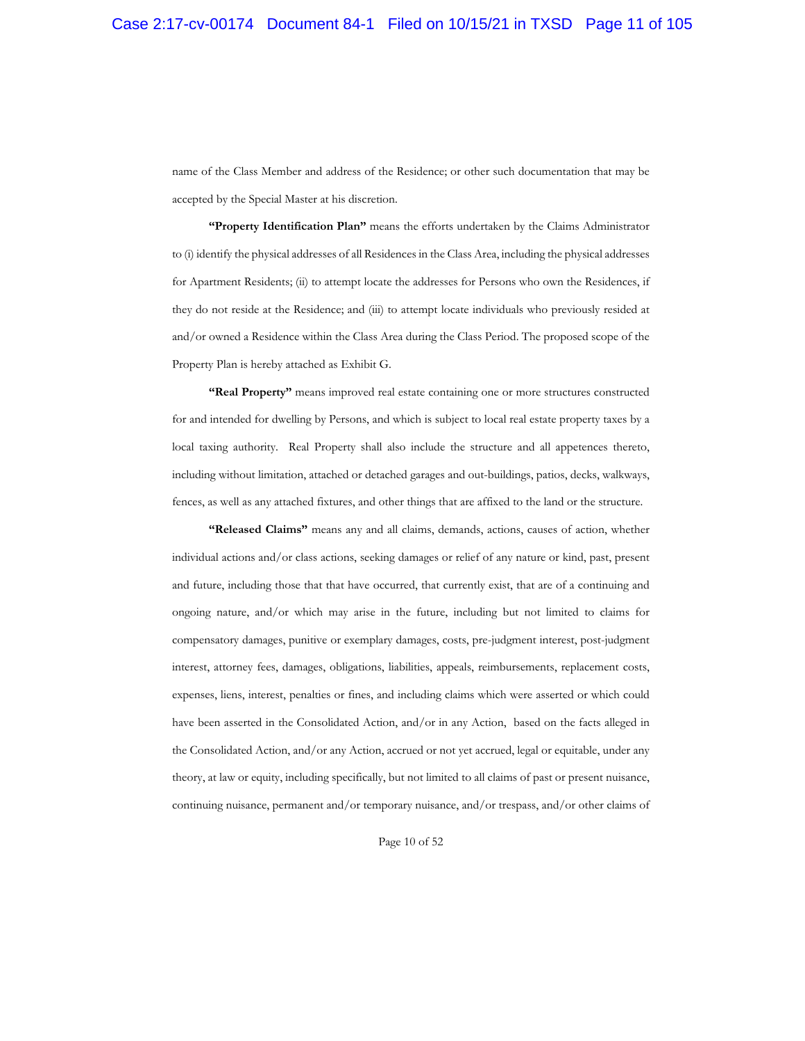name of the Class Member and address of the Residence; or other such documentation that may be accepted by the Special Master at his discretion.

**"Property Identification Plan"** means the efforts undertaken by the Claims Administrator to (i) identify the physical addresses of all Residences in the Class Area, including the physical addresses for Apartment Residents; (ii) to attempt locate the addresses for Persons who own the Residences, if they do not reside at the Residence; and (iii) to attempt locate individuals who previously resided at and/or owned a Residence within the Class Area during the Class Period. The proposed scope of the Property Plan is hereby attached as Exhibit G.

**"Real Property"** means improved real estate containing one or more structures constructed for and intended for dwelling by Persons, and which is subject to local real estate property taxes by a local taxing authority. Real Property shall also include the structure and all appetences thereto, including without limitation, attached or detached garages and out-buildings, patios, decks, walkways, fences, as well as any attached fixtures, and other things that are affixed to the land or the structure.

**"Released Claims"** means any and all claims, demands, actions, causes of action, whether individual actions and/or class actions, seeking damages or relief of any nature or kind, past, present and future, including those that that have occurred, that currently exist, that are of a continuing and ongoing nature, and/or which may arise in the future, including but not limited to claims for compensatory damages, punitive or exemplary damages, costs, pre-judgment interest, post-judgment interest, attorney fees, damages, obligations, liabilities, appeals, reimbursements, replacement costs, expenses, liens, interest, penalties or fines, and including claims which were asserted or which could have been asserted in the Consolidated Action, and/or in any Action, based on the facts alleged in the Consolidated Action, and/or any Action, accrued or not yet accrued, legal or equitable, under any theory, at law or equity, including specifically, but not limited to all claims of past or present nuisance, continuing nuisance, permanent and/or temporary nuisance, and/or trespass, and/or other claims of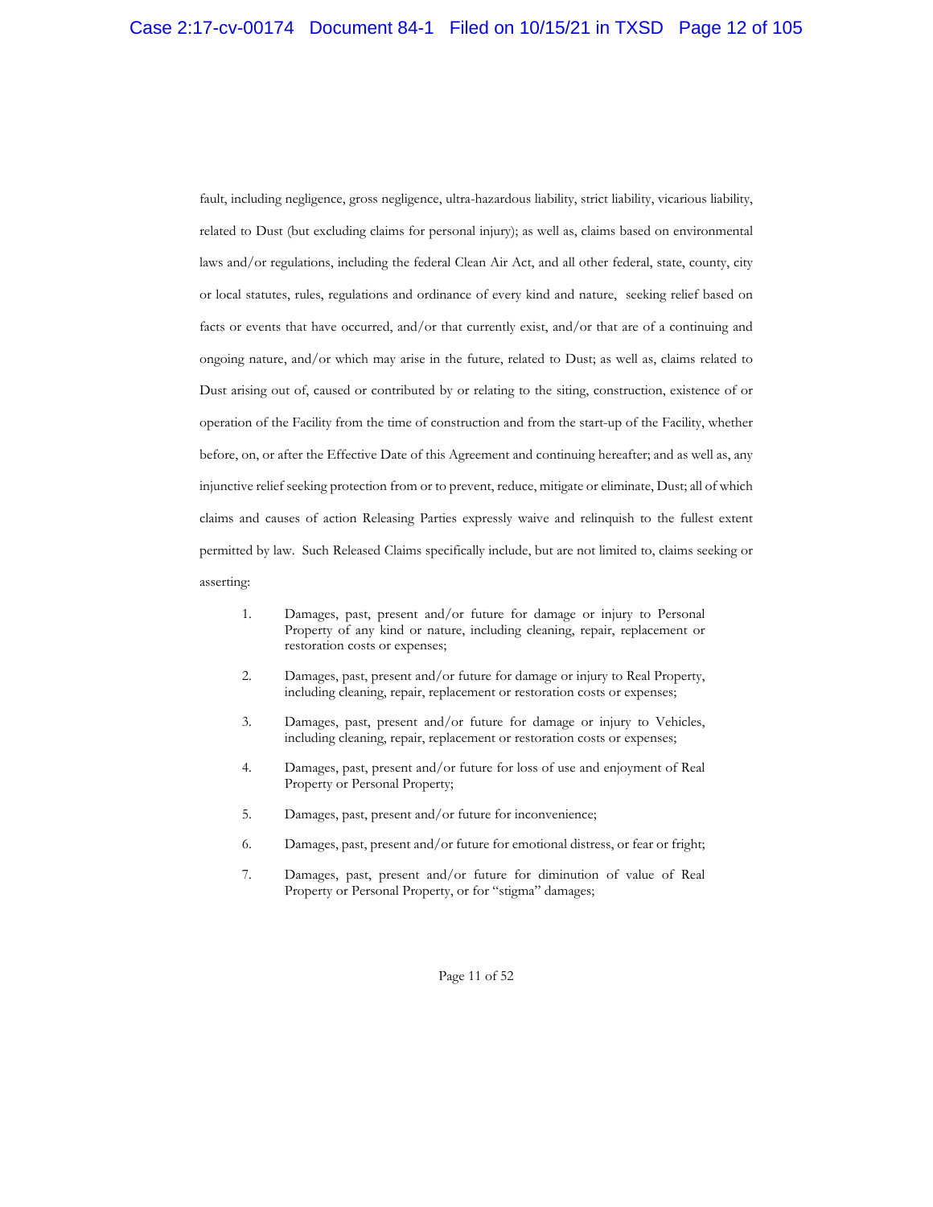fault, including negligence, gross negligence, ultra-hazardous liability, strict liability, vicarious liability, related to Dust (but excluding claims for personal injury); as well as, claims based on environmental laws and/or regulations, including the federal Clean Air Act, and all other federal, state, county, city or local statutes, rules, regulations and ordinance of every kind and nature, seeking relief based on facts or events that have occurred, and/or that currently exist, and/or that are of a continuing and ongoing nature, and/or which may arise in the future, related to Dust; as well as, claims related to Dust arising out of, caused or contributed by or relating to the siting, construction, existence of or operation of the Facility from the time of construction and from the start-up of the Facility, whether before, on, or after the Effective Date of this Agreement and continuing hereafter; and as well as, any injunctive relief seeking protection from or to prevent, reduce, mitigate or eliminate, Dust; all of which claims and causes of action Releasing Parties expressly waive and relinquish to the fullest extent permitted by law. Such Released Claims specifically include, but are not limited to, claims seeking or asserting:

1. Damages, past, present and/or future for damage or injury to Personal Property of any kind or nature, including cleaning, repair, replacement or restoration costs or expenses;

2. Damages, past, present and/or future for damage or injury to Real Property, including cleaning, repair, replacement or restoration costs or expenses;

3. Damages, past, present and/or future for damage or injury to Vehicles, including cleaning, repair, replacement or restoration costs or expenses;

4. Damages, past, present and/or future for loss of use and enjoyment of Real Property or Personal Property;

5. Damages, past, present and/or future for inconvenience;

6. Damages, past, present and/or future for emotional distress, or fear or fright;

7. Damages, past, present and/or future for diminution of value of Real Property or Personal Property, or for "stigma" damages;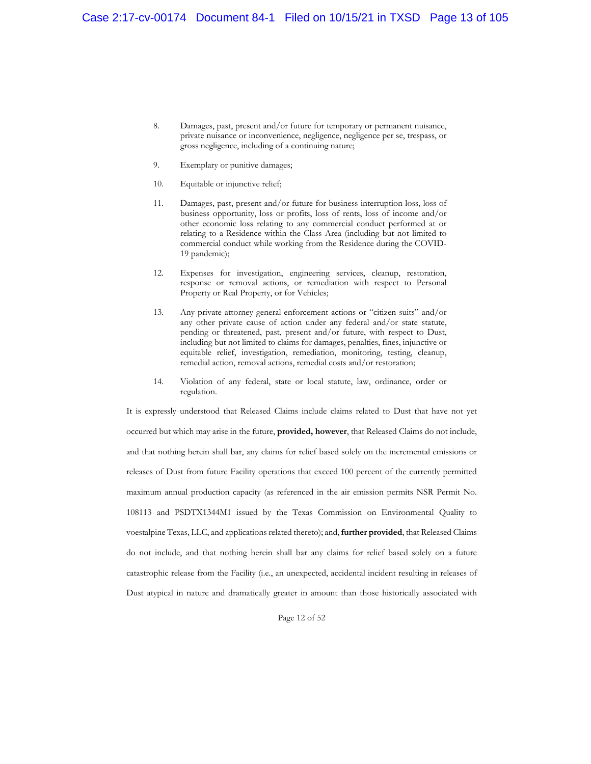8. Damages, past, present and/or future for temporary or permanent nuisance, private nuisance or inconvenience, negligence, negligence per se, trespass, or gross negligence, including of a continuing nature;

9. Exemplary or punitive damages;

10. Equitable or injunctive relief;

11. Damages, past, present and/or future for business interruption loss, loss of business opportunity, loss or profits, loss of rents, loss of income and/or other economic loss relating to any commercial conduct performed at or relating to a Residence within the Class Area (including but not limited to commercial conduct while working from the Residence during the COVID-19 pandemic);

12. Expenses for investigation, engineering services, cleanup, restoration, response or removal actions, or remediation with respect to Personal Property or Real Property, or for Vehicles;

13. Any private attorney general enforcement actions or "citizen suits" and/or any other private cause of action under any federal and/or state statute, pending or threatened, past, present and/or future, with respect to Dust, including but not limited to claims for damages, penalties, fines, injunctive or equitable relief, investigation, remediation, monitoring, testing, cleanup, remedial action, removal actions, remedial costs and/or restoration;

14. Violation of any federal, state or local statute, law, ordinance, order or regulation.

It is expressly understood that Released Claims include claims related to Dust that have not yet occurred but which may arise in the future, **provided, however**, that Released Claims do not include, and that nothing herein shall bar, any claims for relief based solely on the incremental emissions or releases of Dust from future Facility operations that exceed 100 percent of the currently permitted maximum annual production capacity (as referenced in the air emission permits NSR Permit No. 108113 and PSDTX1344M1 issued by the Texas Commission on Environmental Quality to voestalpine Texas, LLC, and applications related thereto); and, **further provided**, that Released Claims do not include, and that nothing herein shall bar any claims for relief based solely on a future catastrophic release from the Facility (i.e., an unexpected, accidental incident resulting in releases of Dust atypical in nature and dramatically greater in amount than those historically associated with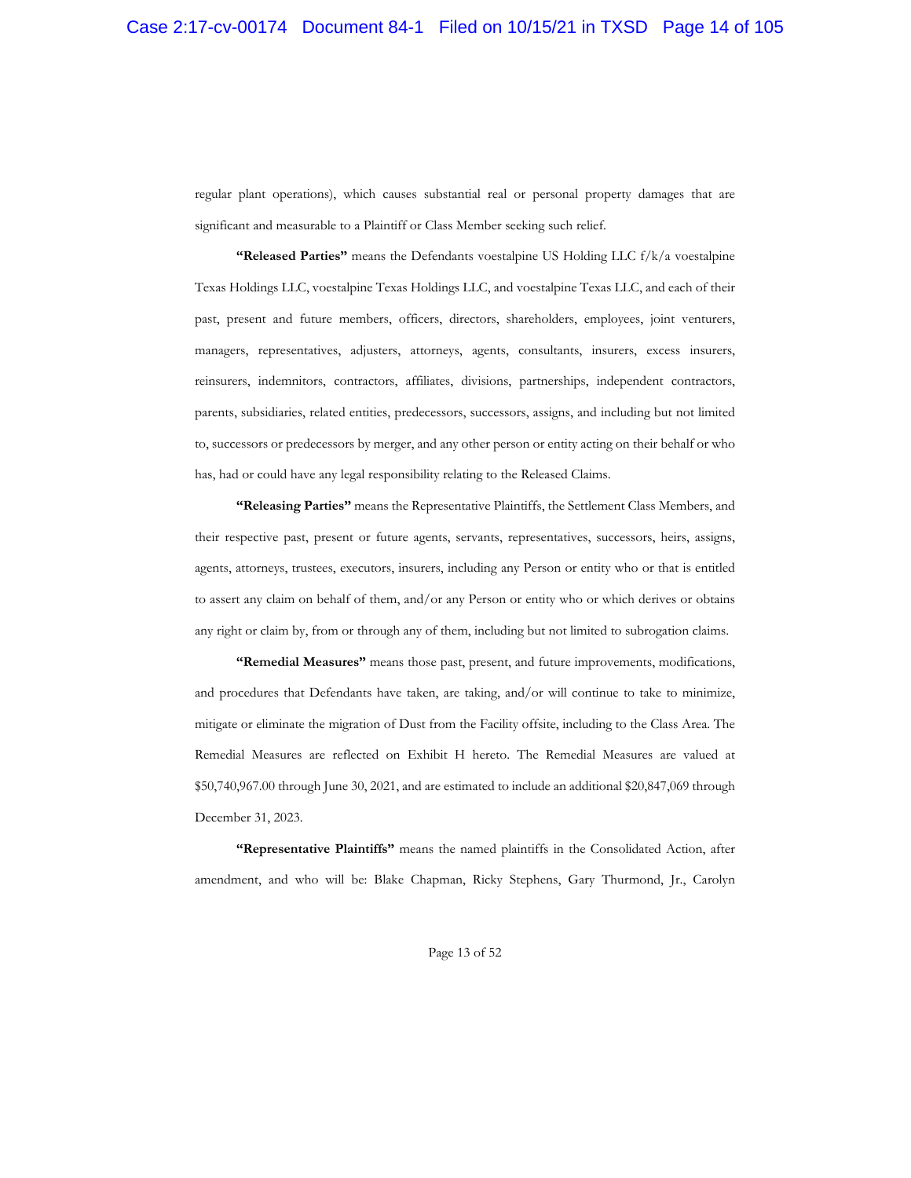regular plant operations), which causes substantial real or personal property damages that are significant and measurable to a Plaintiff or Class Member seeking such relief.

**"Released Parties"** means the Defendants voestalpine US Holding LLC f/k/a voestalpine Texas Holdings LLC, voestalpine Texas Holdings LLC, and voestalpine Texas LLC, and each of their past, present and future members, officers, directors, shareholders, employees, joint venturers, managers, representatives, adjusters, attorneys, agents, consultants, insurers, excess insurers, reinsurers, indemnitors, contractors, affiliates, divisions, partnerships, independent contractors, parents, subsidiaries, related entities, predecessors, successors, assigns, and including but not limited to, successors or predecessors by merger, and any other person or entity acting on their behalf or who has, had or could have any legal responsibility relating to the Released Claims.

**"Releasing Parties"** means the Representative Plaintiffs, the Settlement Class Members, and their respective past, present or future agents, servants, representatives, successors, heirs, assigns, agents, attorneys, trustees, executors, insurers, including any Person or entity who or that is entitled to assert any claim on behalf of them, and/or any Person or entity who or which derives or obtains any right or claim by, from or through any of them, including but not limited to subrogation claims.

**"Remedial Measures"** means those past, present, and future improvements, modifications, and procedures that Defendants have taken, are taking, and/or will continue to take to minimize, mitigate or eliminate the migration of Dust from the Facility offsite, including to the Class Area. The Remedial Measures are reflected on Exhibit H hereto. The Remedial Measures are valued at $50,740,967.00 through June 30, 2021, and are estimated to include an additional $20,847,069 through December 31, 2023.

**"Representative Plaintiffs"** means the named plaintiffs in the Consolidated Action, after amendment, and who will be: Blake Chapman, Ricky Stephens, Gary Thurmond, Jr., Carolyn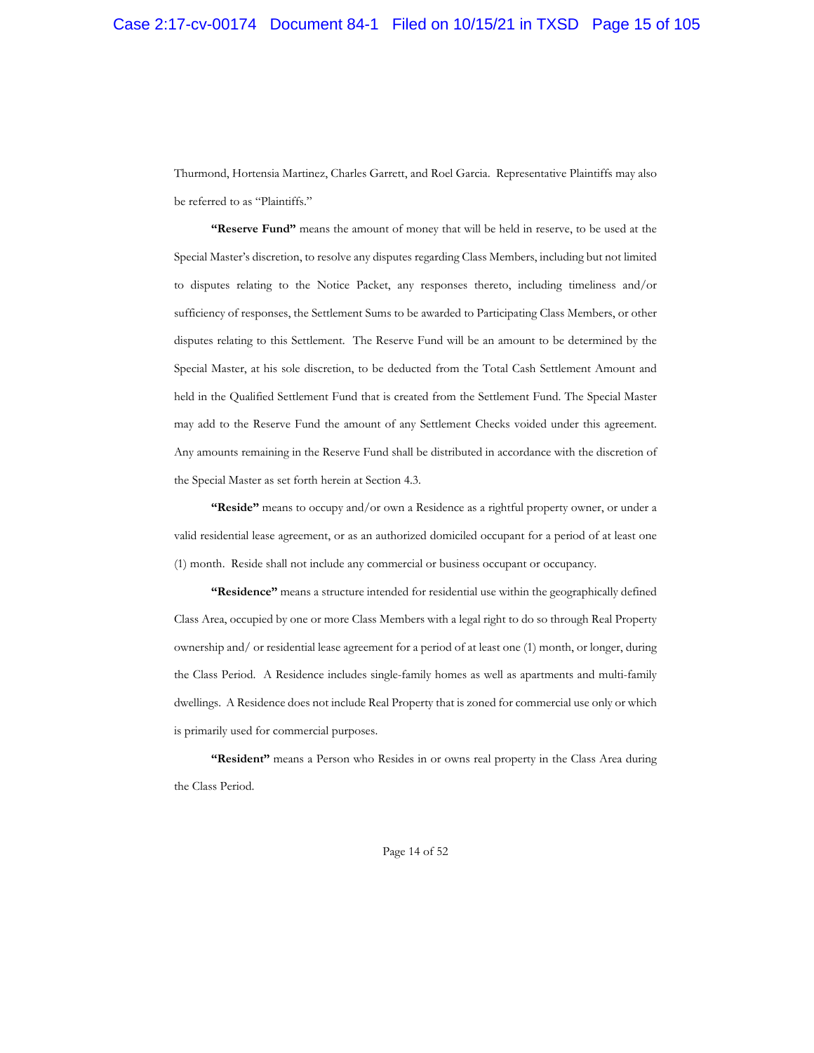Thurmond, Hortensia Martinez, Charles Garrett, and Roel Garcia. Representative Plaintiffs may also be referred to as "Plaintiffs."

**"Reserve Fund"** means the amount of money that will be held in reserve, to be used at the Special Master's discretion, to resolve any disputes regarding Class Members, including but not limited to disputes relating to the Notice Packet, any responses thereto, including timeliness and/or sufficiency of responses, the Settlement Sums to be awarded to Participating Class Members, or other disputes relating to this Settlement. The Reserve Fund will be an amount to be determined by the Special Master, at his sole discretion, to be deducted from the Total Cash Settlement Amount and held in the Qualified Settlement Fund that is created from the Settlement Fund. The Special Master may add to the Reserve Fund the amount of any Settlement Checks voided under this agreement. Any amounts remaining in the Reserve Fund shall be distributed in accordance with the discretion of the Special Master as set forth herein at Section 4.3.

**"Reside"** means to occupy and/or own a Residence as a rightful property owner, or under a valid residential lease agreement, or as an authorized domiciled occupant for a period of at least one (1) month. Reside shall not include any commercial or business occupant or occupancy.

**"Residence"** means a structure intended for residential use within the geographically defined Class Area, occupied by one or more Class Members with a legal right to do so through Real Property ownership and/ or residential lease agreement for a period of at least one (1) month, or longer, during the Class Period. A Residence includes single-family homes as well as apartments and multi-family dwellings. A Residence does not include Real Property that is zoned for commercial use only or which is primarily used for commercial purposes.

**"Resident"** means a Person who Resides in or owns real property in the Class Area during the Class Period.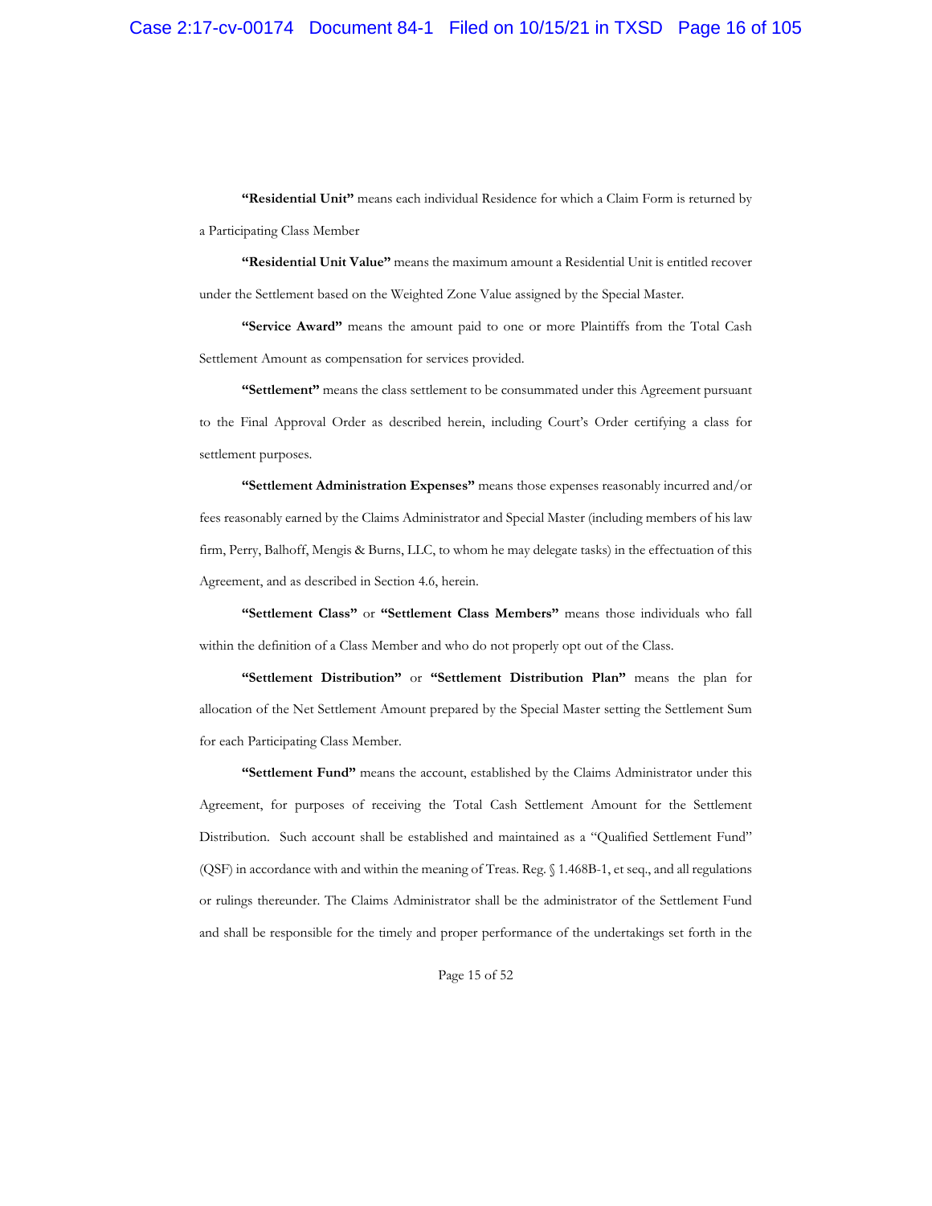**"Residential Unit"** means each individual Residence for which a Claim Form is returned by a Participating Class Member

**"Residential Unit Value"** means the maximum amount a Residential Unit is entitled recover under the Settlement based on the Weighted Zone Value assigned by the Special Master.

**"Service Award"** means the amount paid to one or more Plaintiffs from the Total Cash Settlement Amount as compensation for services provided.

**"Settlement"** means the class settlement to be consummated under this Agreement pursuant to the Final Approval Order as described herein, including Court's Order certifying a class for settlement purposes.

**"Settlement Administration Expenses"** means those expenses reasonably incurred and/or fees reasonably earned by the Claims Administrator and Special Master (including members of his law firm, Perry, Balhoff, Mengis & Burns, LLC, to whom he may delegate tasks) in the effectuation of this Agreement, and as described in Section 4.6, herein.

**"Settlement Class"** or **"Settlement Class Members"** means those individuals who fall within the definition of a Class Member and who do not properly opt out of the Class.

**"Settlement Distribution"** or **"Settlement Distribution Plan"** means the plan for allocation of the Net Settlement Amount prepared by the Special Master setting the Settlement Sum for each Participating Class Member.

**"Settlement Fund"** means the account, established by the Claims Administrator under this Agreement, for purposes of receiving the Total Cash Settlement Amount for the Settlement Distribution. Such account shall be established and maintained as a "Qualified Settlement Fund" (QSF) in accordance with and within the meaning of Treas. Reg. § 1.468B-1, et seq., and all regulations or rulings thereunder. The Claims Administrator shall be the administrator of the Settlement Fund and shall be responsible for the timely and proper performance of the undertakings set forth in the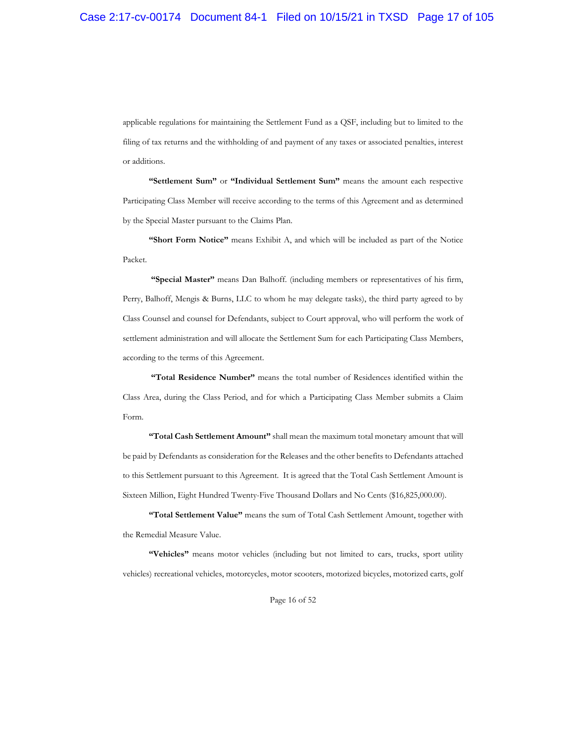applicable regulations for maintaining the Settlement Fund as a QSF, including but to limited to the filing of tax returns and the withholding of and payment of any taxes or associated penalties, interest or additions.

**"Settlement Sum"** or **"Individual Settlement Sum"** means the amount each respective Participating Class Member will receive according to the terms of this Agreement and as determined by the Special Master pursuant to the Claims Plan.

**"Short Form Notice"** means Exhibit A, and which will be included as part of the Notice Packet.

**"Special Master"** means Dan Balhoff. (including members or representatives of his firm, Perry, Balhoff, Mengis & Burns, LLC to whom he may delegate tasks), the third party agreed to by Class Counsel and counsel for Defendants, subject to Court approval, who will perform the work of settlement administration and will allocate the Settlement Sum for each Participating Class Members, according to the terms of this Agreement.

**"Total Residence Number"** means the total number of Residences identified within the Class Area, during the Class Period, and for which a Participating Class Member submits a Claim Form.

**"Total Cash Settlement Amount"** shall mean the maximum total monetary amount that will be paid by Defendants as consideration for the Releases and the other benefits to Defendants attached to this Settlement pursuant to this Agreement. It is agreed that the Total Cash Settlement Amount is Sixteen Million, Eight Hundred Twenty-Five Thousand Dollars and No Cents ($16,825,000.00).

**"Total Settlement Value"** means the sum of Total Cash Settlement Amount, together with the Remedial Measure Value.

**"Vehicles"** means motor vehicles (including but not limited to cars, trucks, sport utility vehicles) recreational vehicles, motorcycles, motor scooters, motorized bicycles, motorized carts, golf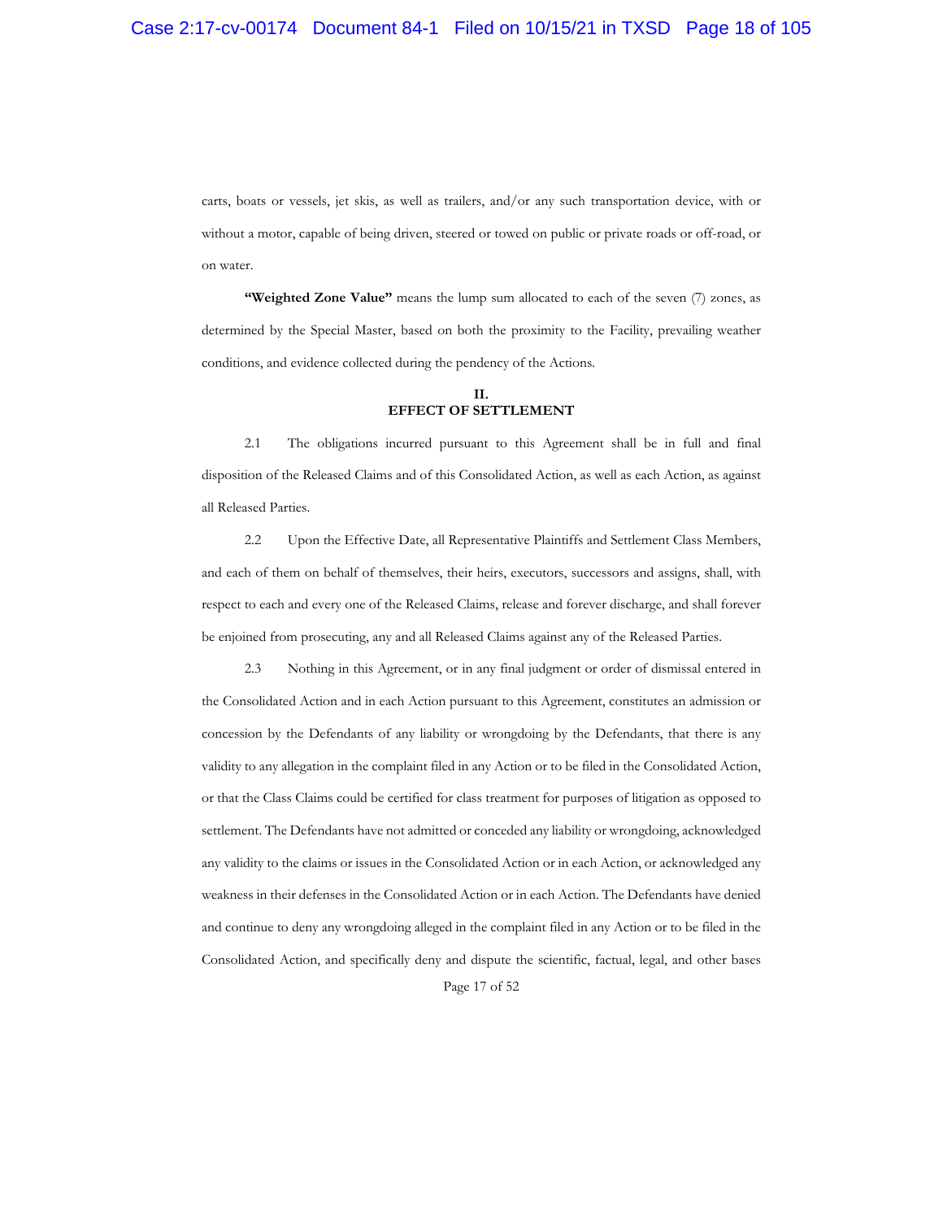carts, boats or vessels, jet skis, as well as trailers, and/or any such transportation device, with or without a motor, capable of being driven, steered or towed on public or private roads or off-road, or on water.

**"Weighted Zone Value"** means the lump sum allocated to each of the seven (7) zones, as determined by the Special Master, based on both the proximity to the Facility, prevailing weather conditions, and evidence collected during the pendency of the Actions.

## II.
## EFFECT OF SETTLEMENT

2.1 The obligations incurred pursuant to this Agreement shall be in full and final disposition of the Released Claims and of this Consolidated Action, as well as each Action, as against all Released Parties.

2.2 Upon the Effective Date, all Representative Plaintiffs and Settlement Class Members, and each of them on behalf of themselves, their heirs, executors, successors and assigns, shall, with respect to each and every one of the Released Claims, release and forever discharge, and shall forever be enjoined from prosecuting, any and all Released Claims against any of the Released Parties.

2.3 Nothing in this Agreement, or in any final judgment or order of dismissal entered in the Consolidated Action and in each Action pursuant to this Agreement, constitutes an admission or concession by the Defendants of any liability or wrongdoing by the Defendants, that there is any validity to any allegation in the complaint filed in any Action or to be filed in the Consolidated Action, or that the Class Claims could be certified for class treatment for purposes of litigation as opposed to settlement. The Defendants have not admitted or conceded any liability or wrongdoing, acknowledged any validity to the claims or issues in the Consolidated Action or in each Action, or acknowledged any weakness in their defenses in the Consolidated Action or in each Action. The Defendants have denied and continue to deny any wrongdoing alleged in the complaint filed in any Action or to be filed in the Consolidated Action, and specifically deny and dispute the scientific, factual, legal, and other bases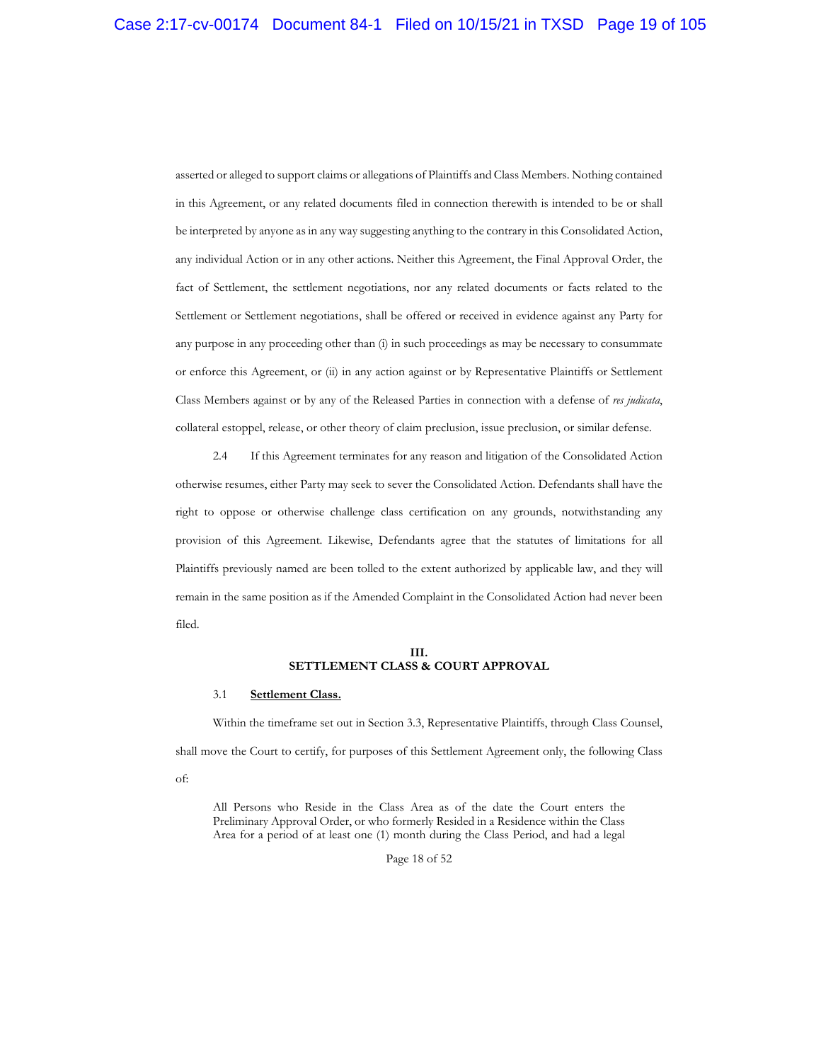asserted or alleged to support claims or allegations of Plaintiffs and Class Members. Nothing contained in this Agreement, or any related documents filed in connection therewith is intended to be or shall be interpreted by anyone as in any way suggesting anything to the contrary in this Consolidated Action, any individual Action or in any other actions. Neither this Agreement, the Final Approval Order, the fact of Settlement, the settlement negotiations, nor any related documents or facts related to the Settlement or Settlement negotiations, shall be offered or received in evidence against any Party for any purpose in any proceeding other than (i) in such proceedings as may be necessary to consummate or enforce this Agreement, or (ii) in any action against or by Representative Plaintiffs or Settlement Class Members against or by any of the Released Parties in connection with a defense of *res judicata*, collateral estoppel, release, or other theory of claim preclusion, issue preclusion, or similar defense.

2.4 If this Agreement terminates for any reason and litigation of the Consolidated Action otherwise resumes, either Party may seek to sever the Consolidated Action. Defendants shall have the right to oppose or otherwise challenge class certification on any grounds, notwithstanding any provision of this Agreement. Likewise, Defendants agree that the statutes of limitations for all Plaintiffs previously named are been tolled to the extent authorized by applicable law, and they will remain in the same position as if the Amended Complaint in the Consolidated Action had never been filed.

## III.
## SETTLEMENT CLASS & COURT APPROVAL

3.1 **<u>Settlement Class.</u>**

Within the timeframe set out in Section 3.3, Representative Plaintiffs, through Class Counsel, shall move the Court to certify, for purposes of this Settlement Agreement only, the following Class of:

> All Persons who Reside in the Class Area as of the date the Court enters the Preliminary Approval Order, or who formerly Resided in a Residence within the Class Area for a period of at least one (1) month during the Class Period, and had a legal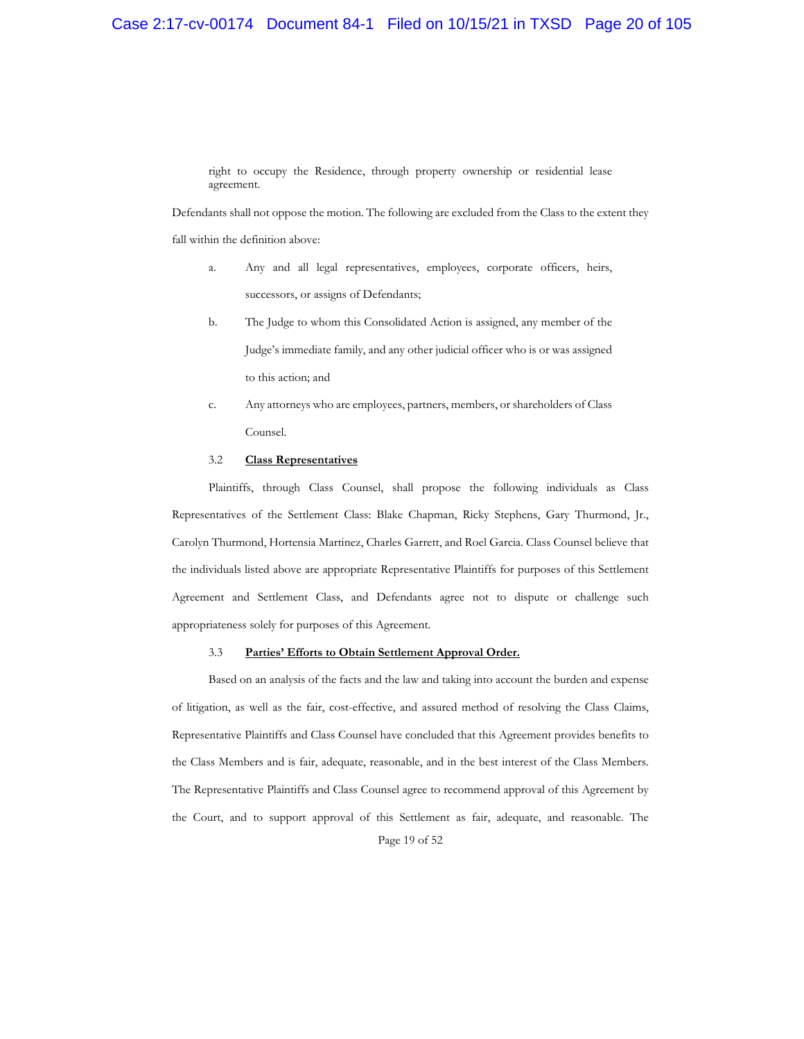right to occupy the Residence, through property ownership or residential lease agreement.

Defendants shall not oppose the motion. The following are excluded from the Class to the extent they fall within the definition above:

a. Any and all legal representatives, employees, corporate officers, heirs, successors, or assigns of Defendants;

b. The Judge to whom this Consolidated Action is assigned, any member of the Judge's immediate family, and any other judicial officer who is or was assigned to this action; and

c. Any attorneys who are employees, partners, members, or shareholders of Class Counsel.

3.2 **Class Representatives**

Plaintiffs, through Class Counsel, shall propose the following individuals as Class Representatives of the Settlement Class: Blake Chapman, Ricky Stephens, Gary Thurmond, Jr., Carolyn Thurmond, Hortensia Martinez, Charles Garrett, and Roel Garcia. Class Counsel believe that the individuals listed above are appropriate Representative Plaintiffs for purposes of this Settlement Agreement and Settlement Class, and Defendants agree not to dispute or challenge such appropriateness solely for purposes of this Agreement.

3.3 **Parties' Efforts to Obtain Settlement Approval Order.**

Based on an analysis of the facts and the law and taking into account the burden and expense of litigation, as well as the fair, cost-effective, and assured method of resolving the Class Claims, Representative Plaintiffs and Class Counsel have concluded that this Agreement provides benefits to the Class Members and is fair, adequate, reasonable, and in the best interest of the Class Members. The Representative Plaintiffs and Class Counsel agree to recommend approval of this Agreement by the Court, and to support approval of this Settlement as fair, adequate, and reasonable. The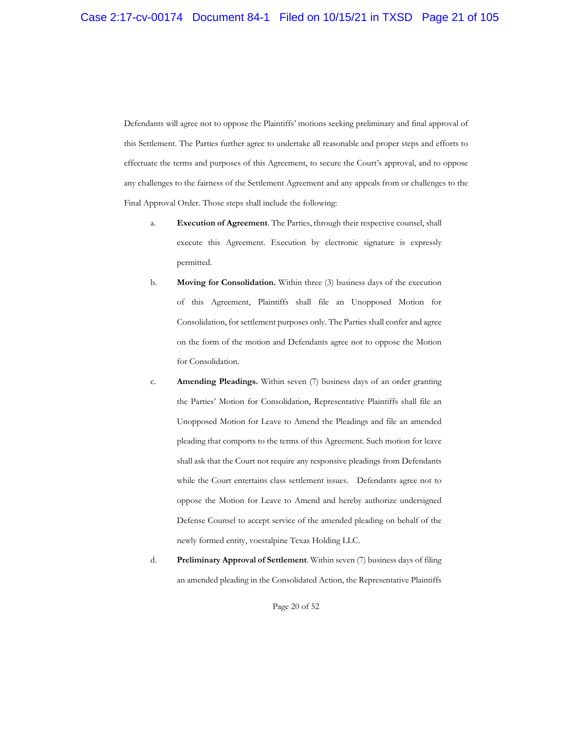Defendants will agree not to oppose the Plaintiffs' motions seeking preliminary and final approval of this Settlement. The Parties further agree to undertake all reasonable and proper steps and efforts to effectuate the terms and purposes of this Agreement, to secure the Court's approval, and to oppose any challenges to the fairness of the Settlement Agreement and any appeals from or challenges to the Final Approval Order. Those steps shall include the following:

a. **Execution of Agreement**. The Parties, through their respective counsel, shall execute this Agreement. Execution by electronic signature is expressly permitted.

b. **Moving for Consolidation.** Within three (3) business days of the execution of this Agreement, Plaintiffs shall file an Unopposed Motion for Consolidation, for settlement purposes only. The Parties shall confer and agree on the form of the motion and Defendants agree not to oppose the Motion for Consolidation.

c. **Amending Pleadings.** Within seven (7) business days of an order granting the Parties' Motion for Consolidation, Representative Plaintiffs shall file an Unopposed Motion for Leave to Amend the Pleadings and file an amended pleading that comports to the terms of this Agreement. Such motion for leave shall ask that the Court not require any responsive pleadings from Defendants while the Court entertains class settlement issues. Defendants agree not to oppose the Motion for Leave to Amend and hereby authorize undersigned Defense Counsel to accept service of the amended pleading on behalf of the newly formed entity, voestalpine Texas Holding LLC.

d. **Preliminary Approval of Settlement**. Within seven (7) business days of filing an amended pleading in the Consolidated Action, the Representative Plaintiffs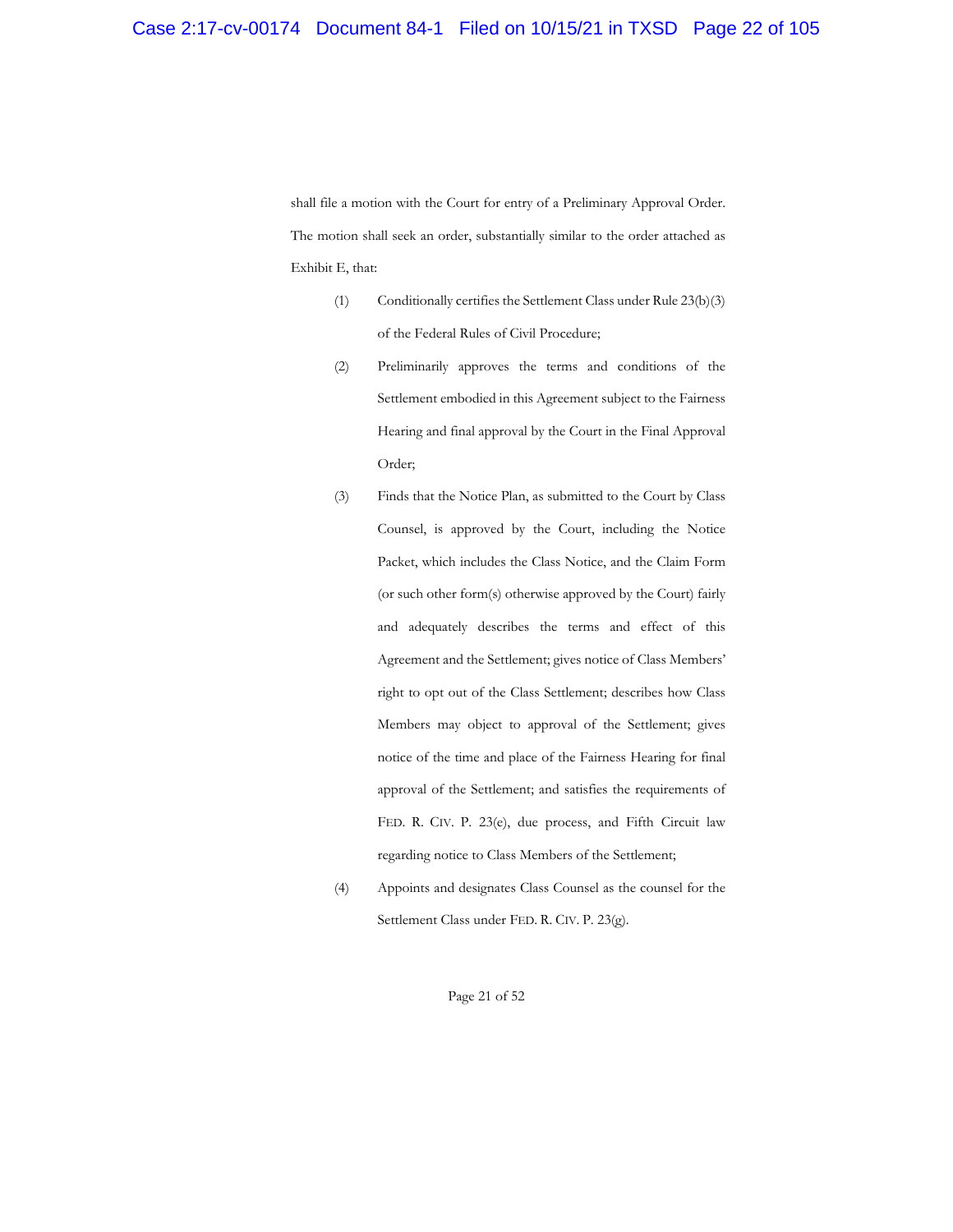shall file a motion with the Court for entry of a Preliminary Approval Order. The motion shall seek an order, substantially similar to the order attached as Exhibit E, that:

(1) Conditionally certifies the Settlement Class under Rule 23(b)(3) of the Federal Rules of Civil Procedure;

(2) Preliminarily approves the terms and conditions of the Settlement embodied in this Agreement subject to the Fairness Hearing and final approval by the Court in the Final Approval Order;

(3) Finds that the Notice Plan, as submitted to the Court by Class Counsel, is approved by the Court, including the Notice Packet, which includes the Class Notice, and the Claim Form (or such other form(s) otherwise approved by the Court) fairly and adequately describes the terms and effect of this Agreement and the Settlement; gives notice of Class Members' right to opt out of the Class Settlement; describes how Class Members may object to approval of the Settlement; gives notice of the time and place of the Fairness Hearing for final approval of the Settlement; and satisfies the requirements of FED. R. CIV. P. 23(e), due process, and Fifth Circuit law regarding notice to Class Members of the Settlement;

(4) Appoints and designates Class Counsel as the counsel for the Settlement Class under FED. R. CIV. P. 23(g).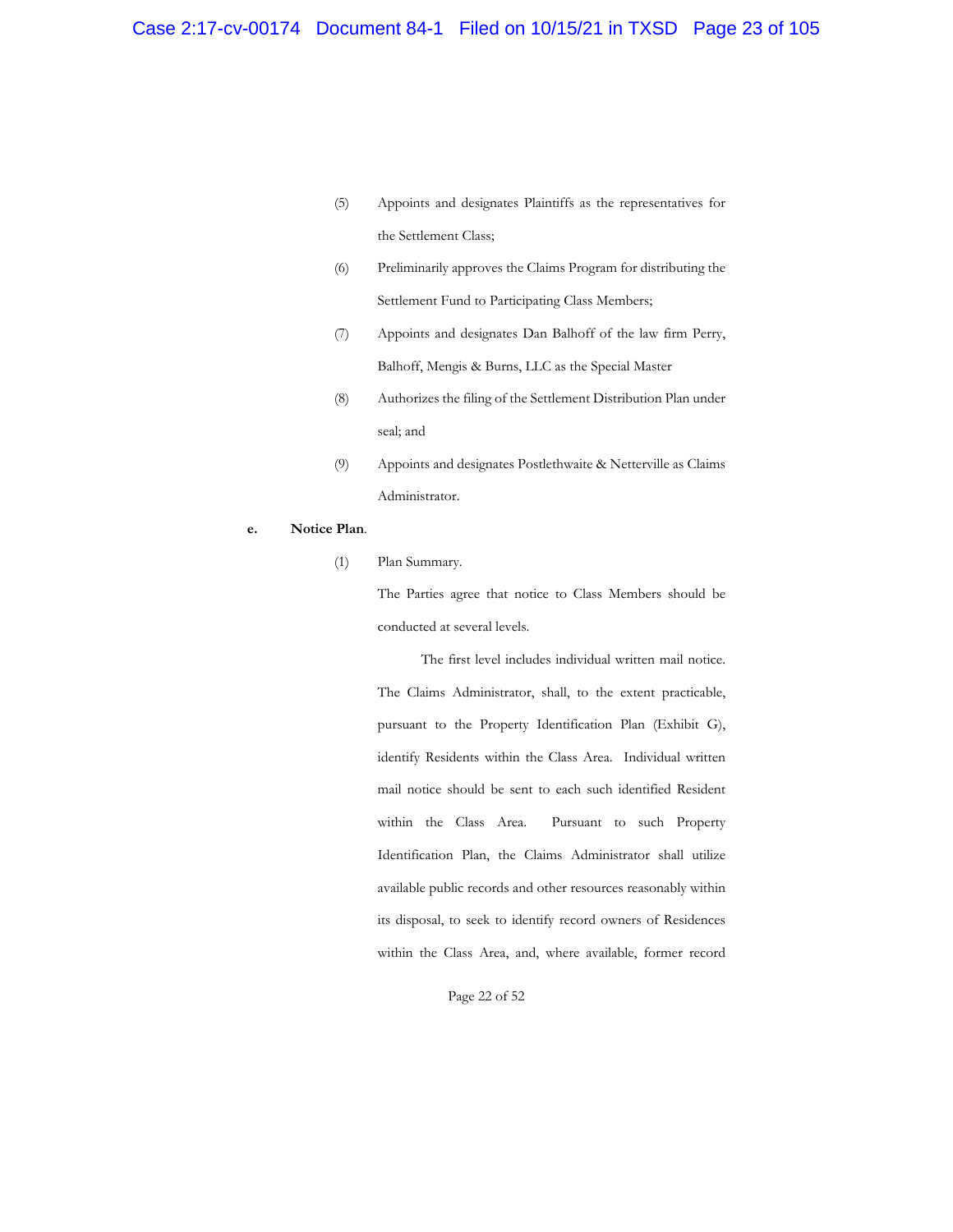(5) Appoints and designates Plaintiffs as the representatives for the Settlement Class;

(6) Preliminarily approves the Claims Program for distributing the Settlement Fund to Participating Class Members;

(7) Appoints and designates Dan Balhoff of the law firm Perry, Balhoff, Mengis & Burns, LLC as the Special Master

(8) Authorizes the filing of the Settlement Distribution Plan under seal; and

(9) Appoints and designates Postlethwaite & Netterville as Claims Administrator.

**e. Notice Plan.**

(1) Plan Summary.

The Parties agree that notice to Class Members should be conducted at several levels.

The first level includes individual written mail notice. The Claims Administrator, shall, to the extent practicable, pursuant to the Property Identification Plan (Exhibit G), identify Residents within the Class Area. Individual written mail notice should be sent to each such identified Resident within the Class Area. Pursuant to such Property Identification Plan, the Claims Administrator shall utilize available public records and other resources reasonably within its disposal, to seek to identify record owners of Residences within the Class Area, and, where available, former record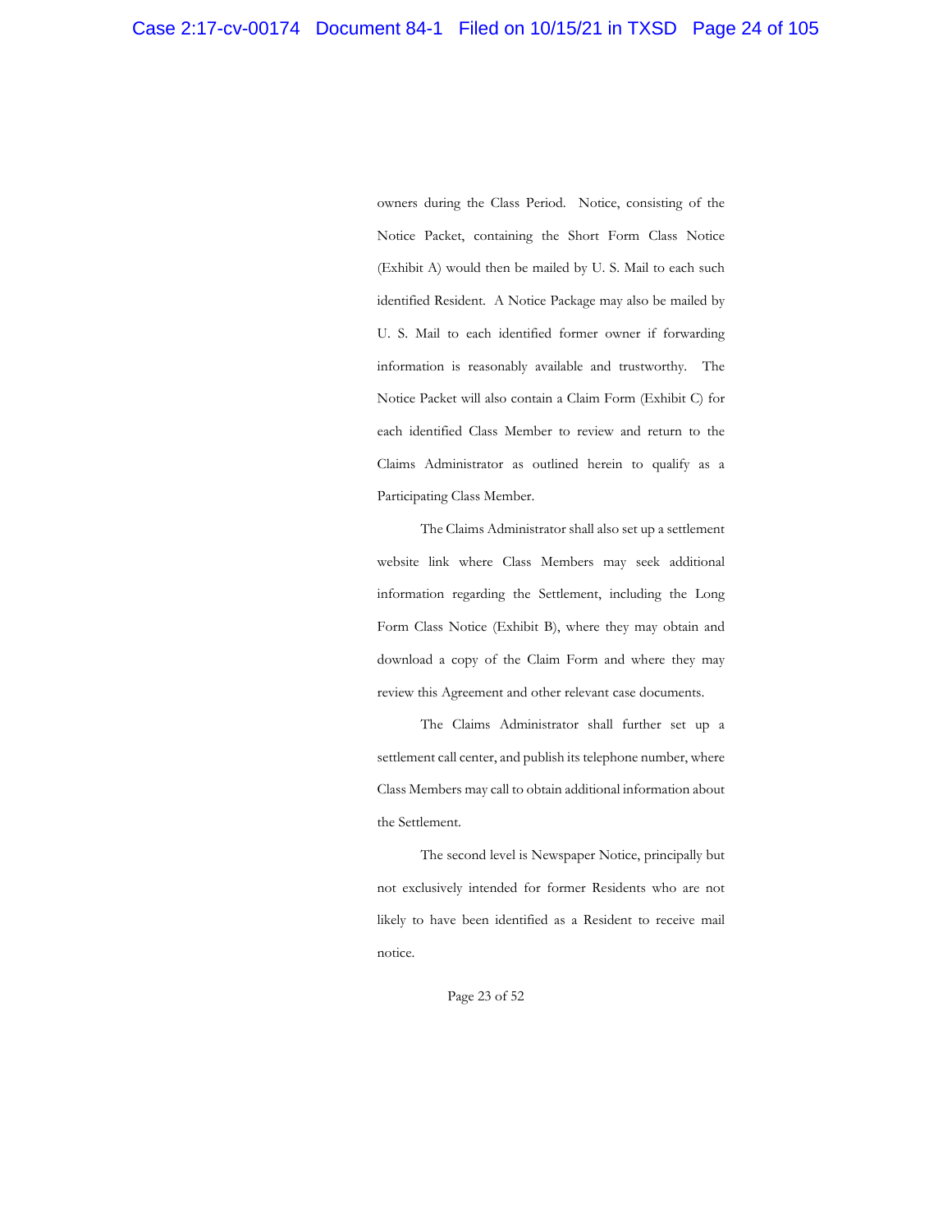owners during the Class Period. Notice, consisting of the Notice Packet, containing the Short Form Class Notice (Exhibit A) would then be mailed by U. S. Mail to each such identified Resident. A Notice Package may also be mailed by U. S. Mail to each identified former owner if forwarding information is reasonably available and trustworthy. The Notice Packet will also contain a Claim Form (Exhibit C) for each identified Class Member to review and return to the Claims Administrator as outlined herein to qualify as a Participating Class Member.

The Claims Administrator shall also set up a settlement website link where Class Members may seek additional information regarding the Settlement, including the Long Form Class Notice (Exhibit B), where they may obtain and download a copy of the Claim Form and where they may review this Agreement and other relevant case documents.

The Claims Administrator shall further set up a settlement call center, and publish its telephone number, where Class Members may call to obtain additional information about the Settlement.

The second level is Newspaper Notice, principally but not exclusively intended for former Residents who are not likely to have been identified as a Resident to receive mail notice.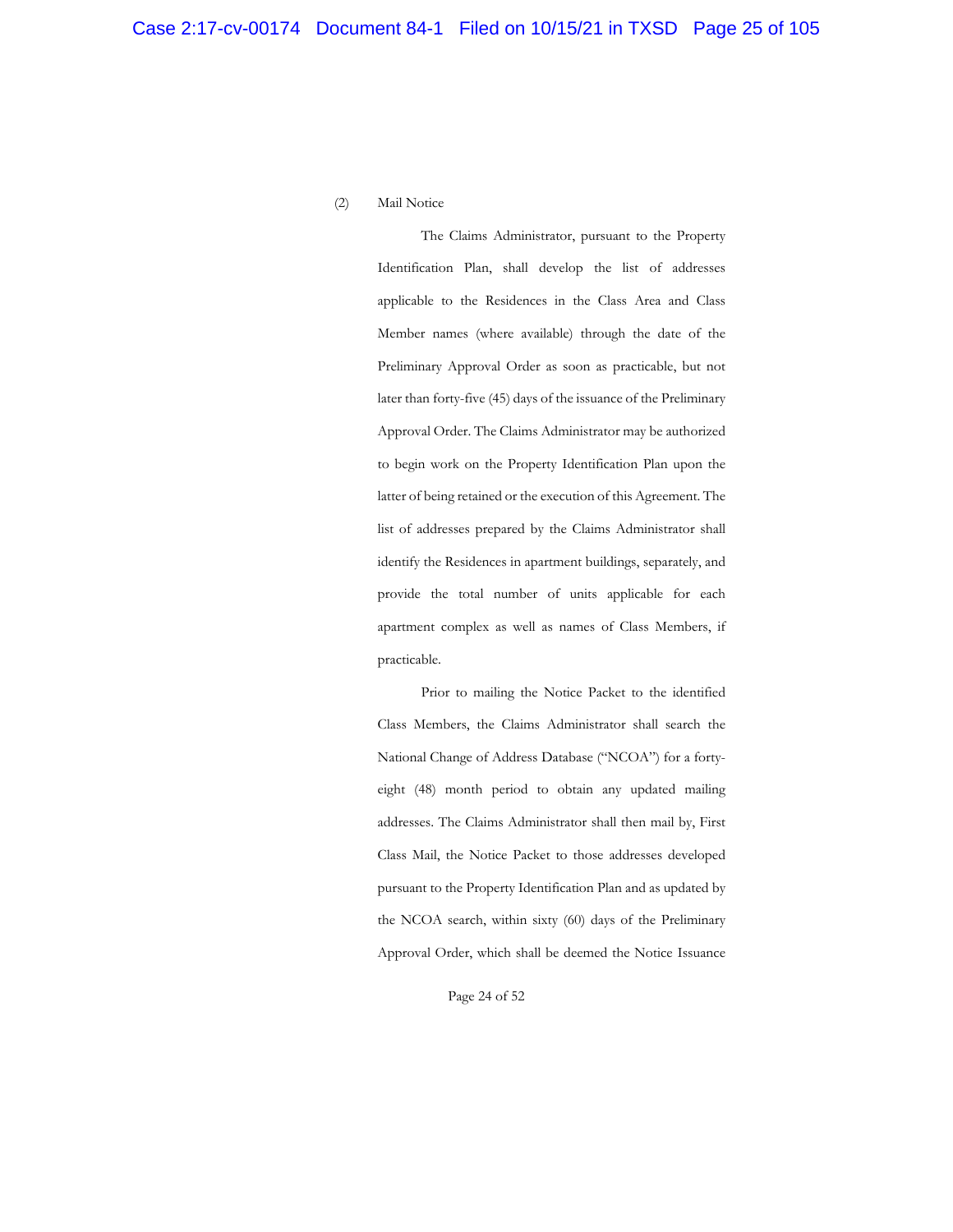(2) Mail Notice

The Claims Administrator, pursuant to the Property Identification Plan, shall develop the list of addresses applicable to the Residences in the Class Area and Class Member names (where available) through the date of the Preliminary Approval Order as soon as practicable, but not later than forty-five (45) days of the issuance of the Preliminary Approval Order. The Claims Administrator may be authorized to begin work on the Property Identification Plan upon the latter of being retained or the execution of this Agreement. The list of addresses prepared by the Claims Administrator shall identify the Residences in apartment buildings, separately, and provide the total number of units applicable for each apartment complex as well as names of Class Members, if practicable.

Prior to mailing the Notice Packet to the identified Class Members, the Claims Administrator shall search the National Change of Address Database ("NCOA") for a forty-eight (48) month period to obtain any updated mailing addresses. The Claims Administrator shall then mail by, First Class Mail, the Notice Packet to those addresses developed pursuant to the Property Identification Plan and as updated by the NCOA search, within sixty (60) days of the Preliminary Approval Order, which shall be deemed the Notice Issuance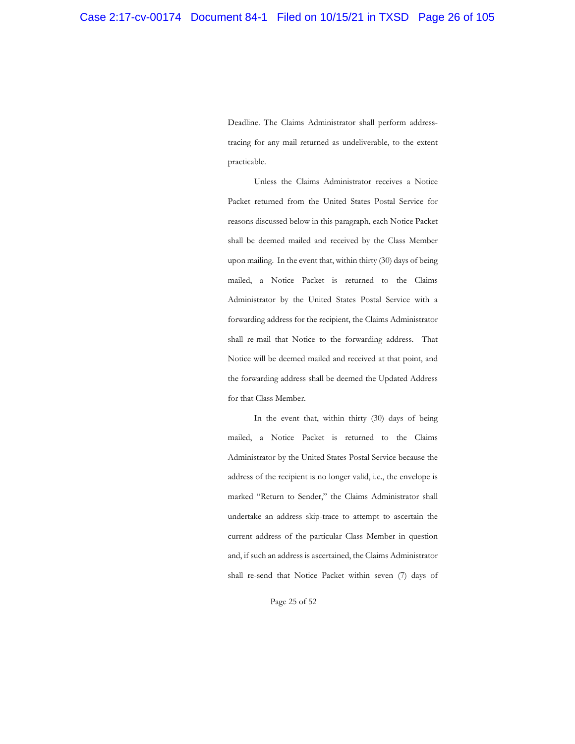Deadline. The Claims Administrator shall perform address-tracing for any mail returned as undeliverable, to the extent practicable.

Unless the Claims Administrator receives a Notice Packet returned from the United States Postal Service for reasons discussed below in this paragraph, each Notice Packet shall be deemed mailed and received by the Class Member upon mailing. In the event that, within thirty (30) days of being mailed, a Notice Packet is returned to the Claims Administrator by the United States Postal Service with a forwarding address for the recipient, the Claims Administrator shall re-mail that Notice to the forwarding address. That Notice will be deemed mailed and received at that point, and the forwarding address shall be deemed the Updated Address for that Class Member.

In the event that, within thirty (30) days of being mailed, a Notice Packet is returned to the Claims Administrator by the United States Postal Service because the address of the recipient is no longer valid, i.e., the envelope is marked "Return to Sender," the Claims Administrator shall undertake an address skip-trace to attempt to ascertain the current address of the particular Class Member in question and, if such an address is ascertained, the Claims Administrator shall re-send that Notice Packet within seven (7) days of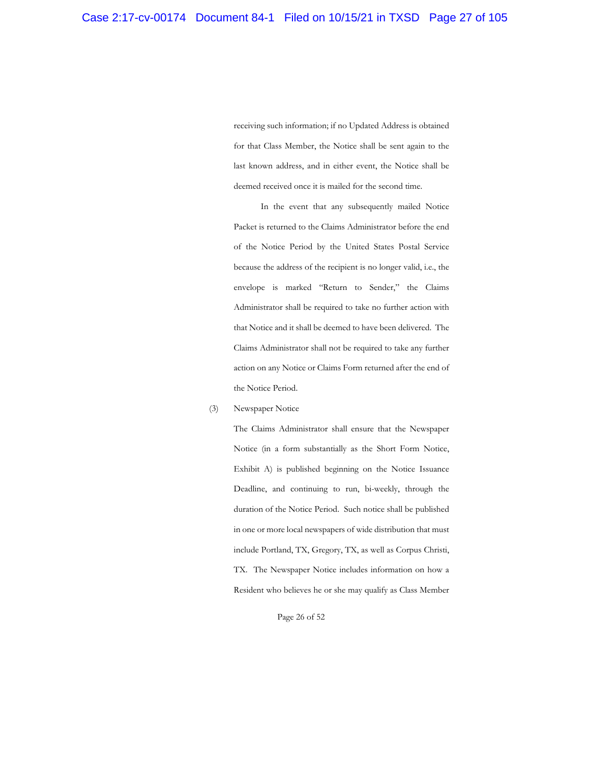receiving such information; if no Updated Address is obtained for that Class Member, the Notice shall be sent again to the last known address, and in either event, the Notice shall be deemed received once it is mailed for the second time.

In the event that any subsequently mailed Notice Packet is returned to the Claims Administrator before the end of the Notice Period by the United States Postal Service because the address of the recipient is no longer valid, i.e., the envelope is marked "Return to Sender," the Claims Administrator shall be required to take no further action with that Notice and it shall be deemed to have been delivered. The Claims Administrator shall not be required to take any further action on any Notice or Claims Form returned after the end of the Notice Period.

(3) Newspaper Notice

The Claims Administrator shall ensure that the Newspaper Notice (in a form substantially as the Short Form Notice, Exhibit A) is published beginning on the Notice Issuance Deadline, and continuing to run, bi-weekly, through the duration of the Notice Period. Such notice shall be published in one or more local newspapers of wide distribution that must include Portland, TX, Gregory, TX, as well as Corpus Christi, TX. The Newspaper Notice includes information on how a Resident who believes he or she may qualify as Class Member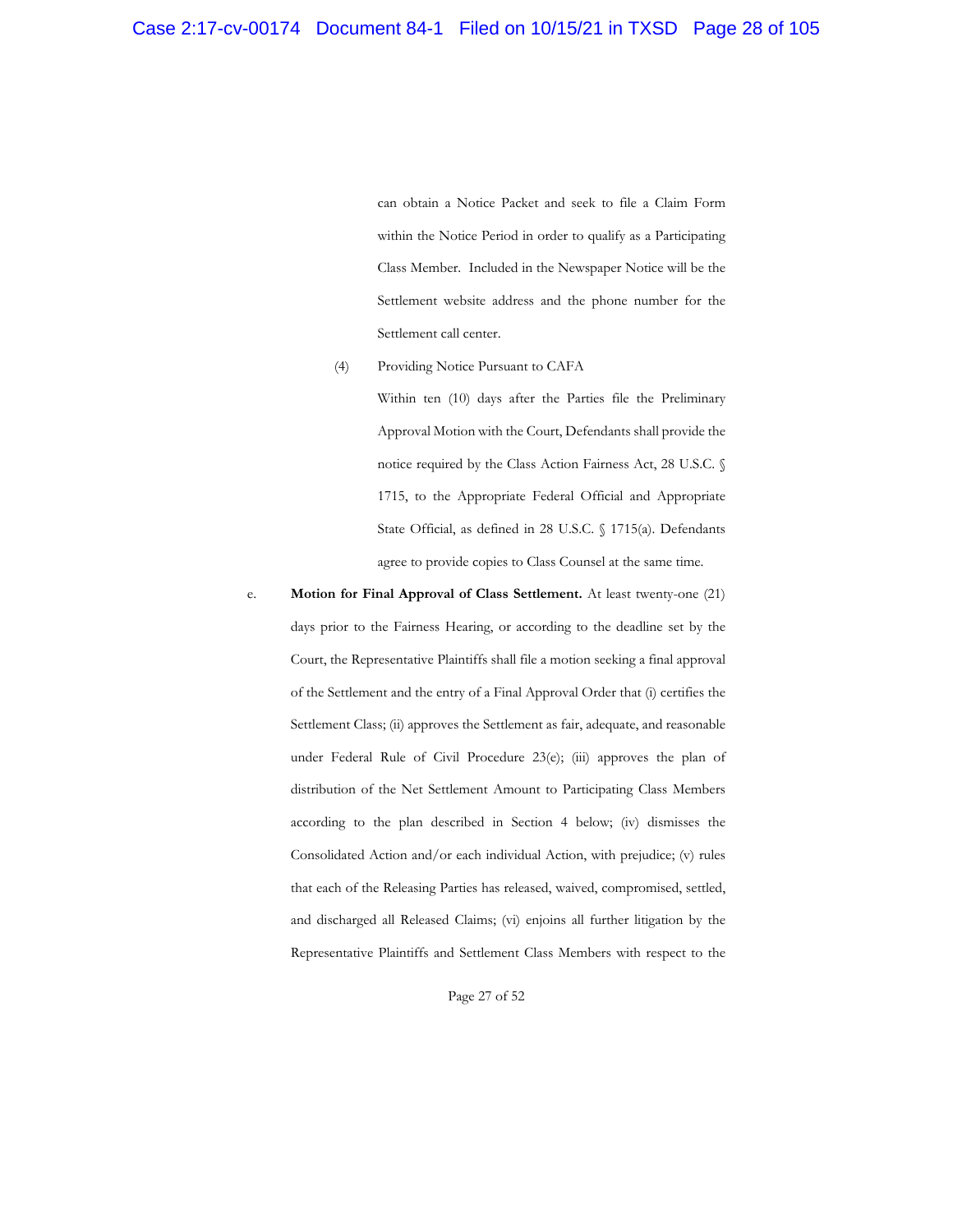can obtain a Notice Packet and seek to file a Claim Form within the Notice Period in order to qualify as a Participating Class Member. Included in the Newspaper Notice will be the Settlement website address and the phone number for the Settlement call center.

(4) Providing Notice Pursuant to CAFA

Within ten (10) days after the Parties file the Preliminary Approval Motion with the Court, Defendants shall provide the notice required by the Class Action Fairness Act, 28 U.S.C. § 1715, to the Appropriate Federal Official and Appropriate State Official, as defined in 28 U.S.C. § 1715(a). Defendants agree to provide copies to Class Counsel at the same time.

e. **Motion for Final Approval of Class Settlement.** At least twenty-one (21) days prior to the Fairness Hearing, or according to the deadline set by the Court, the Representative Plaintiffs shall file a motion seeking a final approval of the Settlement and the entry of a Final Approval Order that (i) certifies the Settlement Class; (ii) approves the Settlement as fair, adequate, and reasonable under Federal Rule of Civil Procedure 23(e); (iii) approves the plan of distribution of the Net Settlement Amount to Participating Class Members according to the plan described in Section 4 below; (iv) dismisses the Consolidated Action and/or each individual Action, with prejudice; (v) rules that each of the Releasing Parties has released, waived, compromised, settled, and discharged all Released Claims; (vi) enjoins all further litigation by the Representative Plaintiffs and Settlement Class Members with respect to the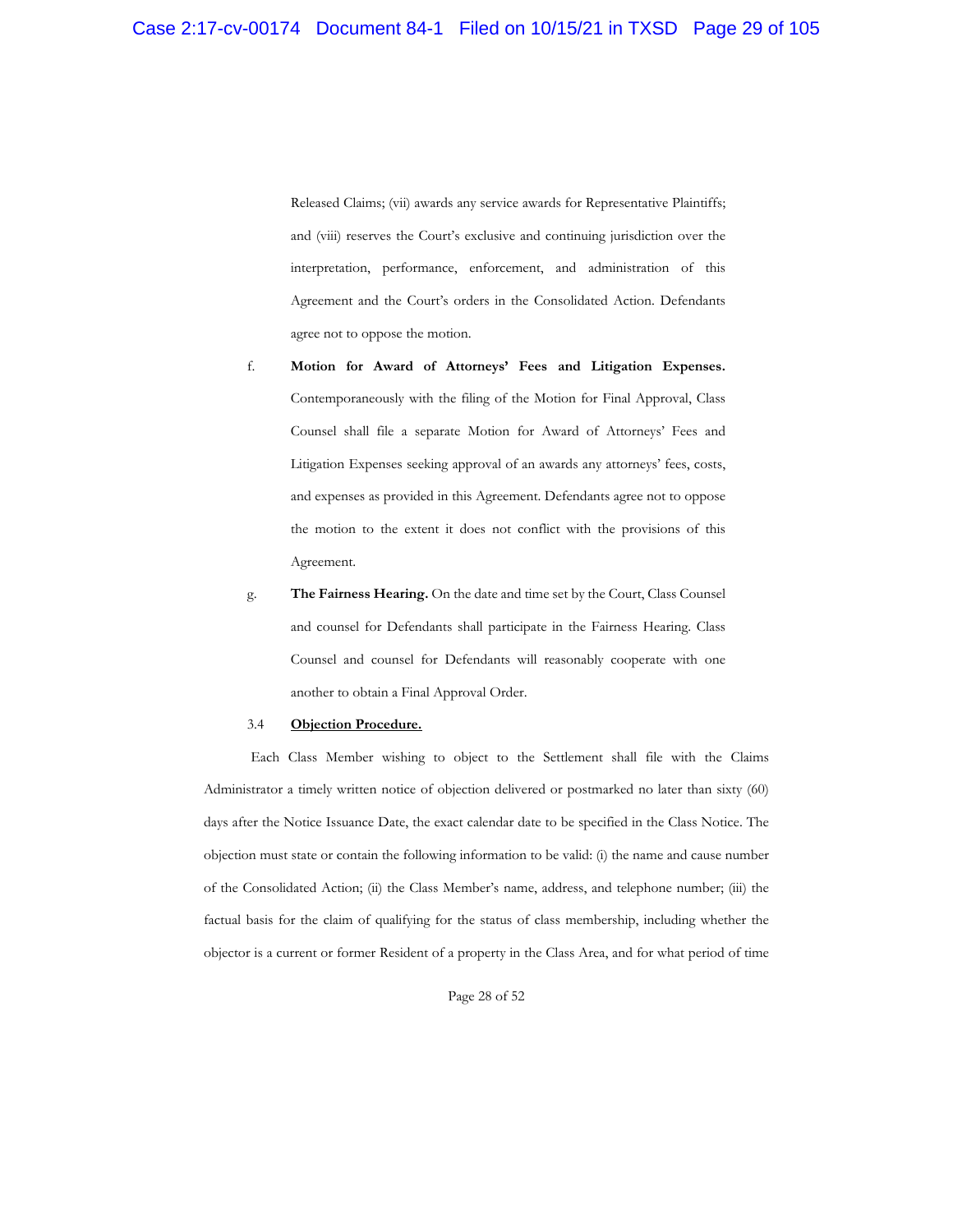Released Claims; (vii) awards any service awards for Representative Plaintiffs; and (viii) reserves the Court's exclusive and continuing jurisdiction over the interpretation, performance, enforcement, and administration of this Agreement and the Court's orders in the Consolidated Action. Defendants agree not to oppose the motion.

f. **Motion for Award of Attorneys' Fees and Litigation Expenses.** Contemporaneously with the filing of the Motion for Final Approval, Class Counsel shall file a separate Motion for Award of Attorneys' Fees and Litigation Expenses seeking approval of an awards any attorneys' fees, costs, and expenses as provided in this Agreement. Defendants agree not to oppose the motion to the extent it does not conflict with the provisions of this Agreement.

g. **The Fairness Hearing.** On the date and time set by the Court, Class Counsel and counsel for Defendants shall participate in the Fairness Hearing. Class Counsel and counsel for Defendants will reasonably cooperate with one another to obtain a Final Approval Order.

3.4 **<u>Objection Procedure.</u>**

Each Class Member wishing to object to the Settlement shall file with the Claims Administrator a timely written notice of objection delivered or postmarked no later than sixty (60) days after the Notice Issuance Date, the exact calendar date to be specified in the Class Notice. The objection must state or contain the following information to be valid: (i) the name and cause number of the Consolidated Action; (ii) the Class Member's name, address, and telephone number; (iii) the factual basis for the claim of qualifying for the status of class membership, including whether the objector is a current or former Resident of a property in the Class Area, and for what period of time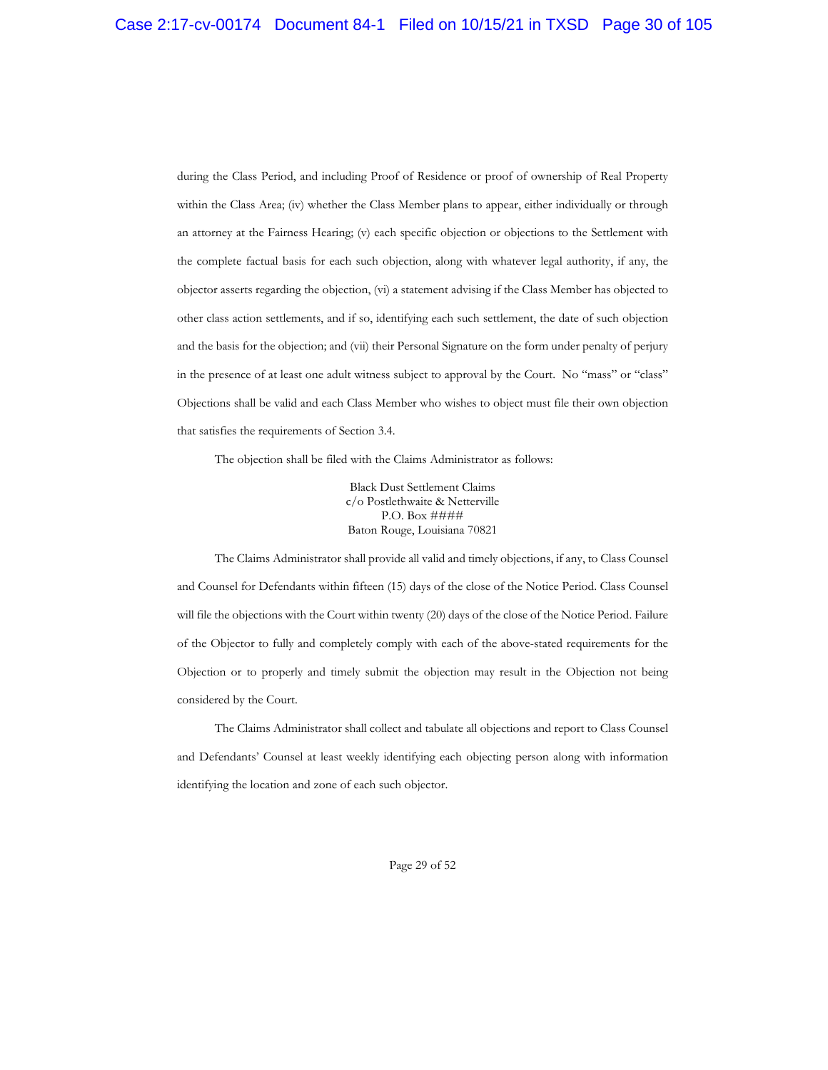during the Class Period, and including Proof of Residence or proof of ownership of Real Property within the Class Area; (iv) whether the Class Member plans to appear, either individually or through an attorney at the Fairness Hearing; (v) each specific objection or objections to the Settlement with the complete factual basis for each such objection, along with whatever legal authority, if any, the objector asserts regarding the objection, (vi) a statement advising if the Class Member has objected to other class action settlements, and if so, identifying each such settlement, the date of such objection and the basis for the objection; and (vii) their Personal Signature on the form under penalty of perjury in the presence of at least one adult witness subject to approval by the Court. No "mass" or "class" Objections shall be valid and each Class Member who wishes to object must file their own objection that satisfies the requirements of Section 3.4.

The objection shall be filed with the Claims Administrator as follows:

Black Dust Settlement Claims
c/o Postlethwaite & Netterville
P.O. Box ####
Baton Rouge, Louisiana 70821

The Claims Administrator shall provide all valid and timely objections, if any, to Class Counsel and Counsel for Defendants within fifteen (15) days of the close of the Notice Period. Class Counsel will file the objections with the Court within twenty (20) days of the close of the Notice Period. Failure of the Objector to fully and completely comply with each of the above-stated requirements for the Objection or to properly and timely submit the objection may result in the Objection not being considered by the Court.

The Claims Administrator shall collect and tabulate all objections and report to Class Counsel and Defendants' Counsel at least weekly identifying each objecting person along with information identifying the location and zone of each such objector.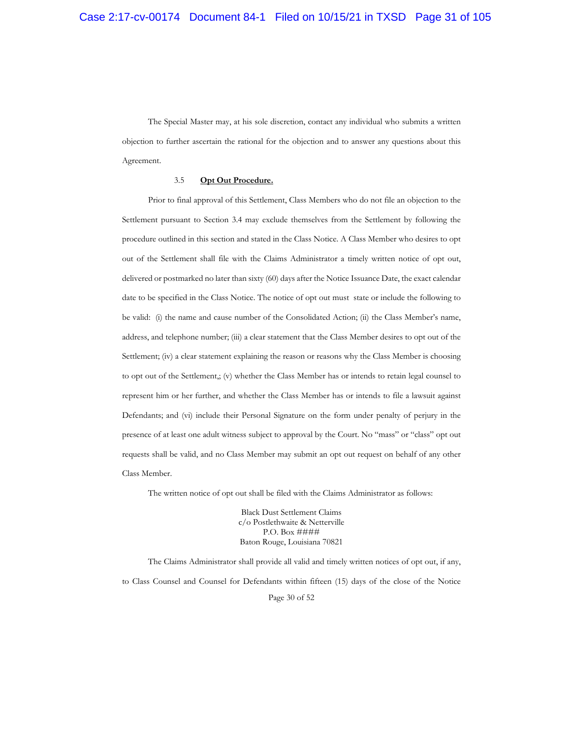The Special Master may, at his sole discretion, contact any individual who submits a written objection to further ascertain the rational for the objection and to answer any questions about this Agreement.

3.5 **<u>Opt Out Procedure.</u>**

Prior to final approval of this Settlement, Class Members who do not file an objection to the Settlement pursuant to Section 3.4 may exclude themselves from the Settlement by following the procedure outlined in this section and stated in the Class Notice. A Class Member who desires to opt out of the Settlement shall file with the Claims Administrator a timely written notice of opt out, delivered or postmarked no later than sixty (60) days after the Notice Issuance Date, the exact calendar date to be specified in the Class Notice. The notice of opt out must state or include the following to be valid: (i) the name and cause number of the Consolidated Action; (ii) the Class Member's name, address, and telephone number; (iii) a clear statement that the Class Member desires to opt out of the Settlement; (iv) a clear statement explaining the reason or reasons why the Class Member is choosing to opt out of the Settlement,; (v) whether the Class Member has or intends to retain legal counsel to represent him or her further, and whether the Class Member has or intends to file a lawsuit against Defendants; and (vi) include their Personal Signature on the form under penalty of perjury in the presence of at least one adult witness subject to approval by the Court. No "mass" or "class" opt out requests shall be valid, and no Class Member may submit an opt out request on behalf of any other Class Member.

The written notice of opt out shall be filed with the Claims Administrator as follows:

Black Dust Settlement Claims
c/o Postlethwaite & Netterville
P.O. Box ####
Baton Rouge, Louisiana 70821

The Claims Administrator shall provide all valid and timely written notices of opt out, if any, to Class Counsel and Counsel for Defendants within fifteen (15) days of the close of the Notice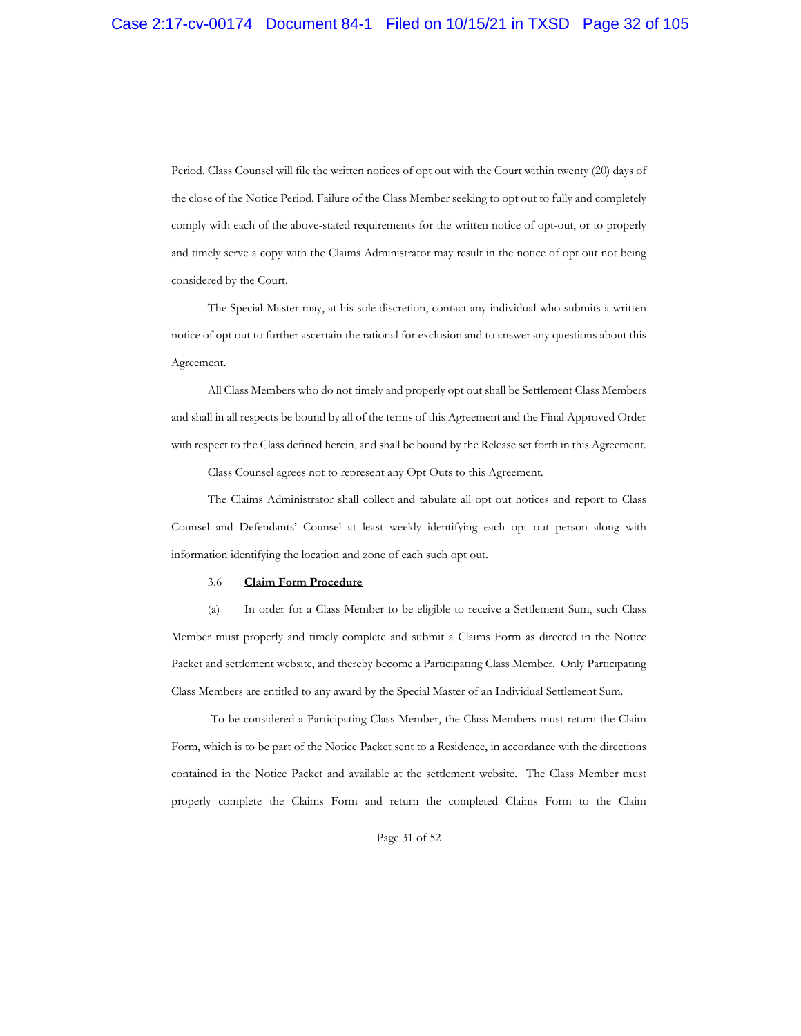Period. Class Counsel will file the written notices of opt out with the Court within twenty (20) days of the close of the Notice Period. Failure of the Class Member seeking to opt out to fully and completely comply with each of the above-stated requirements for the written notice of opt-out, or to properly and timely serve a copy with the Claims Administrator may result in the notice of opt out not being considered by the Court.

The Special Master may, at his sole discretion, contact any individual who submits a written notice of opt out to further ascertain the rational for exclusion and to answer any questions about this Agreement.

All Class Members who do not timely and properly opt out shall be Settlement Class Members and shall in all respects be bound by all of the terms of this Agreement and the Final Approved Order with respect to the Class defined herein, and shall be bound by the Release set forth in this Agreement.

Class Counsel agrees not to represent any Opt Outs to this Agreement.

The Claims Administrator shall collect and tabulate all opt out notices and report to Class Counsel and Defendants' Counsel at least weekly identifying each opt out person along with information identifying the location and zone of each such opt out.

3.6 **Claim Form Procedure**

(a) In order for a Class Member to be eligible to receive a Settlement Sum, such Class Member must properly and timely complete and submit a Claims Form as directed in the Notice Packet and settlement website, and thereby become a Participating Class Member. Only Participating Class Members are entitled to any award by the Special Master of an Individual Settlement Sum.

To be considered a Participating Class Member, the Class Members must return the Claim Form, which is to be part of the Notice Packet sent to a Residence, in accordance with the directions contained in the Notice Packet and available at the settlement website. The Class Member must properly complete the Claims Form and return the completed Claims Form to the Claim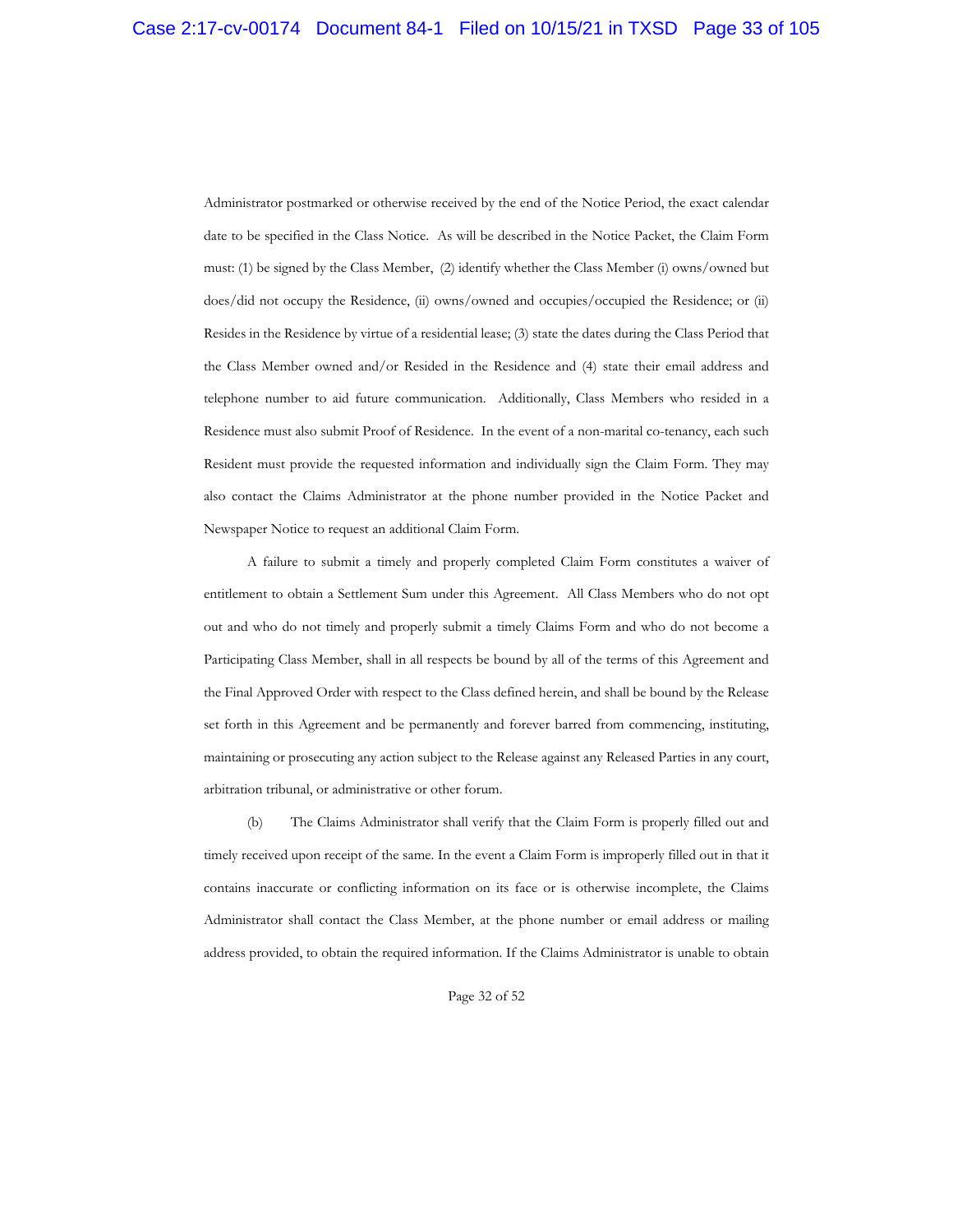Administrator postmarked or otherwise received by the end of the Notice Period, the exact calendar date to be specified in the Class Notice. As will be described in the Notice Packet, the Claim Form must: (1) be signed by the Class Member, (2) identify whether the Class Member (i) owns/owned but does/did not occupy the Residence, (ii) owns/owned and occupies/occupied the Residence; or (ii) Resides in the Residence by virtue of a residential lease; (3) state the dates during the Class Period that the Class Member owned and/or Resided in the Residence and (4) state their email address and telephone number to aid future communication. Additionally, Class Members who resided in a Residence must also submit Proof of Residence. In the event of a non-marital co-tenancy, each such Resident must provide the requested information and individually sign the Claim Form. They may also contact the Claims Administrator at the phone number provided in the Notice Packet and Newspaper Notice to request an additional Claim Form.

A failure to submit a timely and properly completed Claim Form constitutes a waiver of entitlement to obtain a Settlement Sum under this Agreement. All Class Members who do not opt out and who do not timely and properly submit a timely Claims Form and who do not become a Participating Class Member, shall in all respects be bound by all of the terms of this Agreement and the Final Approved Order with respect to the Class defined herein, and shall be bound by the Release set forth in this Agreement and be permanently and forever barred from commencing, instituting, maintaining or prosecuting any action subject to the Release against any Released Parties in any court, arbitration tribunal, or administrative or other forum.

(b) The Claims Administrator shall verify that the Claim Form is properly filled out and timely received upon receipt of the same. In the event a Claim Form is improperly filled out in that it contains inaccurate or conflicting information on its face or is otherwise incomplete, the Claims Administrator shall contact the Class Member, at the phone number or email address or mailing address provided, to obtain the required information. If the Claims Administrator is unable to obtain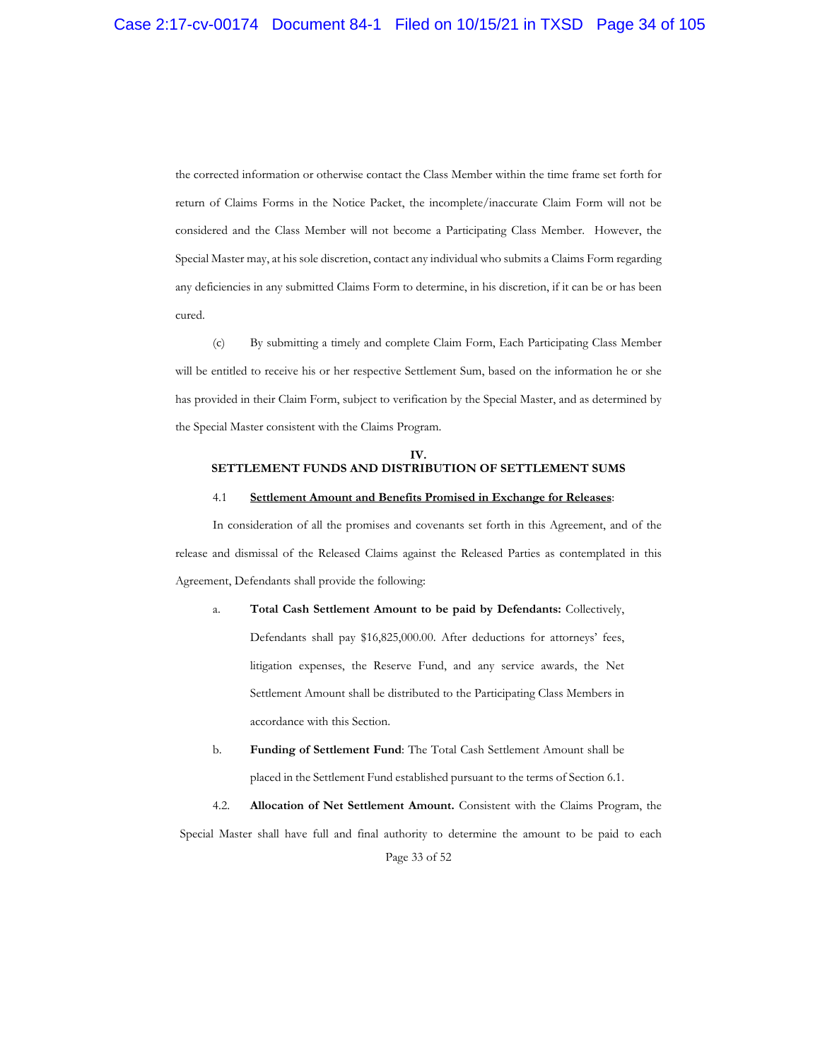the corrected information or otherwise contact the Class Member within the time frame set forth for return of Claims Forms in the Notice Packet, the incomplete/inaccurate Claim Form will not be considered and the Class Member will not become a Participating Class Member. However, the Special Master may, at his sole discretion, contact any individual who submits a Claims Form regarding any deficiencies in any submitted Claims Form to determine, in his discretion, if it can be or has been cured.

(c) By submitting a timely and complete Claim Form, Each Participating Class Member will be entitled to receive his or her respective Settlement Sum, based on the information he or she has provided in their Claim Form, subject to verification by the Special Master, and as determined by the Special Master consistent with the Claims Program.

## IV.
## SETTLEMENT FUNDS AND DISTRIBUTION OF SETTLEMENT SUMS

4.1 **Settlement Amount and Benefits Promised in Exchange for Releases**:

In consideration of all the promises and covenants set forth in this Agreement, and of the release and dismissal of the Released Claims against the Released Parties as contemplated in this Agreement, Defendants shall provide the following:

a. **Total Cash Settlement Amount to be paid by Defendants:** Collectively, Defendants shall pay $16,825,000.00. After deductions for attorneys' fees, litigation expenses, the Reserve Fund, and any service awards, the Net Settlement Amount shall be distributed to the Participating Class Members in accordance with this Section.

b. **Funding of Settlement Fund**: The Total Cash Settlement Amount shall be placed in the Settlement Fund established pursuant to the terms of Section 6.1.

4.2. **Allocation of Net Settlement Amount.** Consistent with the Claims Program, the Special Master shall have full and final authority to determine the amount to be paid to each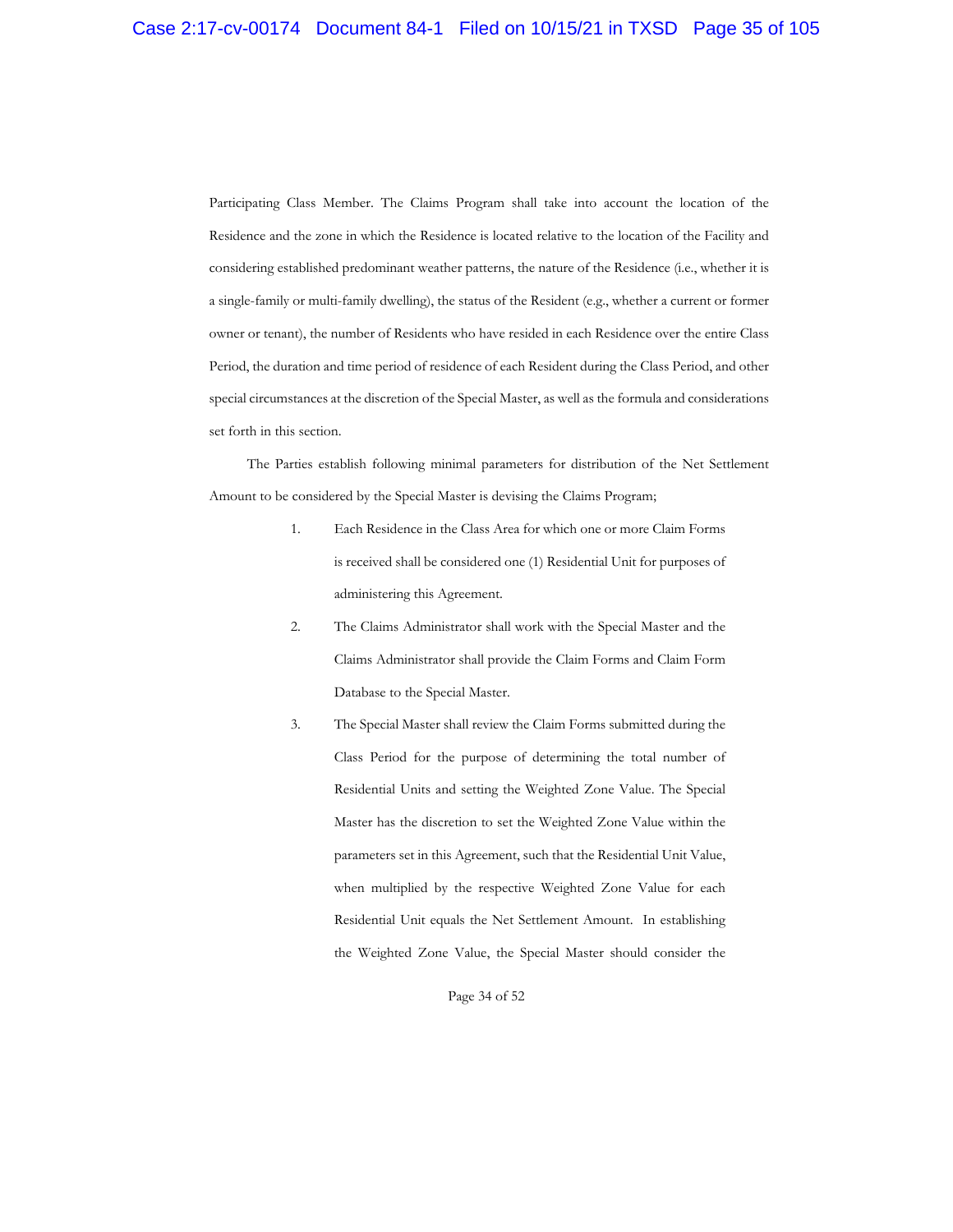Participating Class Member. The Claims Program shall take into account the location of the Residence and the zone in which the Residence is located relative to the location of the Facility and considering established predominant weather patterns, the nature of the Residence (i.e., whether it is a single-family or multi-family dwelling), the status of the Resident (e.g., whether a current or former owner or tenant), the number of Residents who have resided in each Residence over the entire Class Period, the duration and time period of residence of each Resident during the Class Period, and other special circumstances at the discretion of the Special Master, as well as the formula and considerations set forth in this section.

The Parties establish following minimal parameters for distribution of the Net Settlement Amount to be considered by the Special Master is devising the Claims Program;

1. Each Residence in the Class Area for which one or more Claim Forms is received shall be considered one (1) Residential Unit for purposes of administering this Agreement.

2. The Claims Administrator shall work with the Special Master and the Claims Administrator shall provide the Claim Forms and Claim Form Database to the Special Master.

3. The Special Master shall review the Claim Forms submitted during the Class Period for the purpose of determining the total number of Residential Units and setting the Weighted Zone Value. The Special Master has the discretion to set the Weighted Zone Value within the parameters set in this Agreement, such that the Residential Unit Value, when multiplied by the respective Weighted Zone Value for each Residential Unit equals the Net Settlement Amount. In establishing the Weighted Zone Value, the Special Master should consider the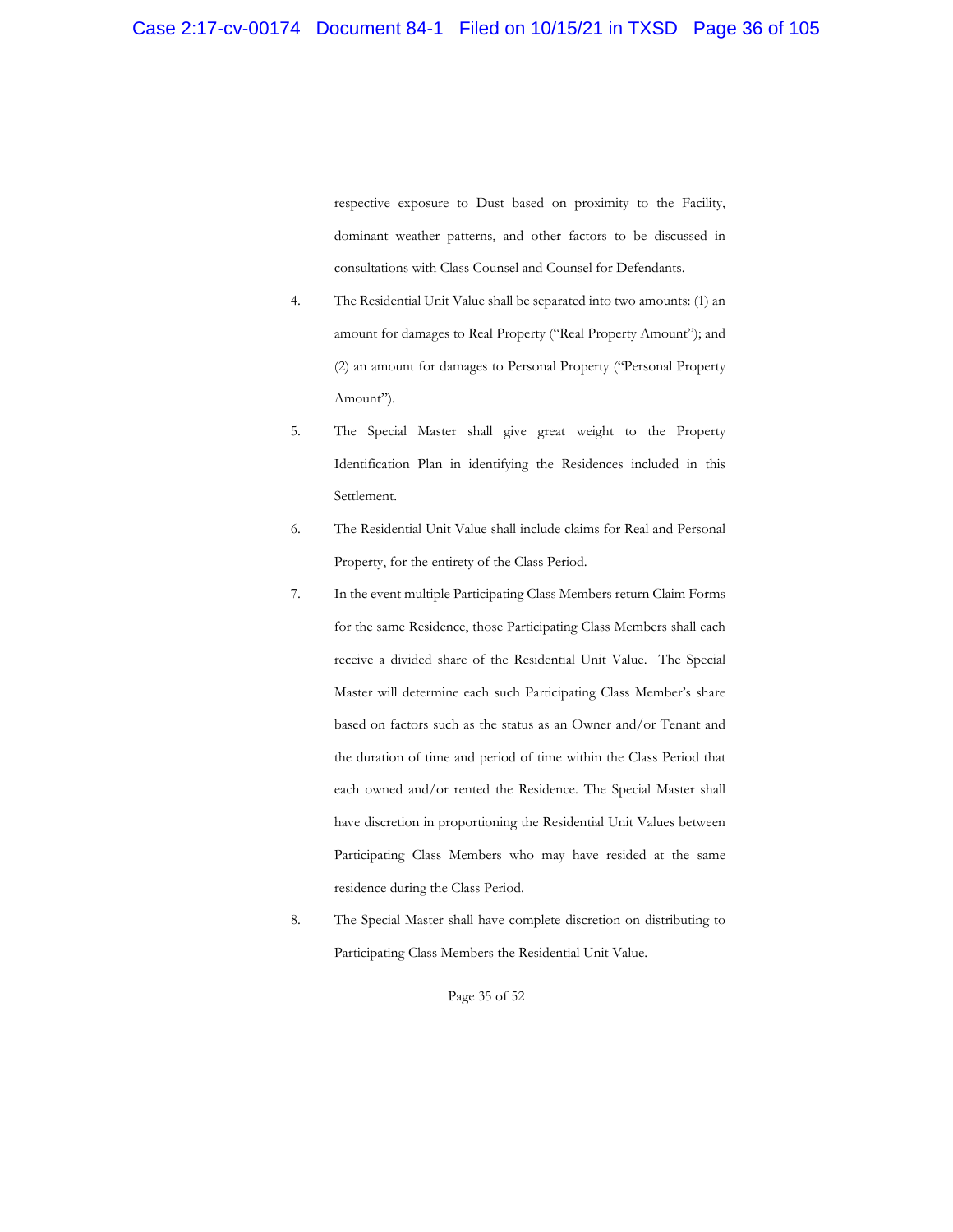respective exposure to Dust based on proximity to the Facility, dominant weather patterns, and other factors to be discussed in consultations with Class Counsel and Counsel for Defendants.

4. The Residential Unit Value shall be separated into two amounts: (1) an amount for damages to Real Property ("Real Property Amount"); and (2) an amount for damages to Personal Property ("Personal Property Amount").

5. The Special Master shall give great weight to the Property Identification Plan in identifying the Residences included in this Settlement.

6. The Residential Unit Value shall include claims for Real and Personal Property, for the entirety of the Class Period.

7. In the event multiple Participating Class Members return Claim Forms for the same Residence, those Participating Class Members shall each receive a divided share of the Residential Unit Value. The Special Master will determine each such Participating Class Member's share based on factors such as the status as an Owner and/or Tenant and the duration of time and period of time within the Class Period that each owned and/or rented the Residence. The Special Master shall have discretion in proportioning the Residential Unit Values between Participating Class Members who may have resided at the same residence during the Class Period.

8. The Special Master shall have complete discretion on distributing to Participating Class Members the Residential Unit Value.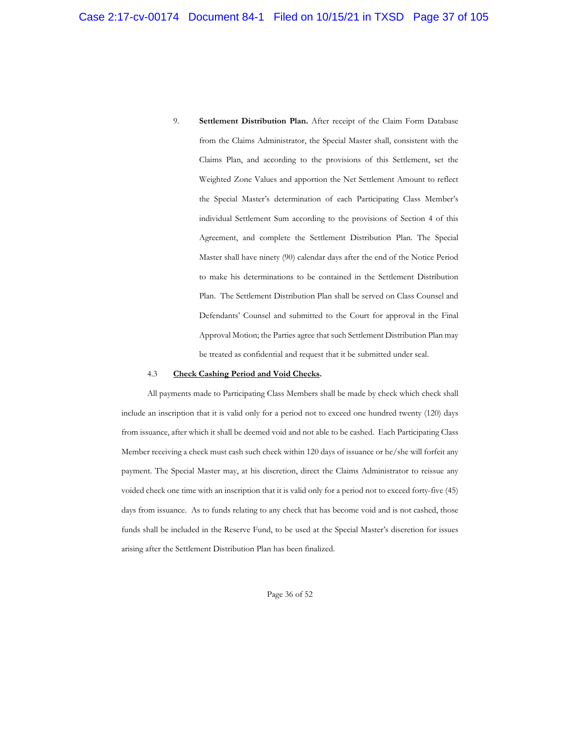9. **Settlement Distribution Plan.** After receipt of the Claim Form Database from the Claims Administrator, the Special Master shall, consistent with the Claims Plan, and according to the provisions of this Settlement, set the Weighted Zone Values and apportion the Net Settlement Amount to reflect the Special Master's determination of each Participating Class Member's individual Settlement Sum according to the provisions of Section 4 of this Agreement, and complete the Settlement Distribution Plan. The Special Master shall have ninety (90) calendar days after the end of the Notice Period to make his determinations to be contained in the Settlement Distribution Plan. The Settlement Distribution Plan shall be served on Class Counsel and Defendants' Counsel and submitted to the Court for approval in the Final Approval Motion; the Parties agree that such Settlement Distribution Plan may be treated as confidential and request that it be submitted under seal.

4.3 **Check Cashing Period and Void Checks.**

All payments made to Participating Class Members shall be made by check which check shall include an inscription that it is valid only for a period not to exceed one hundred twenty (120) days from issuance, after which it shall be deemed void and not able to be cashed. Each Participating Class Member receiving a check must cash such check within 120 days of issuance or he/she will forfeit any payment. The Special Master may, at his discretion, direct the Claims Administrator to reissue any voided check one time with an inscription that it is valid only for a period not to exceed forty-five (45) days from issuance. As to funds relating to any check that has become void and is not cashed, those funds shall be included in the Reserve Fund, to be used at the Special Master's discretion for issues arising after the Settlement Distribution Plan has been finalized.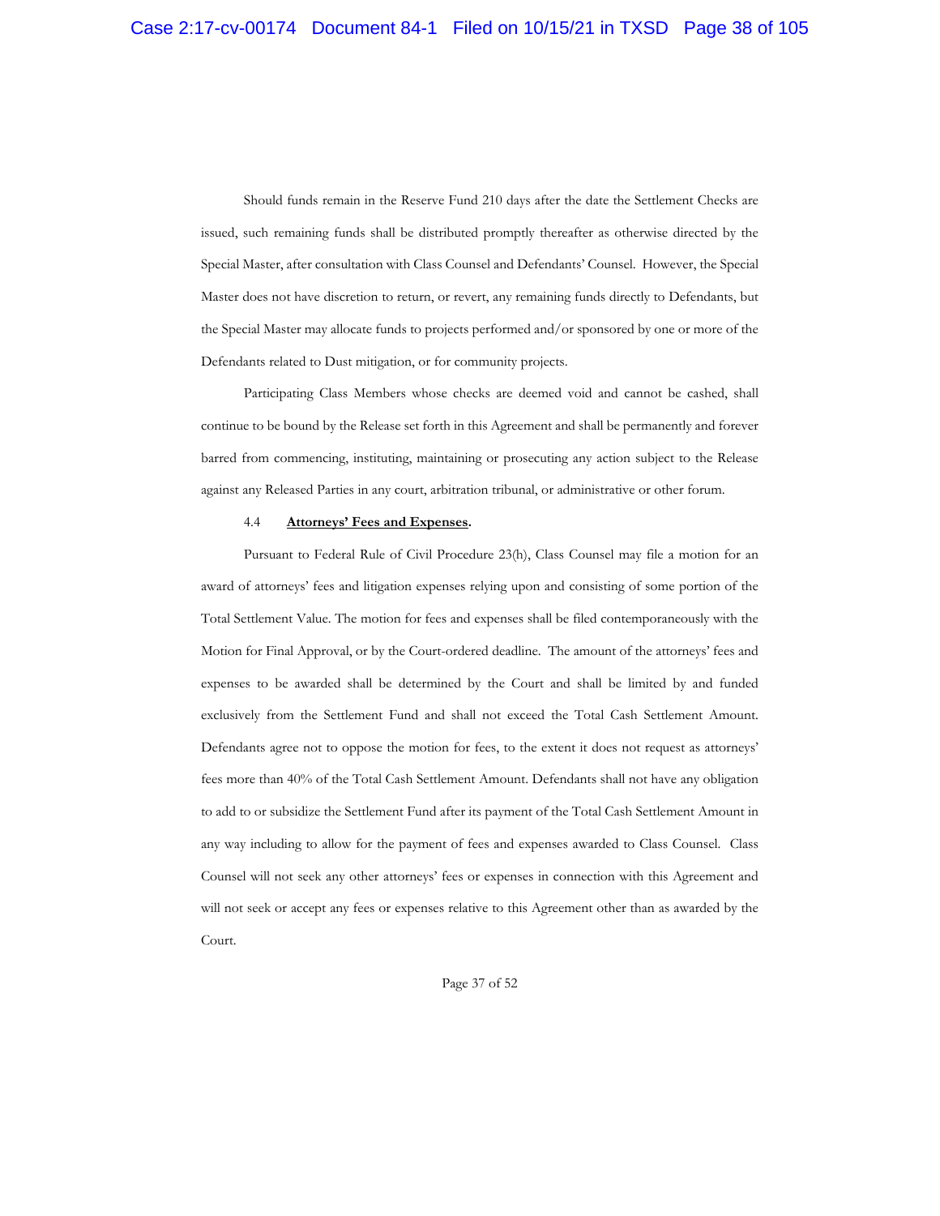Should funds remain in the Reserve Fund 210 days after the date the Settlement Checks are issued, such remaining funds shall be distributed promptly thereafter as otherwise directed by the Special Master, after consultation with Class Counsel and Defendants' Counsel. However, the Special Master does not have discretion to return, or revert, any remaining funds directly to Defendants, but the Special Master may allocate funds to projects performed and/or sponsored by one or more of the Defendants related to Dust mitigation, or for community projects.

Participating Class Members whose checks are deemed void and cannot be cashed, shall continue to be bound by the Release set forth in this Agreement and shall be permanently and forever barred from commencing, instituting, maintaining or prosecuting any action subject to the Release against any Released Parties in any court, arbitration tribunal, or administrative or other forum.

4.4 **Attorneys' Fees and Expenses.**

Pursuant to Federal Rule of Civil Procedure 23(h), Class Counsel may file a motion for an award of attorneys' fees and litigation expenses relying upon and consisting of some portion of the Total Settlement Value. The motion for fees and expenses shall be filed contemporaneously with the Motion for Final Approval, or by the Court-ordered deadline. The amount of the attorneys' fees and expenses to be awarded shall be determined by the Court and shall be limited by and funded exclusively from the Settlement Fund and shall not exceed the Total Cash Settlement Amount. Defendants agree not to oppose the motion for fees, to the extent it does not request as attorneys' fees more than 40% of the Total Cash Settlement Amount. Defendants shall not have any obligation to add to or subsidize the Settlement Fund after its payment of the Total Cash Settlement Amount in any way including to allow for the payment of fees and expenses awarded to Class Counsel. Class Counsel will not seek any other attorneys' fees or expenses in connection with this Agreement and will not seek or accept any fees or expenses relative to this Agreement other than as awarded by the Court.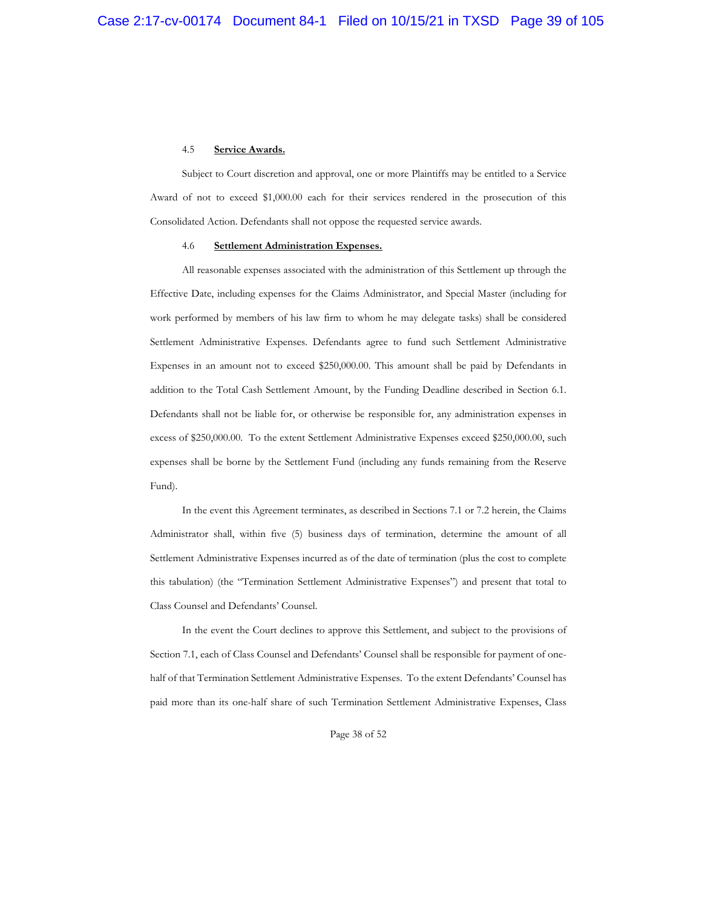### 4.5 **Service Awards.**

Subject to Court discretion and approval, one or more Plaintiffs may be entitled to a Service Award of not to exceed $1,000.00 each for their services rendered in the prosecution of this Consolidated Action. Defendants shall not oppose the requested service awards.

### 4.6 **Settlement Administration Expenses.**

All reasonable expenses associated with the administration of this Settlement up through the Effective Date, including expenses for the Claims Administrator, and Special Master (including for work performed by members of his law firm to whom he may delegate tasks) shall be considered Settlement Administrative Expenses. Defendants agree to fund such Settlement Administrative Expenses in an amount not to exceed $250,000.00. This amount shall be paid by Defendants in addition to the Total Cash Settlement Amount, by the Funding Deadline described in Section 6.1. Defendants shall not be liable for, or otherwise be responsible for, any administration expenses in excess of $250,000.00. To the extent Settlement Administrative Expenses exceed $250,000.00, such expenses shall be borne by the Settlement Fund (including any funds remaining from the Reserve Fund).

In the event this Agreement terminates, as described in Sections 7.1 or 7.2 herein, the Claims Administrator shall, within five (5) business days of termination, determine the amount of all Settlement Administrative Expenses incurred as of the date of termination (plus the cost to complete this tabulation) (the "Termination Settlement Administrative Expenses") and present that total to Class Counsel and Defendants' Counsel.

In the event the Court declines to approve this Settlement, and subject to the provisions of Section 7.1, each of Class Counsel and Defendants' Counsel shall be responsible for payment of one-half of that Termination Settlement Administrative Expenses. To the extent Defendants' Counsel has paid more than its one-half share of such Termination Settlement Administrative Expenses, Class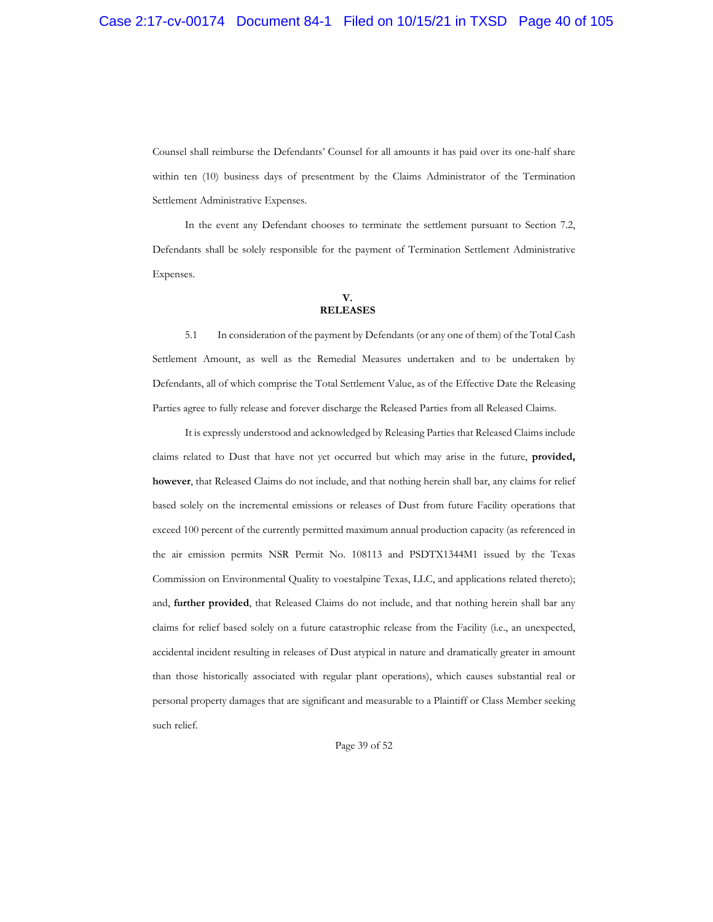Counsel shall reimburse the Defendants' Counsel for all amounts it has paid over its one-half share within ten (10) business days of presentment by the Claims Administrator of the Termination Settlement Administrative Expenses.

In the event any Defendant chooses to terminate the settlement pursuant to Section 7.2, Defendants shall be solely responsible for the payment of Termination Settlement Administrative Expenses.

## V. RELEASES

5.1 In consideration of the payment by Defendants (or any one of them) of the Total Cash Settlement Amount, as well as the Remedial Measures undertaken and to be undertaken by Defendants, all of which comprise the Total Settlement Value, as of the Effective Date the Releasing Parties agree to fully release and forever discharge the Released Parties from all Released Claims.

It is expressly understood and acknowledged by Releasing Parties that Released Claims include claims related to Dust that have not yet occurred but which may arise in the future, **provided, however**, that Released Claims do not include, and that nothing herein shall bar, any claims for relief based solely on the incremental emissions or releases of Dust from future Facility operations that exceed 100 percent of the currently permitted maximum annual production capacity (as referenced in the air emission permits NSR Permit No. 108113 and PSDTX1344M1 issued by the Texas Commission on Environmental Quality to voestalpine Texas, LLC, and applications related thereto); and, **further provided**, that Released Claims do not include, and that nothing herein shall bar any claims for relief based solely on a future catastrophic release from the Facility (i.e., an unexpected, accidental incident resulting in releases of Dust atypical in nature and dramatically greater in amount than those historically associated with regular plant operations), which causes substantial real or personal property damages that are significant and measurable to a Plaintiff or Class Member seeking such relief.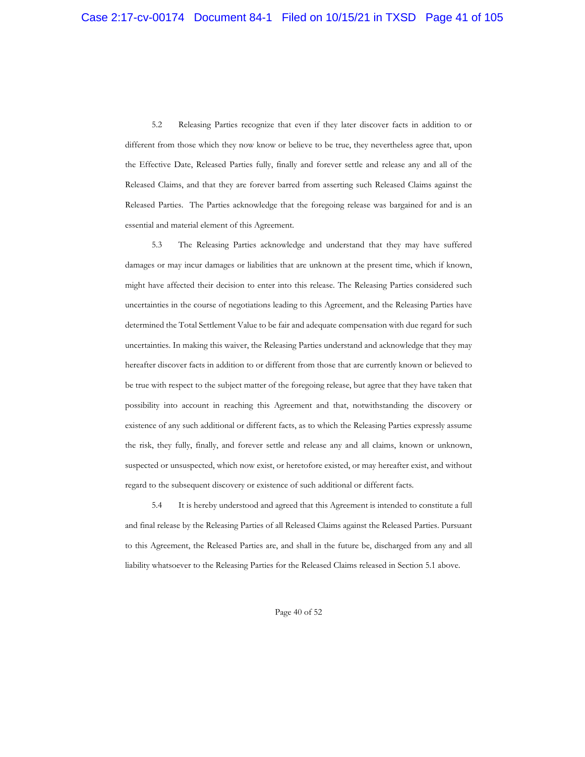5.2 Releasing Parties recognize that even if they later discover facts in addition to or different from those which they now know or believe to be true, they nevertheless agree that, upon the Effective Date, Released Parties fully, finally and forever settle and release any and all of the Released Claims, and that they are forever barred from asserting such Released Claims against the Released Parties. The Parties acknowledge that the foregoing release was bargained for and is an essential and material element of this Agreement.

5.3 The Releasing Parties acknowledge and understand that they may have suffered damages or may incur damages or liabilities that are unknown at the present time, which if known, might have affected their decision to enter into this release. The Releasing Parties considered such uncertainties in the course of negotiations leading to this Agreement, and the Releasing Parties have determined the Total Settlement Value to be fair and adequate compensation with due regard for such uncertainties. In making this waiver, the Releasing Parties understand and acknowledge that they may hereafter discover facts in addition to or different from those that are currently known or believed to be true with respect to the subject matter of the foregoing release, but agree that they have taken that possibility into account in reaching this Agreement and that, notwithstanding the discovery or existence of any such additional or different facts, as to which the Releasing Parties expressly assume the risk, they fully, finally, and forever settle and release any and all claims, known or unknown, suspected or unsuspected, which now exist, or heretofore existed, or may hereafter exist, and without regard to the subsequent discovery or existence of such additional or different facts.

5.4 It is hereby understood and agreed that this Agreement is intended to constitute a full and final release by the Releasing Parties of all Released Claims against the Released Parties. Pursuant to this Agreement, the Released Parties are, and shall in the future be, discharged from any and all liability whatsoever to the Releasing Parties for the Released Claims released in Section 5.1 above.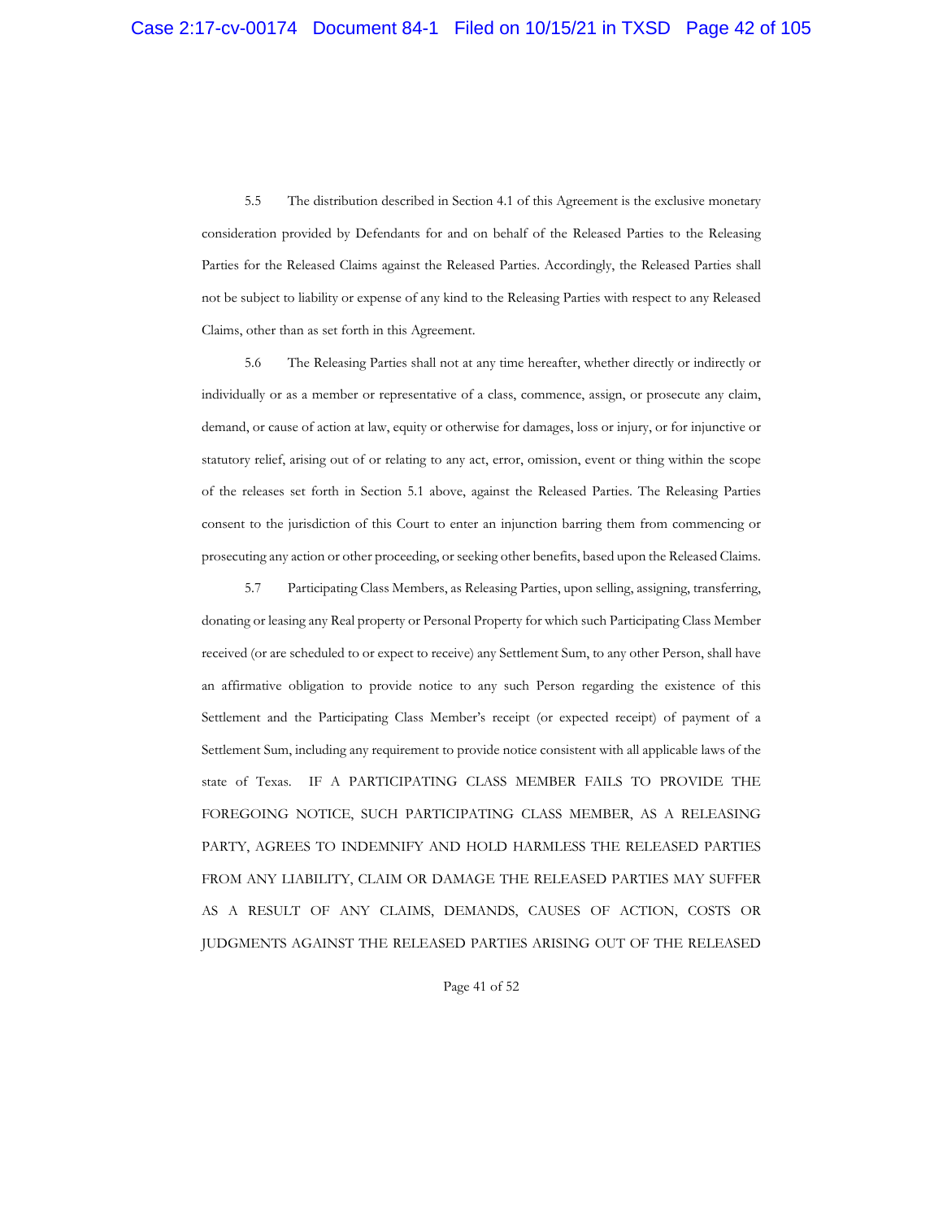5.5 The distribution described in Section 4.1 of this Agreement is the exclusive monetary consideration provided by Defendants for and on behalf of the Released Parties to the Releasing Parties for the Released Claims against the Released Parties. Accordingly, the Released Parties shall not be subject to liability or expense of any kind to the Releasing Parties with respect to any Released Claims, other than as set forth in this Agreement.

5.6 The Releasing Parties shall not at any time hereafter, whether directly or indirectly or individually or as a member or representative of a class, commence, assign, or prosecute any claim, demand, or cause of action at law, equity or otherwise for damages, loss or injury, or for injunctive or statutory relief, arising out of or relating to any act, error, omission, event or thing within the scope of the releases set forth in Section 5.1 above, against the Released Parties. The Releasing Parties consent to the jurisdiction of this Court to enter an injunction barring them from commencing or prosecuting any action or other proceeding, or seeking other benefits, based upon the Released Claims.

5.7 Participating Class Members, as Releasing Parties, upon selling, assigning, transferring, donating or leasing any Real property or Personal Property for which such Participating Class Member received (or are scheduled to or expect to receive) any Settlement Sum, to any other Person, shall have an affirmative obligation to provide notice to any such Person regarding the existence of this Settlement and the Participating Class Member's receipt (or expected receipt) of payment of a Settlement Sum, including any requirement to provide notice consistent with all applicable laws of the state of Texas. IF A PARTICIPATING CLASS MEMBER FAILS TO PROVIDE THE FOREGOING NOTICE, SUCH PARTICIPATING CLASS MEMBER, AS A RELEASING PARTY, AGREES TO INDEMNIFY AND HOLD HARMLESS THE RELEASED PARTIES FROM ANY LIABILITY, CLAIM OR DAMAGE THE RELEASED PARTIES MAY SUFFER AS A RESULT OF ANY CLAIMS, DEMANDS, CAUSES OF ACTION, COSTS OR JUDGMENTS AGAINST THE RELEASED PARTIES ARISING OUT OF THE RELEASED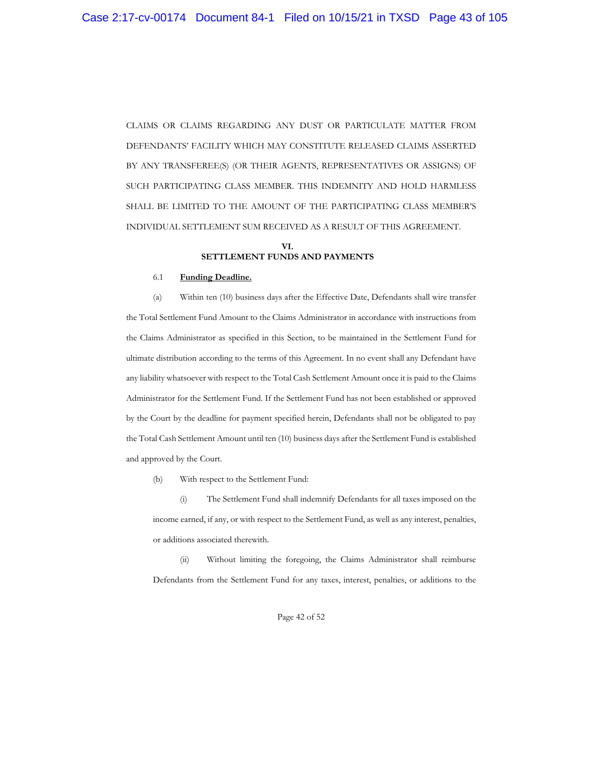CLAIMS OR CLAIMS REGARDING ANY DUST OR PARTICULATE MATTER FROM DEFENDANTS' FACILITY WHICH MAY CONSTITUTE RELEASED CLAIMS ASSERTED BY ANY TRANSFEREE(S) (OR THEIR AGENTS, REPRESENTATIVES OR ASSIGNS) OF SUCH PARTICIPATING CLASS MEMBER. THIS INDEMNITY AND HOLD HARMLESS SHALL BE LIMITED TO THE AMOUNT OF THE PARTICIPATING CLASS MEMBER'S INDIVIDUAL SETTLEMENT SUM RECEIVED AS A RESULT OF THIS AGREEMENT.

## VI. SETTLEMENT FUNDS AND PAYMENTS

6.1 **Funding Deadline.**

(a) Within ten (10) business days after the Effective Date, Defendants shall wire transfer the Total Settlement Fund Amount to the Claims Administrator in accordance with instructions from the Claims Administrator as specified in this Section, to be maintained in the Settlement Fund for ultimate distribution according to the terms of this Agreement. In no event shall any Defendant have any liability whatsoever with respect to the Total Cash Settlement Amount once it is paid to the Claims Administrator for the Settlement Fund. If the Settlement Fund has not been established or approved by the Court by the deadline for payment specified herein, Defendants shall not be obligated to pay the Total Cash Settlement Amount until ten (10) business days after the Settlement Fund is established and approved by the Court.

(b) With respect to the Settlement Fund:

(i) The Settlement Fund shall indemnify Defendants for all taxes imposed on the income earned, if any, or with respect to the Settlement Fund, as well as any interest, penalties, or additions associated therewith.

(ii) Without limiting the foregoing, the Claims Administrator shall reimburse Defendants from the Settlement Fund for any taxes, interest, penalties, or additions to the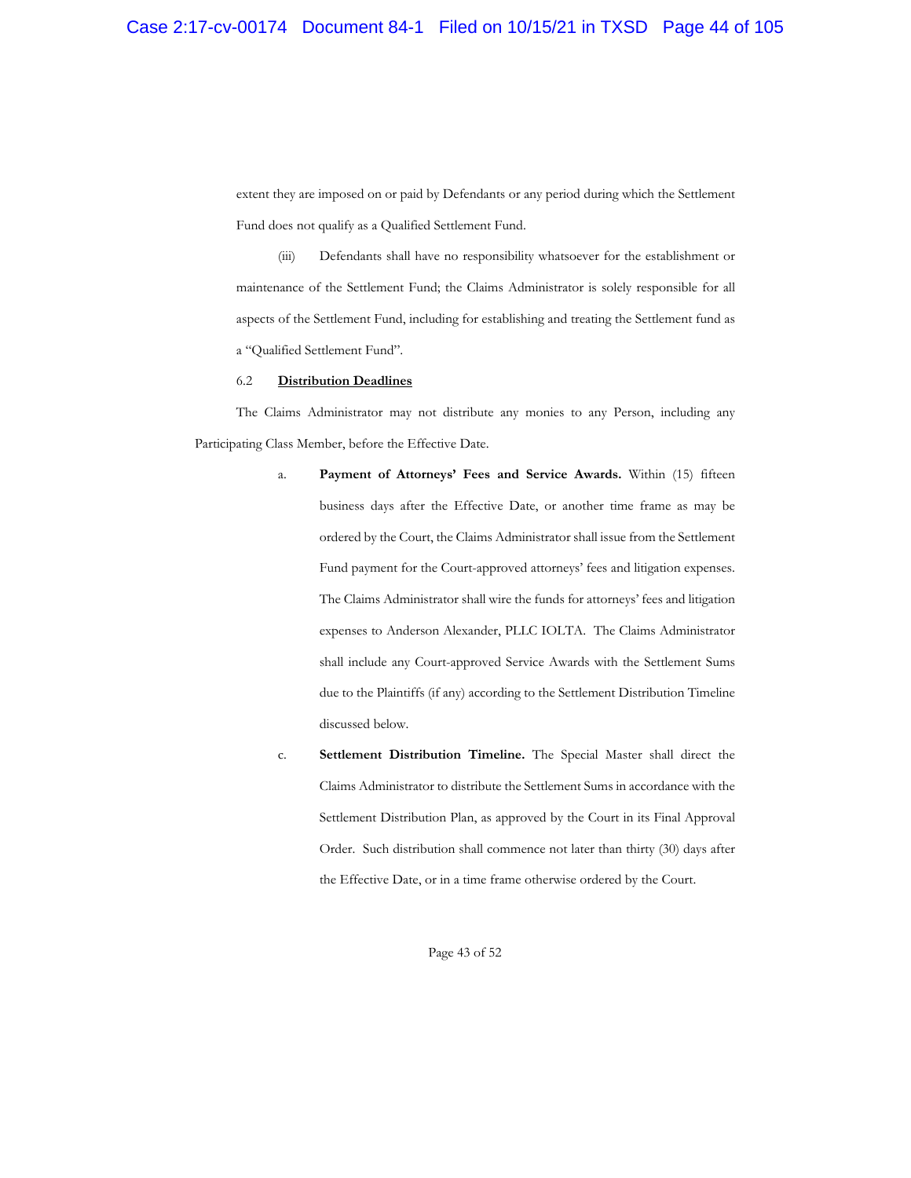extent they are imposed on or paid by Defendants or any period during which the Settlement Fund does not qualify as a Qualified Settlement Fund.

(iii) Defendants shall have no responsibility whatsoever for the establishment or maintenance of the Settlement Fund; the Claims Administrator is solely responsible for all aspects of the Settlement Fund, including for establishing and treating the Settlement fund as a "Qualified Settlement Fund".

6.2 **Distribution Deadlines**

The Claims Administrator may not distribute any monies to any Person, including any Participating Class Member, before the Effective Date.

a. **Payment of Attorneys' Fees and Service Awards.** Within (15) fifteen business days after the Effective Date, or another time frame as may be ordered by the Court, the Claims Administrator shall issue from the Settlement Fund payment for the Court-approved attorneys' fees and litigation expenses. The Claims Administrator shall wire the funds for attorneys' fees and litigation expenses to Anderson Alexander, PLLC IOLTA. The Claims Administrator shall include any Court-approved Service Awards with the Settlement Sums due to the Plaintiffs (if any) according to the Settlement Distribution Timeline discussed below.

c. **Settlement Distribution Timeline.** The Special Master shall direct the Claims Administrator to distribute the Settlement Sums in accordance with the Settlement Distribution Plan, as approved by the Court in its Final Approval Order. Such distribution shall commence not later than thirty (30) days after the Effective Date, or in a time frame otherwise ordered by the Court.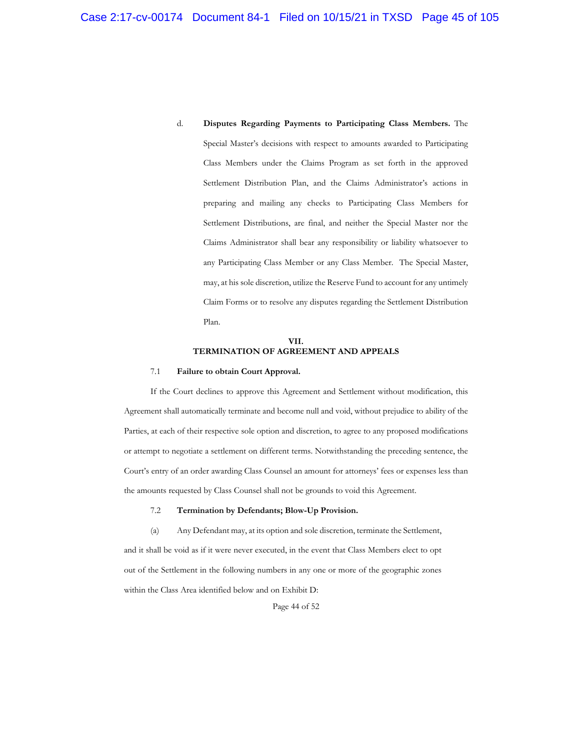d. **Disputes Regarding Payments to Participating Class Members.** The Special Master's decisions with respect to amounts awarded to Participating Class Members under the Claims Program as set forth in the approved Settlement Distribution Plan, and the Claims Administrator's actions in preparing and mailing any checks to Participating Class Members for Settlement Distributions, are final, and neither the Special Master nor the Claims Administrator shall bear any responsibility or liability whatsoever to any Participating Class Member or any Class Member. The Special Master, may, at his sole discretion, utilize the Reserve Fund to account for any untimely Claim Forms or to resolve any disputes regarding the Settlement Distribution Plan.

## VII. TERMINATION OF AGREEMENT AND APPEALS

### 7.1 Failure to obtain Court Approval.

If the Court declines to approve this Agreement and Settlement without modification, this Agreement shall automatically terminate and become null and void, without prejudice to ability of the Parties, at each of their respective sole option and discretion, to agree to any proposed modifications or attempt to negotiate a settlement on different terms. Notwithstanding the preceding sentence, the Court's entry of an order awarding Class Counsel an amount for attorneys' fees or expenses less than the amounts requested by Class Counsel shall not be grounds to void this Agreement.

### 7.2 Termination by Defendants; Blow-Up Provision.

(a) Any Defendant may, at its option and sole discretion, terminate the Settlement, and it shall be void as if it were never executed, in the event that Class Members elect to opt out of the Settlement in the following numbers in any one or more of the geographic zones within the Class Area identified below and on Exhibit D: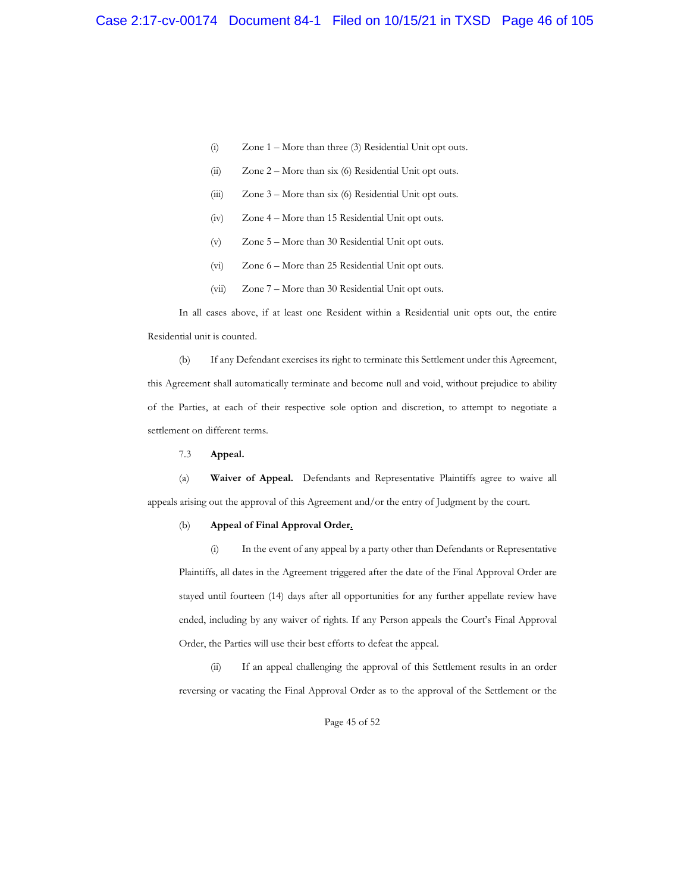(i) Zone 1 – More than three (3) Residential Unit opt outs.

(ii) Zone 2 – More than six (6) Residential Unit opt outs.

(iii) Zone 3 – More than six (6) Residential Unit opt outs.

(iv) Zone 4 – More than 15 Residential Unit opt outs.

(v) Zone 5 – More than 30 Residential Unit opt outs.

(vi) Zone 6 – More than 25 Residential Unit opt outs.

(vii) Zone 7 – More than 30 Residential Unit opt outs.

In all cases above, if at least one Resident within a Residential unit opts out, the entire Residential unit is counted.

(b) If any Defendant exercises its right to terminate this Settlement under this Agreement, this Agreement shall automatically terminate and become null and void, without prejudice to ability of the Parties, at each of their respective sole option and discretion, to attempt to negotiate a settlement on different terms.

7.3 **Appeal.**

(a) **Waiver of Appeal.** Defendants and Representative Plaintiffs agree to waive all appeals arising out the approval of this Agreement and/or the entry of Judgment by the court.

(b) **Appeal of Final Approval Order.**

(i) In the event of any appeal by a party other than Defendants or Representative Plaintiffs, all dates in the Agreement triggered after the date of the Final Approval Order are stayed until fourteen (14) days after all opportunities for any further appellate review have ended, including by any waiver of rights. If any Person appeals the Court's Final Approval Order, the Parties will use their best efforts to defeat the appeal.

(ii) If an appeal challenging the approval of this Settlement results in an order reversing or vacating the Final Approval Order as to the approval of the Settlement or the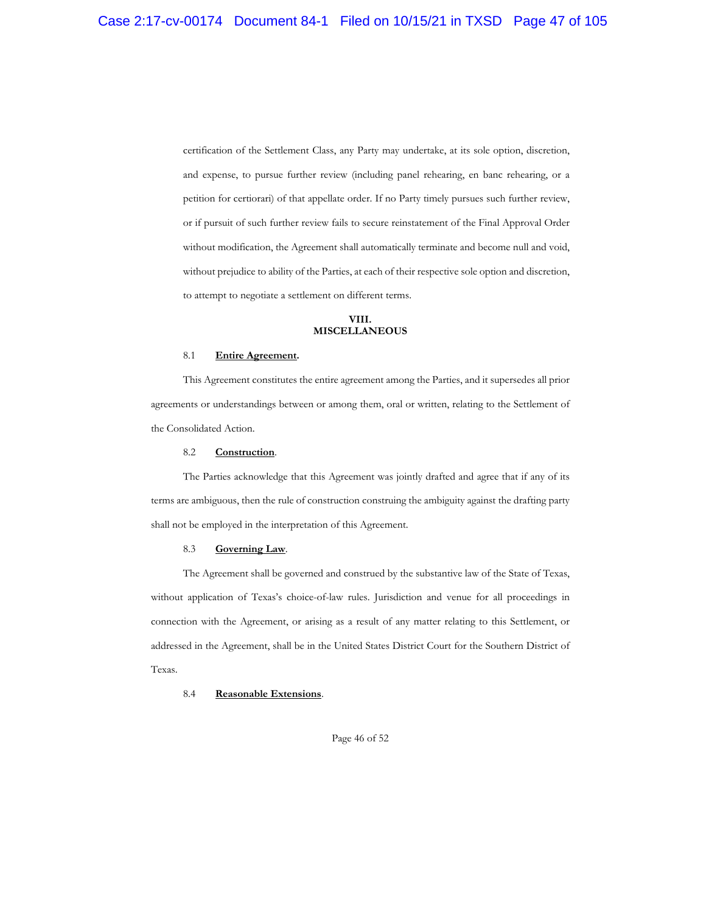certification of the Settlement Class, any Party may undertake, at its sole option, discretion, and expense, to pursue further review (including panel rehearing, en banc rehearing, or a petition for certiorari) of that appellate order. If no Party timely pursues such further review, or if pursuit of such further review fails to secure reinstatement of the Final Approval Order without modification, the Agreement shall automatically terminate and become null and void, without prejudice to ability of the Parties, at each of their respective sole option and discretion, to attempt to negotiate a settlement on different terms.

## VIII.
## MISCELLANEOUS

8.1 **Entire Agreement.**

This Agreement constitutes the entire agreement among the Parties, and it supersedes all prior agreements or understandings between or among them, oral or written, relating to the Settlement of the Consolidated Action.

8.2 **Construction**.

The Parties acknowledge that this Agreement was jointly drafted and agree that if any of its terms are ambiguous, then the rule of construction construing the ambiguity against the drafting party shall not be employed in the interpretation of this Agreement.

8.3 **Governing Law**.

The Agreement shall be governed and construed by the substantive law of the State of Texas, without application of Texas's choice-of-law rules. Jurisdiction and venue for all proceedings in connection with the Agreement, or arising as a result of any matter relating to this Settlement, or addressed in the Agreement, shall be in the United States District Court for the Southern District of Texas.

8.4 **Reasonable Extensions**.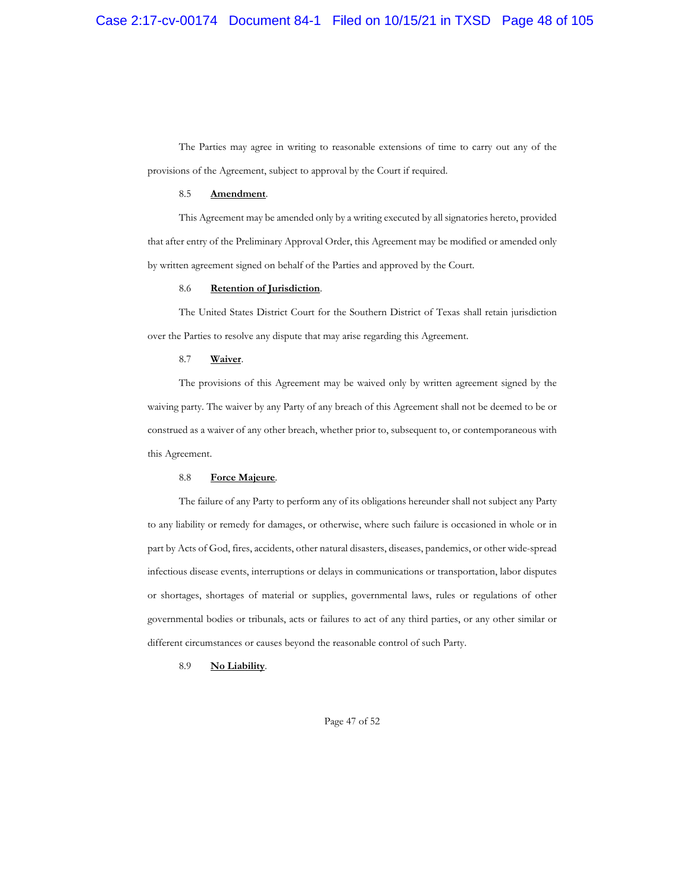The Parties may agree in writing to reasonable extensions of time to carry out any of the provisions of the Agreement, subject to approval by the Court if required.

8.5 **Amendment**.

This Agreement may be amended only by a writing executed by all signatories hereto, provided that after entry of the Preliminary Approval Order, this Agreement may be modified or amended only by written agreement signed on behalf of the Parties and approved by the Court.

8.6 **Retention of Jurisdiction**.

The United States District Court for the Southern District of Texas shall retain jurisdiction over the Parties to resolve any dispute that may arise regarding this Agreement.

8.7 **Waiver**.

The provisions of this Agreement may be waived only by written agreement signed by the waiving party. The waiver by any Party of any breach of this Agreement shall not be deemed to be or construed as a waiver of any other breach, whether prior to, subsequent to, or contemporaneous with this Agreement.

8.8 **Force Majeure**.

The failure of any Party to perform any of its obligations hereunder shall not subject any Party to any liability or remedy for damages, or otherwise, where such failure is occasioned in whole or in part by Acts of God, fires, accidents, other natural disasters, diseases, pandemics, or other wide-spread infectious disease events, interruptions or delays in communications or transportation, labor disputes or shortages, shortages of material or supplies, governmental laws, rules or regulations of other governmental bodies or tribunals, acts or failures to act of any third parties, or any other similar or different circumstances or causes beyond the reasonable control of such Party.

8.9 **No Liability**.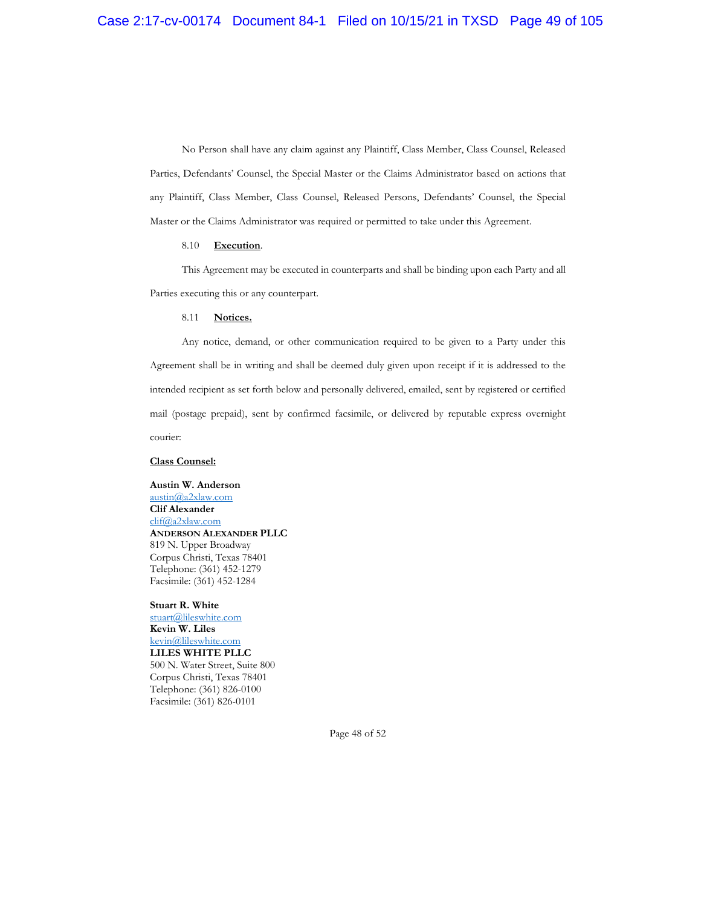No Person shall have any claim against any Plaintiff, Class Member, Class Counsel, Released Parties, Defendants' Counsel, the Special Master or the Claims Administrator based on actions that any Plaintiff, Class Member, Class Counsel, Released Persons, Defendants' Counsel, the Special Master or the Claims Administrator was required or permitted to take under this Agreement.

8.10 **Execution**.

This Agreement may be executed in counterparts and shall be binding upon each Party and all Parties executing this or any counterpart.

8.11 **Notices.**

Any notice, demand, or other communication required to be given to a Party under this Agreement shall be in writing and shall be deemed duly given upon receipt if it is addressed to the intended recipient as set forth below and personally delivered, emailed, sent by registered or certified mail (postage prepaid), sent by confirmed facsimile, or delivered by reputable express overnight courier:

**Class Counsel:**

**Austin W. Anderson**
austin@a2xlaw.com
**Clif Alexander**
clif@a2xlaw.com
**ANDERSON ALEXANDER PLLC**
819 N. Upper Broadway
Corpus Christi, Texas 78401
Telephone: (361) 452-1279
Facsimile: (361) 452-1284

**Stuart R. White**
stuart@lileswhite.com
**Kevin W. Liles**
kevin@lileswhite.com
**LILES WHITE PLLC**
500 N. Water Street, Suite 800
Corpus Christi, Texas 78401
Telephone: (361) 826-0100
Facsimile: (361) 826-0101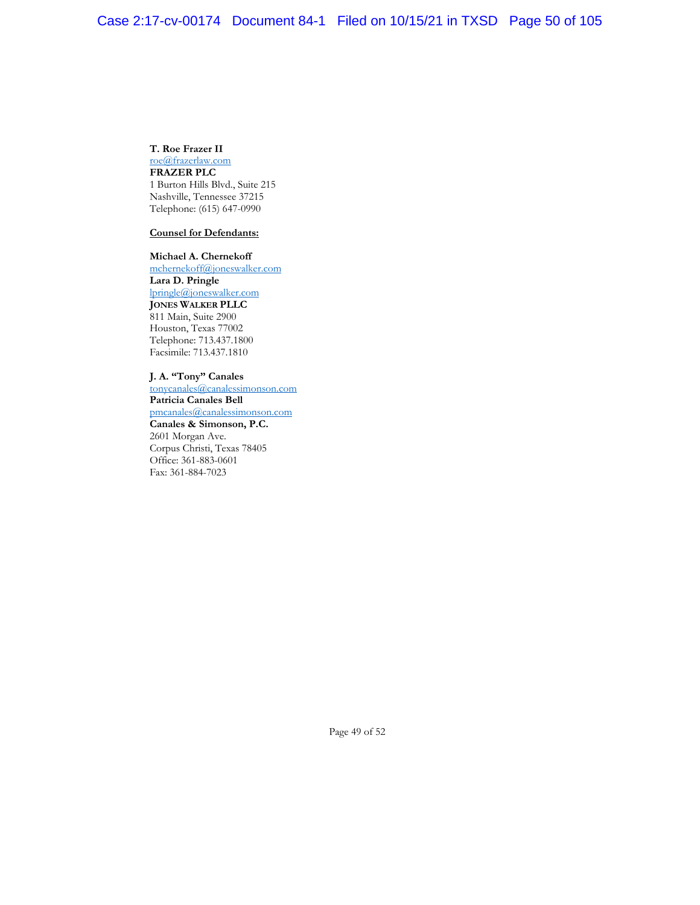**T. Roe Frazer II**
roe@frazerlaw.com
**FRAZER PLC**
1 Burton Hills Blvd., Suite 215
Nashville, Tennessee 37215
Telephone: (615) 647-0990

**Counsel for Defendants:**

**Michael A. Chernekoff**
mchernekoff@joneswalker.com
**Lara D. Pringle**
lpringle@joneswalker.com
**JONES WALKER PLLC**
811 Main, Suite 2900
Houston, Texas 77002
Telephone: 713.437.1800
Facsimile: 713.437.1810

**J. A. "Tony" Canales**
tonycanales@canalessimonson.com
**Patricia Canales Bell**
pmcanales@canalessimonson.com
**Canales & Simonson, P.C.**
2601 Morgan Ave.
Corpus Christi, Texas 78405
Office: 361-883-0601
Fax: 361-884-7023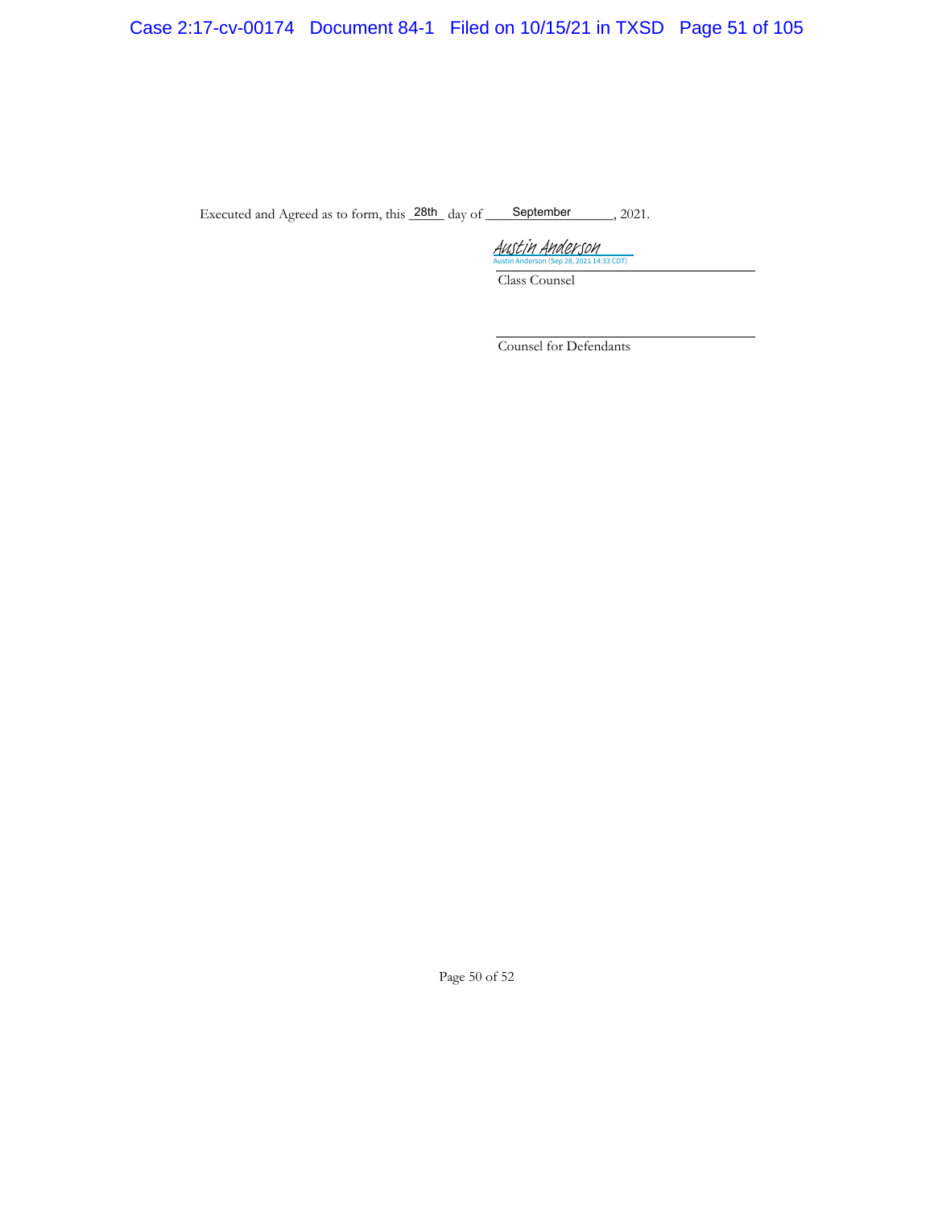Executed and Agreed as to form, this 28th day of September, 2021.

Austin Anderson
Austin Anderson (Sep 28, 2021 14:33 CDT)

_______________________________
Class Counsel

_______________________________
Counsel for Defendants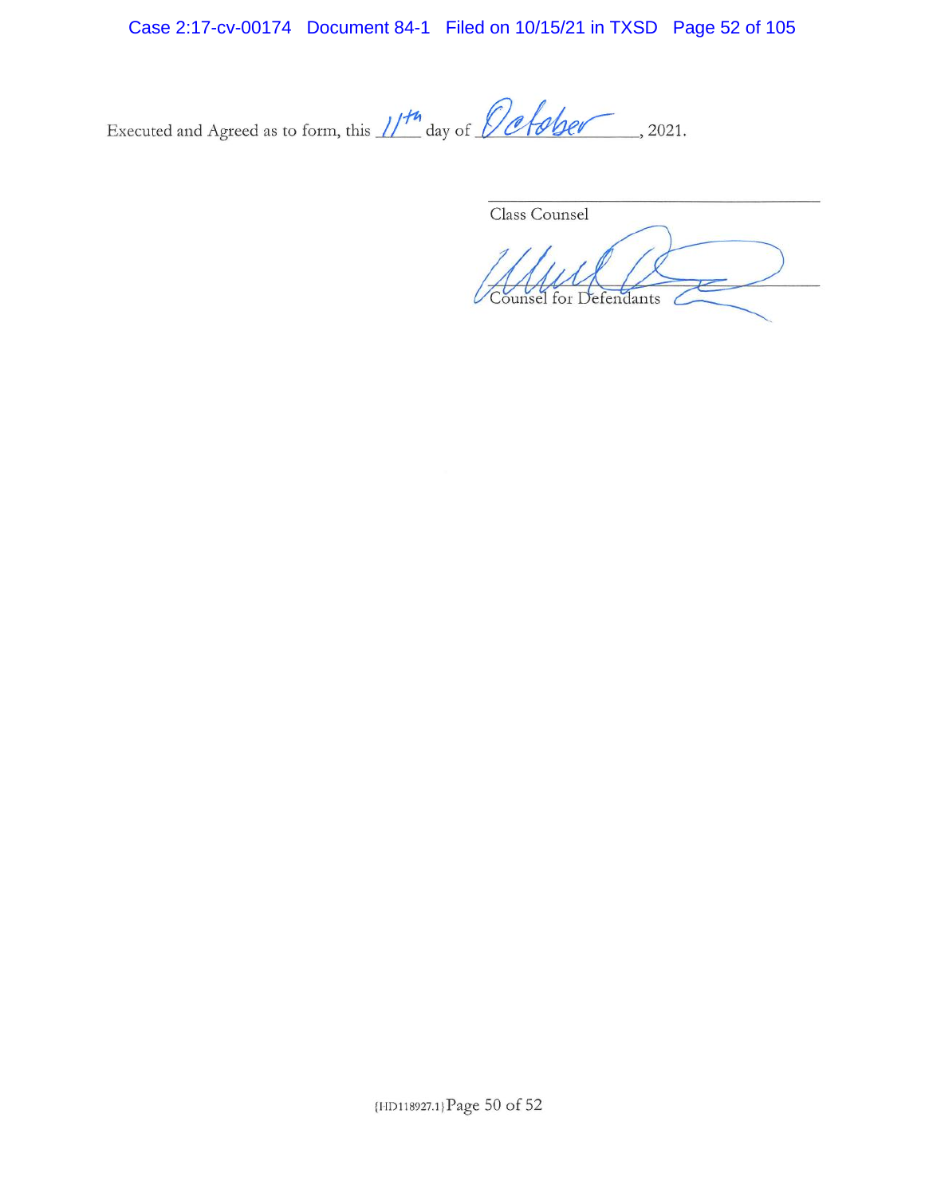Executed and Agreed as to form, this 11th day of October, 2021.

______________________________
Class Counsel

______________________________
Counsel for Defendants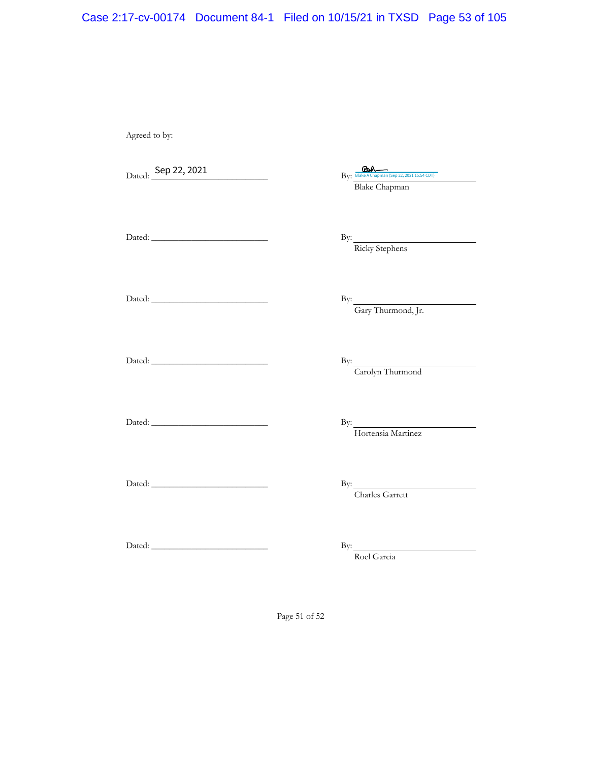Agreed to by:

Dated: Sep 22, 2021 By: Blake A Chapman (Sep 22, 2021 15:54 CDT)
Blake Chapman

Dated: ___________________________ By: ___________________________
Ricky Stephens

Dated: ___________________________ By: ___________________________
Gary Thurmond, Jr.

Dated: ___________________________ By: ___________________________
Carolyn Thurmond

Dated: ___________________________ By: ___________________________
Hortensia Martinez

Dated: ___________________________ By: ___________________________
Charles Garrett

Dated: ___________________________ By: ___________________________
Roel Garcia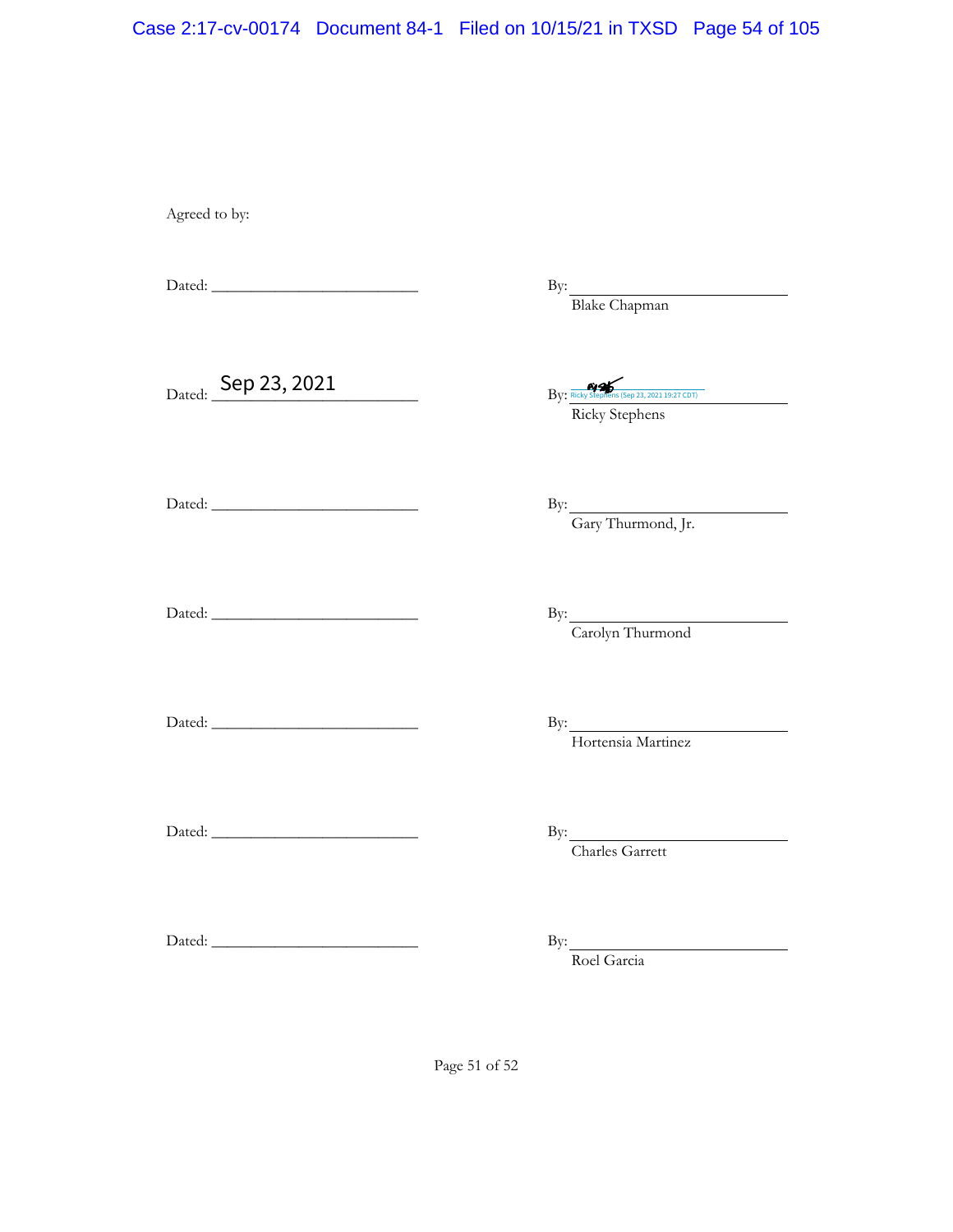Agreed to by:

Dated: ___________________________ By: ___________________________
Blake Chapman

Dated: Sep 23, 2021 By: Ricky Stephens (Sep 23, 2021 19:27 CDT)
Ricky Stephens

Dated: ___________________________ By: ___________________________
Gary Thurmond, Jr.

Dated: ___________________________ By: ___________________________
Carolyn Thurmond

Dated: ___________________________ By: ___________________________
Hortensia Martinez

Dated: ___________________________ By: ___________________________
Charles Garrett

Dated: ___________________________ By: ___________________________
Roel Garcia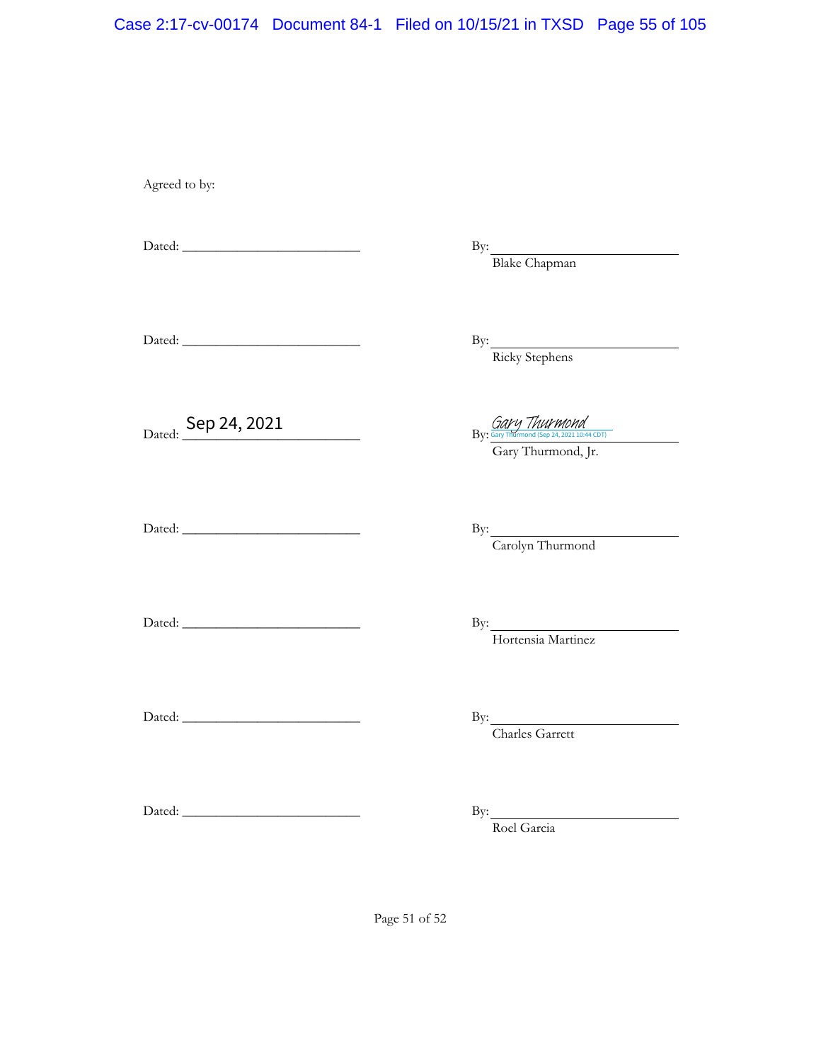Agreed to by:

Dated: ____________________ By: ____________________
Blake Chapman

Dated: ____________________ By: ____________________
Ricky Stephens

Dated: Sep 24, 2021 By: Gary Thurmond
Gary Thurmond (Sep 24, 2021 10:44 CDT)
Gary Thurmond, Jr.

Dated: ____________________ By: ____________________
Carolyn Thurmond

Dated: ____________________ By: ____________________
Hortensia Martinez

Dated: ____________________ By: ____________________
Charles Garrett

Dated: ____________________ By: ____________________
Roel Garcia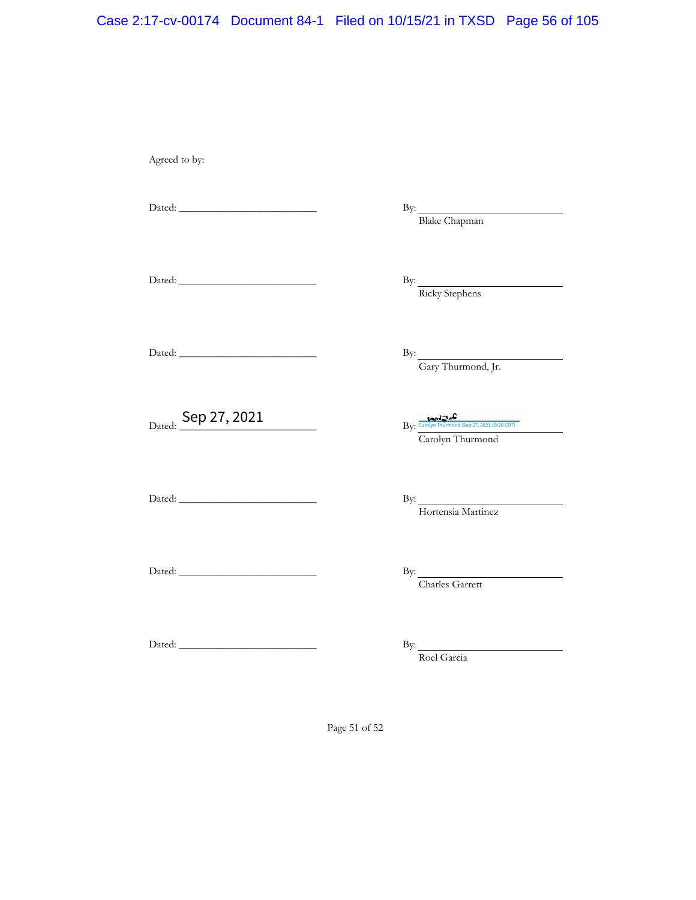Agreed to by:

Dated: ______________________ By: ______________________
Blake Chapman

Dated: ______________________ By: ______________________
Ricky Stephens

Dated: ______________________ By: ______________________
Gary Thurmond, Jr.

Dated: Sep 27, 2021 By: ______________________
Carolyn Thurmond (Sep 27, 2021 15:20 CDT)
Carolyn Thurmond

Dated: ______________________ By: ______________________
Hortensia Martinez

Dated: ______________________ By: ______________________
Charles Garrett

Dated: ______________________ By: ______________________
Roel Garcia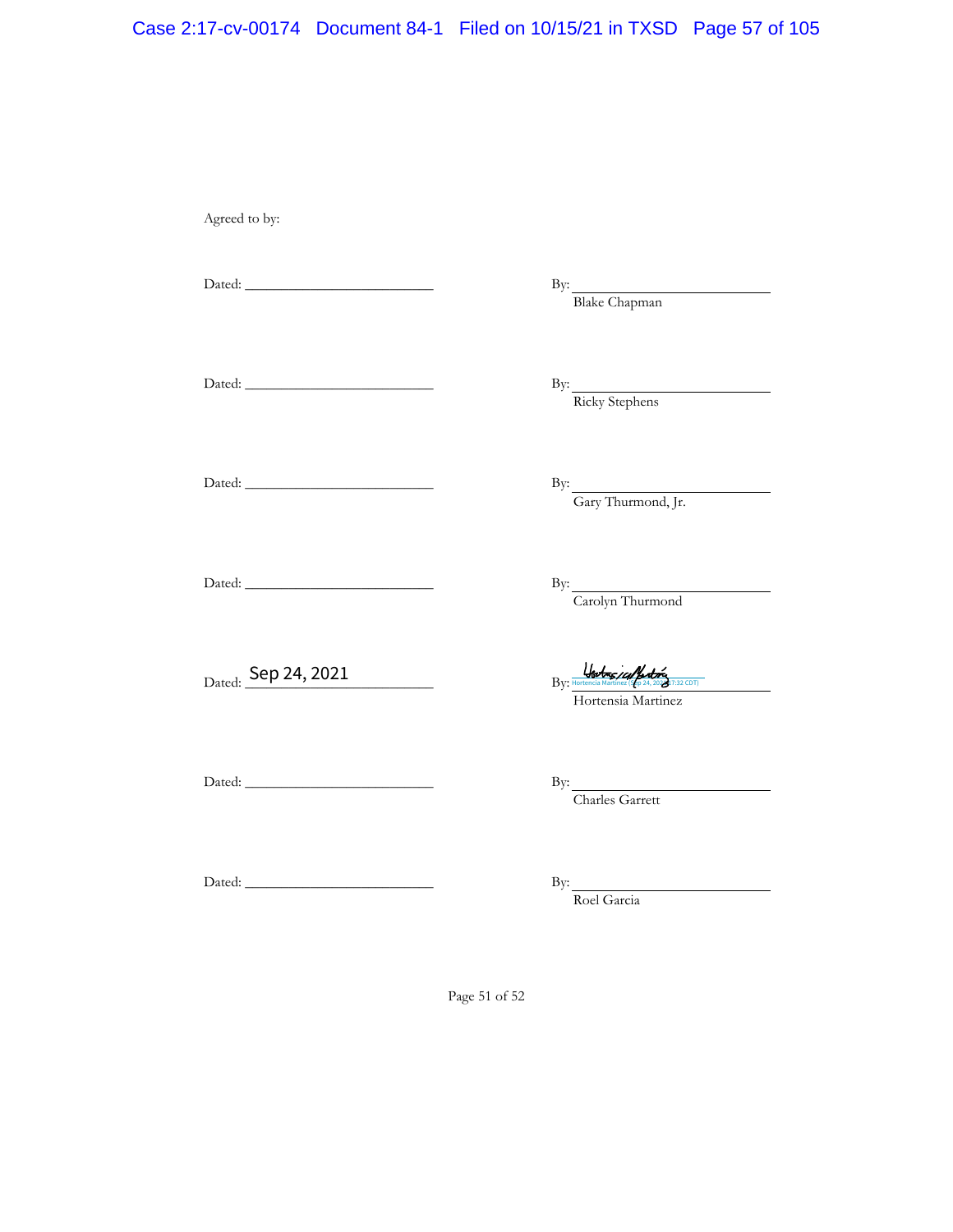Agreed to by:

Dated: \_\_\_\_\_\_\_\_\_\_\_\_\_\_\_\_\_\_\_\_\_\_\_\_\_\_ By: \_\_\_\_\_\_\_\_\_\_\_\_\_\_\_\_\_\_\_\_\_\_\_\_\_\_
Blake Chapman

Dated: \_\_\_\_\_\_\_\_\_\_\_\_\_\_\_\_\_\_\_\_\_\_\_\_\_\_ By: \_\_\_\_\_\_\_\_\_\_\_\_\_\_\_\_\_\_\_\_\_\_\_\_\_\_
Ricky Stephens

Dated: \_\_\_\_\_\_\_\_\_\_\_\_\_\_\_\_\_\_\_\_\_\_\_\_\_\_ By: \_\_\_\_\_\_\_\_\_\_\_\_\_\_\_\_\_\_\_\_\_\_\_\_\_\_
Gary Thurmond, Jr.

Dated: \_\_\_\_\_\_\_\_\_\_\_\_\_\_\_\_\_\_\_\_\_\_\_\_\_\_ By: \_\_\_\_\_\_\_\_\_\_\_\_\_\_\_\_\_\_\_\_\_\_\_\_\_\_
Carolyn Thurmond

Dated: Sep 24, 2021 By: Hortencia Martinez (Sep 24, 2021 17:32 CDT)
Hortensia Martinez

Dated: \_\_\_\_\_\_\_\_\_\_\_\_\_\_\_\_\_\_\_\_\_\_\_\_\_\_ By: \_\_\_\_\_\_\_\_\_\_\_\_\_\_\_\_\_\_\_\_\_\_\_\_\_\_
Charles Garrett

Dated: \_\_\_\_\_\_\_\_\_\_\_\_\_\_\_\_\_\_\_\_\_\_\_\_\_\_ By: \_\_\_\_\_\_\_\_\_\_\_\_\_\_\_\_\_\_\_\_\_\_\_\_\_\_
Roel Garcia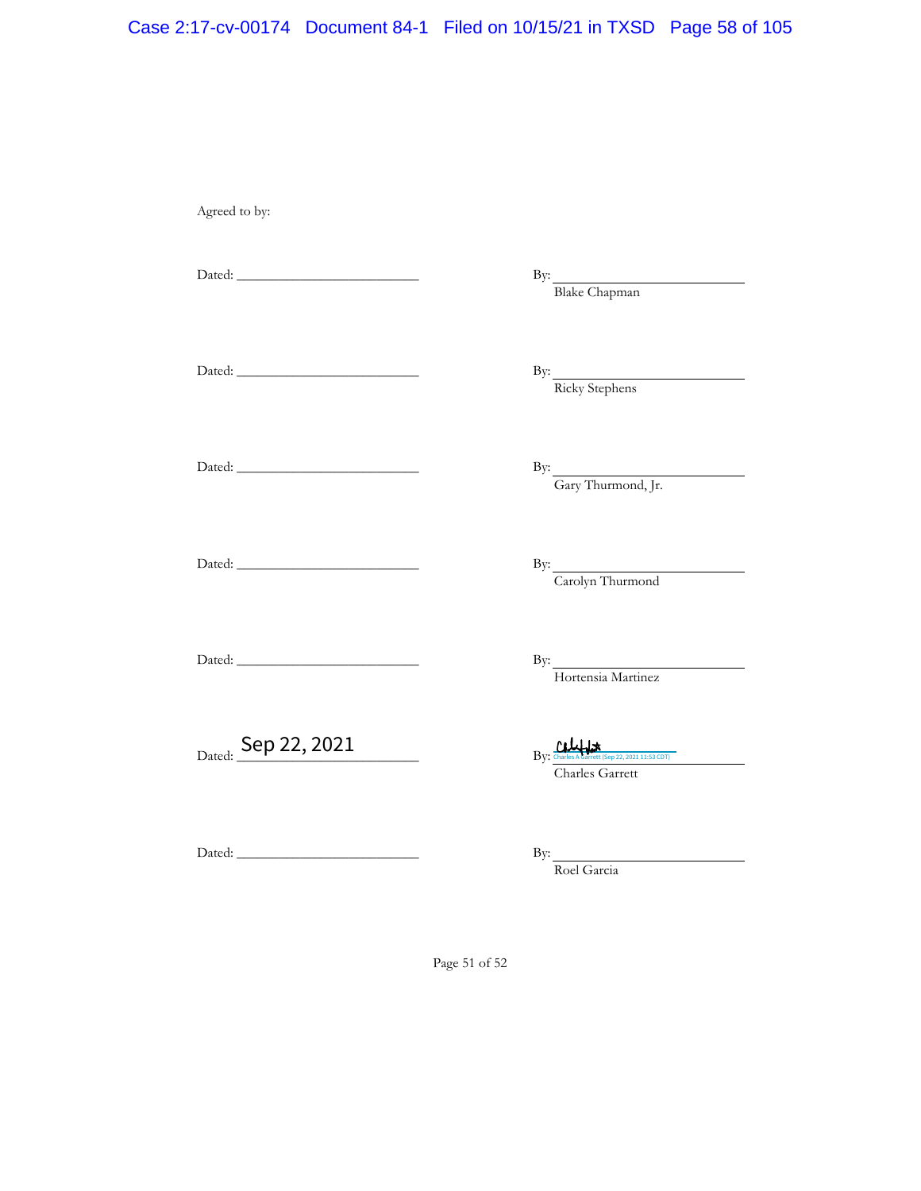Agreed to by:

Dated: ___________________________ By: ___________________________
Blake Chapman

Dated: ___________________________ By: ___________________________
Ricky Stephens

Dated: ___________________________ By: ___________________________
Gary Thurmond, Jr.

Dated: ___________________________ By: ___________________________
Carolyn Thurmond

Dated: ___________________________ By: ___________________________
Hortensia Martinez

Dated: Sep 22, 2021 By: Charles A Garrett (Sep 22, 2021 11:53 CDT)
Charles Garrett

Dated: ___________________________ By: ___________________________
Roel Garcia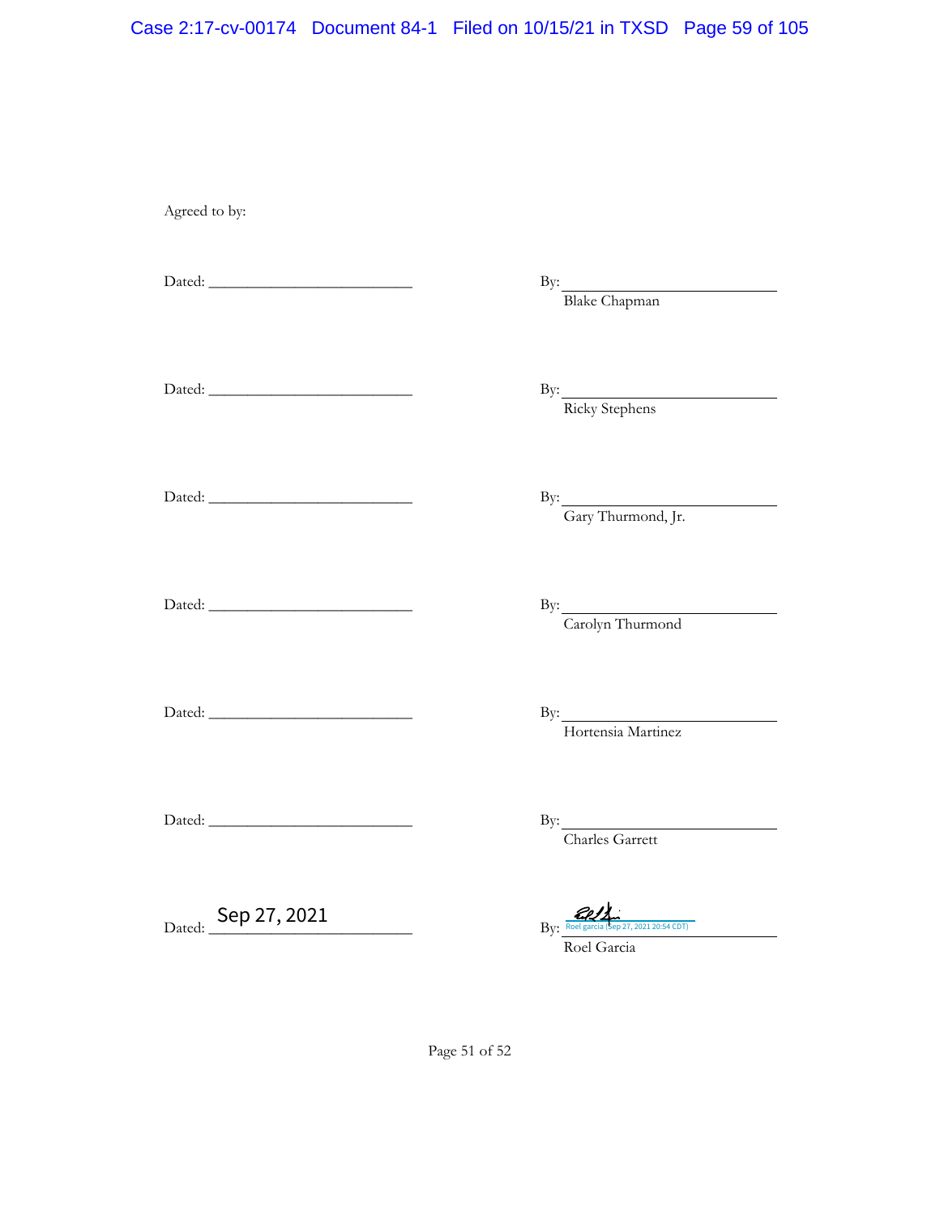Agreed to by:

Dated: ___________________________ By: ___________________________
Blake Chapman

Dated: ___________________________ By: ___________________________
Ricky Stephens

Dated: ___________________________ By: ___________________________
Gary Thurmond, Jr.

Dated: ___________________________ By: ___________________________
Carolyn Thurmond

Dated: ___________________________ By: ___________________________
Hortensia Martinez

Dated: ___________________________ By: ___________________________
Charles Garrett

Dated: Sep 27, 2021 By: Roel garcia (Sep 27, 2021 20:54 CDT)
Roel Garcia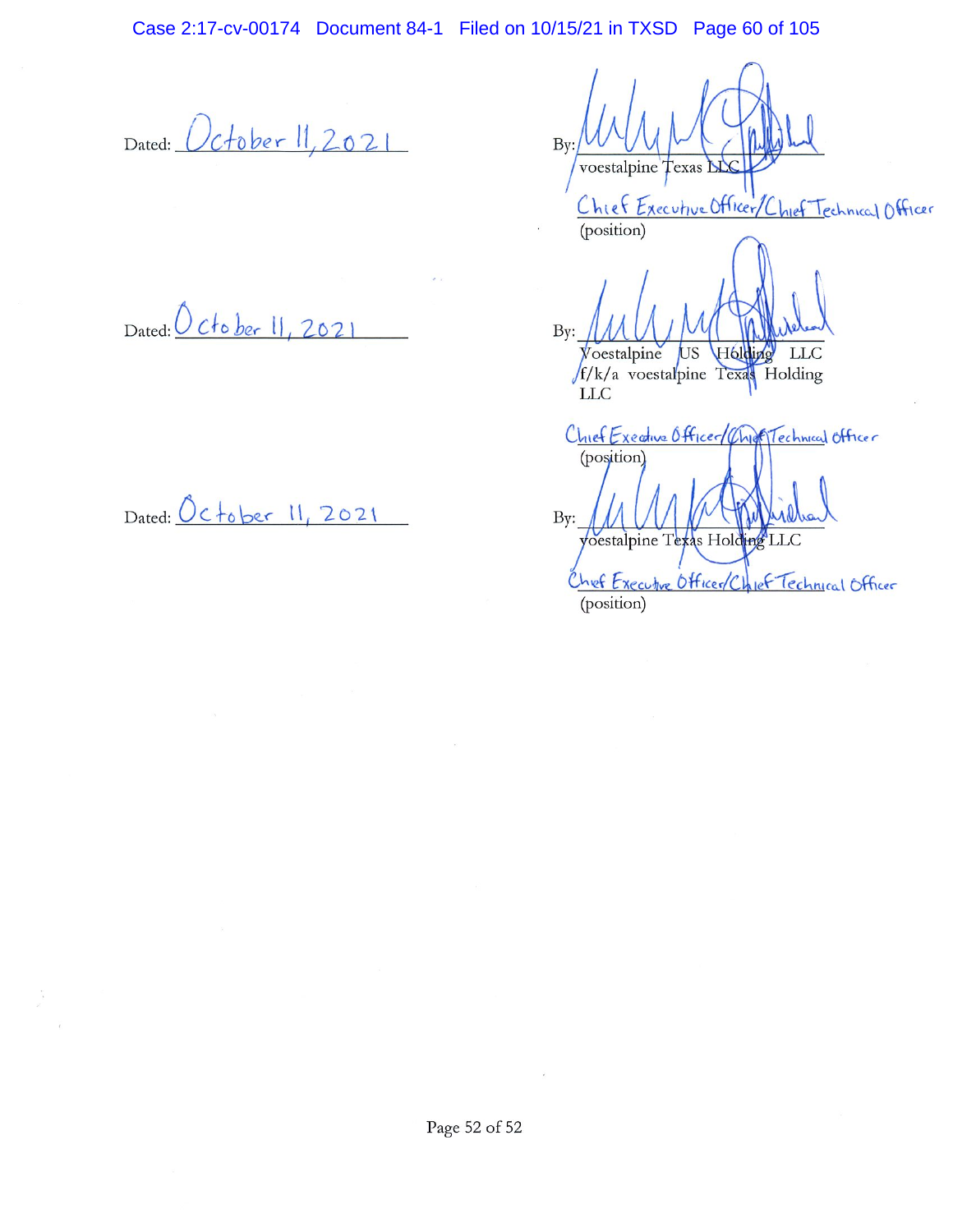Dated: October 11, 2021

By: ________________________
voestalpine Texas LLC

Chief Executive Officer/Chief Technical Officer
(position)

Dated: October 11, 2021

By: ________________________
Voestalpine US Holding LLC f/k/a voestalpine Texas Holding LLC

Chief Executive Officer/Chief Technical Officer
(position)

Dated: October 11, 2021

By: ________________________
voestalpine Texas Holding LLC

Chief Executive Officer/Chief Technical Officer
(position)